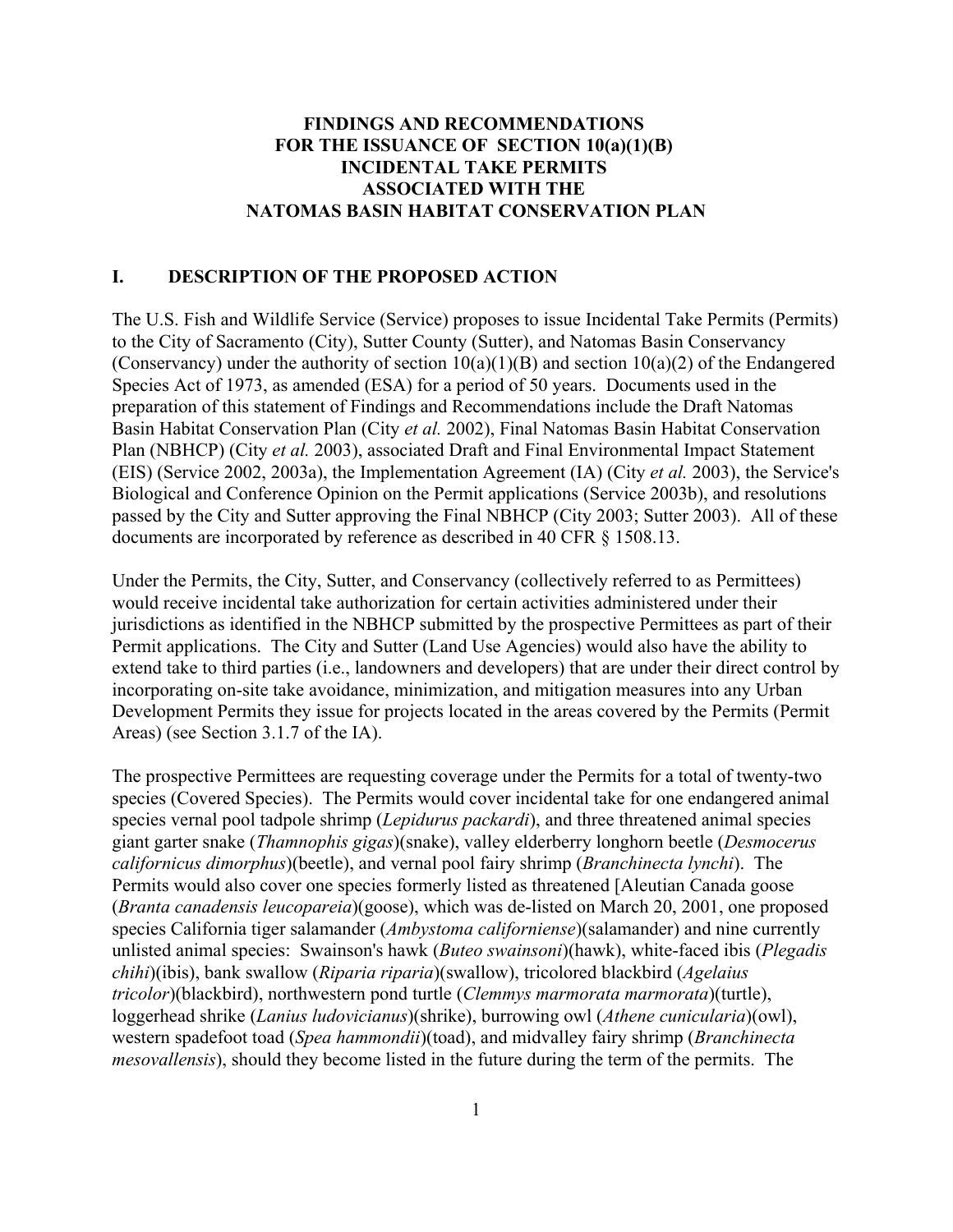# FINDINGS AND RECOMMENDATIONS FOR THE ISSUANCE OF SECTION 10(a)(1)(B) INCIDENTAL TAKE PERMITS ASSOCIATED WITH THE NATOMAS BASIN HABITAT CONSERVATION PLAN

## I. DESCRIPTION OF THE PROPOSED ACTION

The U.S. Fish and Wildlife Service (Service) proposes to issue Incidental Take Permits (Permits) to the City of Sacramento (City), Sutter County (Sutter), and Natomas Basin Conservancy (Conservancy) under the authority of section 10(a)(1)(B) and section 10(a)(2) of the Endangered Species Act of 1973, as amended (ESA) for a period of 50 years. Documents used in the preparation of this statement of Findings and Recommendations include the Draft Natomas Basin Habitat Conservation Plan (City *et al.* 2002), Final Natomas Basin Habitat Conservation Plan (NBHCP) (City *et al.* 2003), associated Draft and Final Environmental Impact Statement (EIS) (Service 2002, 2003a), the Implementation Agreement (IA) (City *et al.* 2003), the Service's Biological and Conference Opinion on the Permit applications (Service 2003b), and resolutions passed by the City and Sutter approving the Final NBHCP (City 2003; Sutter 2003). All of these documents are incorporated by reference as described in 40 CFR § 1508.13.

Under the Permits, the City, Sutter, and Conservancy (collectively referred to as Permittees) would receive incidental take authorization for certain activities administered under their jurisdictions as identified in the NBHCP submitted by the prospective Permittees as part of their Permit applications. The City and Sutter (Land Use Agencies) would also have the ability to extend take to third parties (i.e., landowners and developers) that are under their direct control by incorporating on-site take avoidance, minimization, and mitigation measures into any Urban Development Permits they issue for projects located in the areas covered by the Permits (Permit Areas) (see Section 3.1.7 of the IA).

The prospective Permittees are requesting coverage under the Permits for a total of twenty-two species (Covered Species). The Permits would cover incidental take for one endangered animal species vernal pool tadpole shrimp (*Lepidurus packardi*), and three threatened animal species giant garter snake (*Thamnophis gigas*)(snake), valley elderberry longhorn beetle (*Desmocerus californicus dimorphus*)(beetle), and vernal pool fairy shrimp (*Branchinecta lynchi*). The Permits would also cover one species formerly listed as threatened [Aleutian Canada goose (*Branta canadensis leucopareia*)(goose), which was de-listed on March 20, 2001, one proposed species California tiger salamander (*Ambystoma californiense*)(salamander) and nine currently unlisted animal species: Swainson's hawk (*Buteo swainsoni*)(hawk), white-faced ibis (*Plegadis chihi*)(ibis), bank swallow (*Riparia riparia*)(swallow), tricolored blackbird (*Agelaius tricolor*)(blackbird), northwestern pond turtle (*Clemmys marmorata marmorata*)(turtle), loggerhead shrike (*Lanius ludovicianus*)(shrike), burrowing owl (*Athene cunicularia*)(owl), western spadefoot toad (*Spea hammondii*)(toad), and midvalley fairy shrimp (*Branchinecta mesovallensis*), should they become listed in the future during the term of the permits. The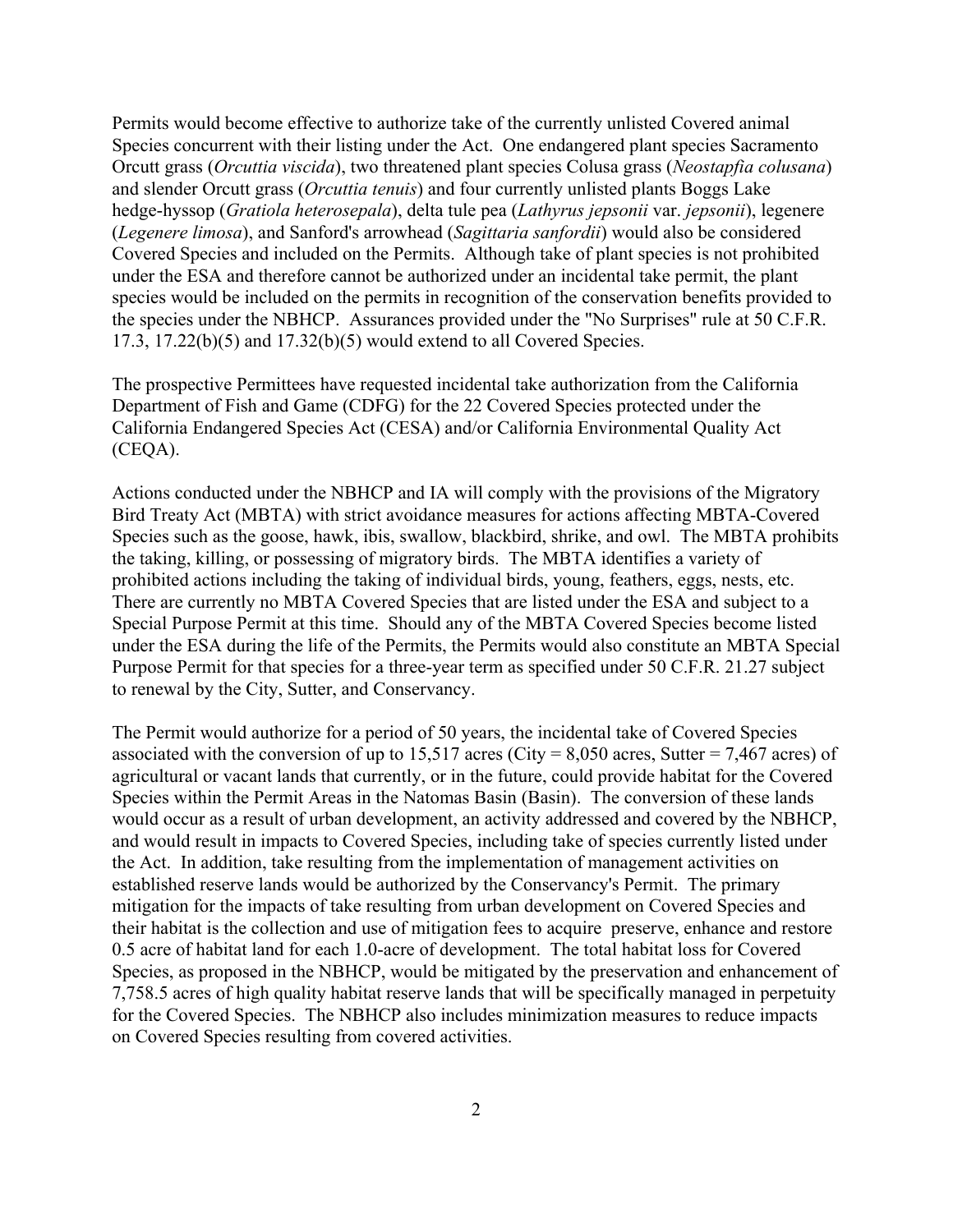Permits would become effective to authorize take of the currently unlisted Covered animal Species concurrent with their listing under the Act. One endangered plant species Sacramento Orcutt grass (*Orcuttia viscida*), two threatened plant species Colusa grass (*Neostapfia colusana*) and slender Orcutt grass (*Orcuttia tenuis*) and four currently unlisted plants Boggs Lake hedge-hyssop (*Gratiola heterosepala*), delta tule pea (*Lathyrus jepsonii* var. *jepsonii*), legenere (*Legenere limosa*), and Sanford's arrowhead (*Sagittaria sanfordii*) would also be considered Covered Species and included on the Permits. Although take of plant species is not prohibited under the ESA and therefore cannot be authorized under an incidental take permit, the plant species would be included on the permits in recognition of the conservation benefits provided to the species under the NBHCP. Assurances provided under the "No Surprises" rule at 50 C.F.R. 17.3, 17.22(b)(5) and 17.32(b)(5) would extend to all Covered Species.

The prospective Permittees have requested incidental take authorization from the California Department of Fish and Game (CDFG) for the 22 Covered Species protected under the California Endangered Species Act (CESA) and/or California Environmental Quality Act (CEQA).

Actions conducted under the NBHCP and IA will comply with the provisions of the Migratory Bird Treaty Act (MBTA) with strict avoidance measures for actions affecting MBTA-Covered Species such as the goose, hawk, ibis, swallow, blackbird, shrike, and owl. The MBTA prohibits the taking, killing, or possessing of migratory birds. The MBTA identifies a variety of prohibited actions including the taking of individual birds, young, feathers, eggs, nests, etc. There are currently no MBTA Covered Species that are listed under the ESA and subject to a Special Purpose Permit at this time. Should any of the MBTA Covered Species become listed under the ESA during the life of the Permits, the Permits would also constitute an MBTA Special Purpose Permit for that species for a three-year term as specified under 50 C.F.R. 21.27 subject to renewal by the City, Sutter, and Conservancy.

The Permit would authorize for a period of 50 years, the incidental take of Covered Species associated with the conversion of up to 15,517 acres (City = 8,050 acres, Sutter = 7,467 acres) of agricultural or vacant lands that currently, or in the future, could provide habitat for the Covered Species within the Permit Areas in the Natomas Basin (Basin). The conversion of these lands would occur as a result of urban development, an activity addressed and covered by the NBHCP, and would result in impacts to Covered Species, including take of species currently listed under the Act. In addition, take resulting from the implementation of management activities on established reserve lands would be authorized by the Conservancy's Permit. The primary mitigation for the impacts of take resulting from urban development on Covered Species and their habitat is the collection and use of mitigation fees to acquire preserve, enhance and restore 0.5 acre of habitat land for each 1.0-acre of development. The total habitat loss for Covered Species, as proposed in the NBHCP, would be mitigated by the preservation and enhancement of 7,758.5 acres of high quality habitat reserve lands that will be specifically managed in perpetuity for the Covered Species. The NBHCP also includes minimization measures to reduce impacts on Covered Species resulting from covered activities.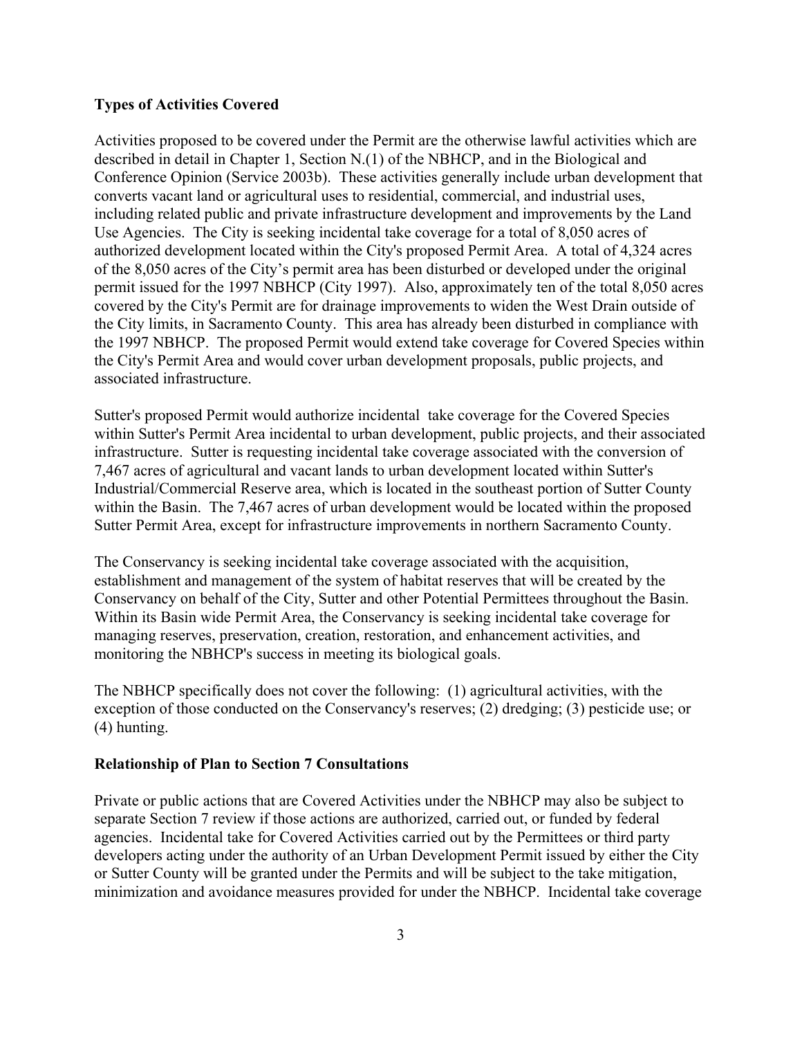**Types of Activities Covered**

Activities proposed to be covered under the Permit are the otherwise lawful activities which are described in detail in Chapter 1, Section N.(1) of the NBHCP, and in the Biological and Conference Opinion (Service 2003b). These activities generally include urban development that converts vacant land or agricultural uses to residential, commercial, and industrial uses, including related public and private infrastructure development and improvements by the Land Use Agencies. The City is seeking incidental take coverage for a total of 8,050 acres of authorized development located within the City's proposed Permit Area. A total of 4,324 acres of the 8,050 acres of the City's permit area has been disturbed or developed under the original permit issued for the 1997 NBHCP (City 1997). Also, approximately ten of the total 8,050 acres covered by the City's Permit are for drainage improvements to widen the West Drain outside of the City limits, in Sacramento County. This area has already been disturbed in compliance with the 1997 NBHCP. The proposed Permit would extend take coverage for Covered Species within the City's Permit Area and would cover urban development proposals, public projects, and associated infrastructure.

Sutter's proposed Permit would authorize incidental take coverage for the Covered Species within Sutter's Permit Area incidental to urban development, public projects, and their associated infrastructure. Sutter is requesting incidental take coverage associated with the conversion of 7,467 acres of agricultural and vacant lands to urban development located within Sutter's Industrial/Commercial Reserve area, which is located in the southeast portion of Sutter County within the Basin. The 7,467 acres of urban development would be located within the proposed Sutter Permit Area, except for infrastructure improvements in northern Sacramento County.

The Conservancy is seeking incidental take coverage associated with the acquisition, establishment and management of the system of habitat reserves that will be created by the Conservancy on behalf of the City, Sutter and other Potential Permittees throughout the Basin. Within its Basin wide Permit Area, the Conservancy is seeking incidental take coverage for managing reserves, preservation, creation, restoration, and enhancement activities, and monitoring the NBHCP's success in meeting its biological goals.

The NBHCP specifically does not cover the following: (1) agricultural activities, with the exception of those conducted on the Conservancy's reserves; (2) dredging; (3) pesticide use; or (4) hunting.

**Relationship of Plan to Section 7 Consultations**

Private or public actions that are Covered Activities under the NBHCP may also be subject to separate Section 7 review if those actions are authorized, carried out, or funded by federal agencies. Incidental take for Covered Activities carried out by the Permittees or third party developers acting under the authority of an Urban Development Permit issued by either the City or Sutter County will be granted under the Permits and will be subject to the take mitigation, minimization and avoidance measures provided for under the NBHCP. Incidental take coverage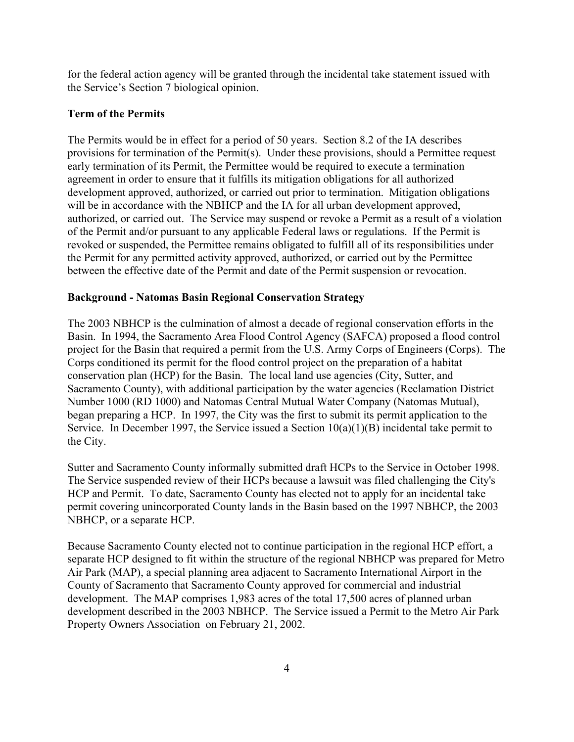for the federal action agency will be granted through the incidental take statement issued with the Service's Section 7 biological opinion.

**Term of the Permits**

The Permits would be in effect for a period of 50 years. Section 8.2 of the IA describes provisions for termination of the Permit(s). Under these provisions, should a Permittee request early termination of its Permit, the Permittee would be required to execute a termination agreement in order to ensure that it fulfills its mitigation obligations for all authorized development approved, authorized, or carried out prior to termination. Mitigation obligations will be in accordance with the NBHCP and the IA for all urban development approved, authorized, or carried out. The Service may suspend or revoke a Permit as a result of a violation of the Permit and/or pursuant to any applicable Federal laws or regulations. If the Permit is revoked or suspended, the Permittee remains obligated to fulfill all of its responsibilities under the Permit for any permitted activity approved, authorized, or carried out by the Permittee between the effective date of the Permit and date of the Permit suspension or revocation.

**Background - Natomas Basin Regional Conservation Strategy**

The 2003 NBHCP is the culmination of almost a decade of regional conservation efforts in the Basin. In 1994, the Sacramento Area Flood Control Agency (SAFCA) proposed a flood control project for the Basin that required a permit from the U.S. Army Corps of Engineers (Corps). The Corps conditioned its permit for the flood control project on the preparation of a habitat conservation plan (HCP) for the Basin. The local land use agencies (City, Sutter, and Sacramento County), with additional participation by the water agencies (Reclamation District Number 1000 (RD 1000) and Natomas Central Mutual Water Company (Natomas Mutual), began preparing a HCP. In 1997, the City was the first to submit its permit application to the Service. In December 1997, the Service issued a Section 10(a)(1)(B) incidental take permit to the City.

Sutter and Sacramento County informally submitted draft HCPs to the Service in October 1998. The Service suspended review of their HCPs because a lawsuit was filed challenging the City's HCP and Permit. To date, Sacramento County has elected not to apply for an incidental take permit covering unincorporated County lands in the Basin based on the 1997 NBHCP, the 2003 NBHCP, or a separate HCP.

Because Sacramento County elected not to continue participation in the regional HCP effort, a separate HCP designed to fit within the structure of the regional NBHCP was prepared for Metro Air Park (MAP), a special planning area adjacent to Sacramento International Airport in the County of Sacramento that Sacramento County approved for commercial and industrial development. The MAP comprises 1,983 acres of the total 17,500 acres of planned urban development described in the 2003 NBHCP. The Service issued a Permit to the Metro Air Park Property Owners Association on February 21, 2002.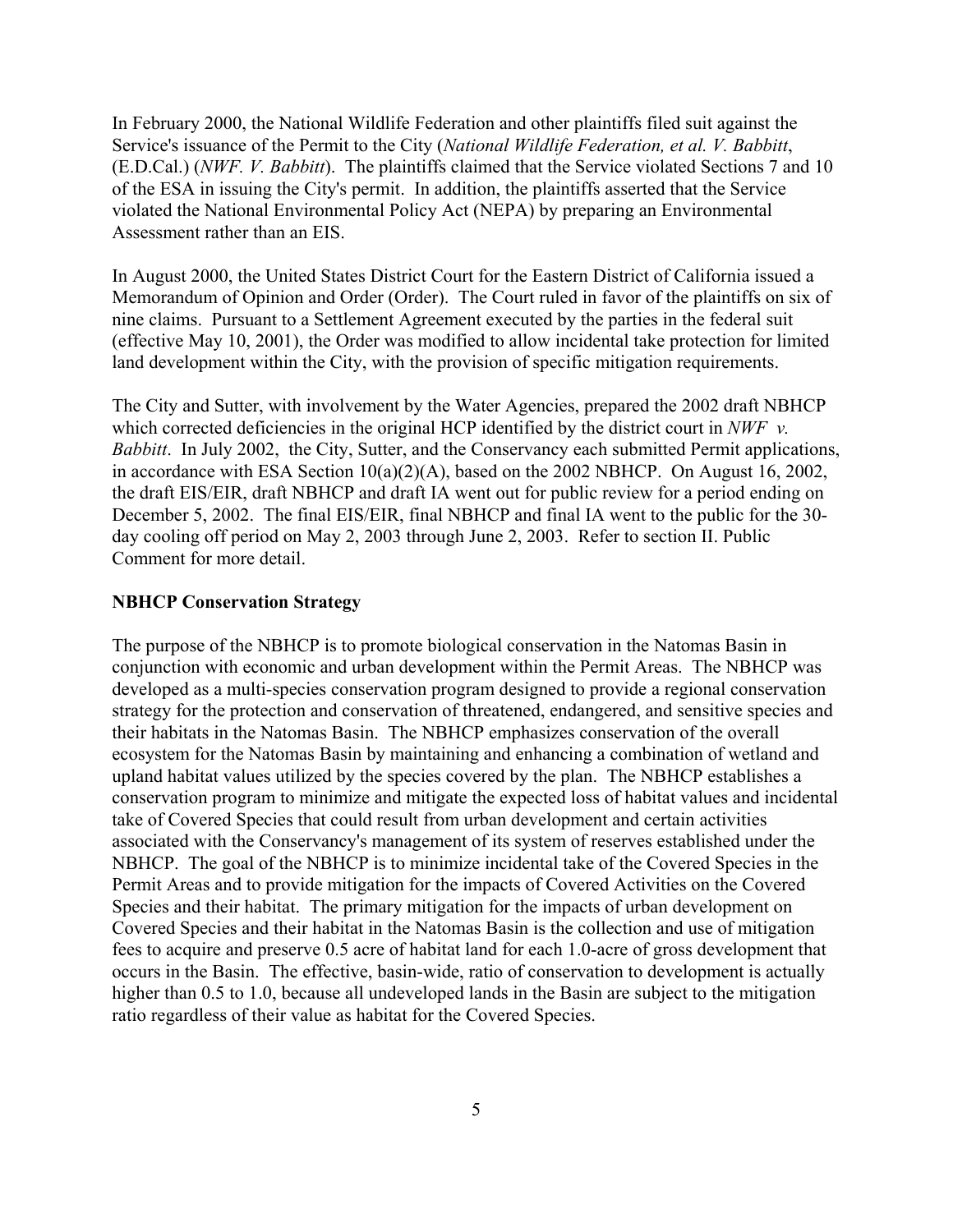In February 2000, the National Wildlife Federation and other plaintiffs filed suit against the Service's issuance of the Permit to the City (*National Wildlife Federation, et al. V. Babbitt*, (E.D.Cal.) (*NWF. V. Babbitt*). The plaintiffs claimed that the Service violated Sections 7 and 10 of the ESA in issuing the City's permit. In addition, the plaintiffs asserted that the Service violated the National Environmental Policy Act (NEPA) by preparing an Environmental Assessment rather than an EIS.

In August 2000, the United States District Court for the Eastern District of California issued a Memorandum of Opinion and Order (Order). The Court ruled in favor of the plaintiffs on six of nine claims. Pursuant to a Settlement Agreement executed by the parties in the federal suit (effective May 10, 2001), the Order was modified to allow incidental take protection for limited land development within the City, with the provision of specific mitigation requirements.

The City and Sutter, with involvement by the Water Agencies, prepared the 2002 draft NBHCP which corrected deficiencies in the original HCP identified by the district court in *NWF v. Babbitt*. In July 2002, the City, Sutter, and the Conservancy each submitted Permit applications, in accordance with ESA Section 10(a)(2)(A), based on the 2002 NBHCP. On August 16, 2002, the draft EIS/EIR, draft NBHCP and draft IA went out for public review for a period ending on December 5, 2002. The final EIS/EIR, final NBHCP and final IA went to the public for the 30-day cooling off period on May 2, 2003 through June 2, 2003. Refer to section II. Public Comment for more detail.

**NBHCP Conservation Strategy**

The purpose of the NBHCP is to promote biological conservation in the Natomas Basin in conjunction with economic and urban development within the Permit Areas. The NBHCP was developed as a multi-species conservation program designed to provide a regional conservation strategy for the protection and conservation of threatened, endangered, and sensitive species and their habitats in the Natomas Basin. The NBHCP emphasizes conservation of the overall ecosystem for the Natomas Basin by maintaining and enhancing a combination of wetland and upland habitat values utilized by the species covered by the plan. The NBHCP establishes a conservation program to minimize and mitigate the expected loss of habitat values and incidental take of Covered Species that could result from urban development and certain activities associated with the Conservancy's management of its system of reserves established under the NBHCP. The goal of the NBHCP is to minimize incidental take of the Covered Species in the Permit Areas and to provide mitigation for the impacts of Covered Activities on the Covered Species and their habitat. The primary mitigation for the impacts of urban development on Covered Species and their habitat in the Natomas Basin is the collection and use of mitigation fees to acquire and preserve 0.5 acre of habitat land for each 1.0-acre of gross development that occurs in the Basin. The effective, basin-wide, ratio of conservation to development is actually higher than 0.5 to 1.0, because all undeveloped lands in the Basin are subject to the mitigation ratio regardless of their value as habitat for the Covered Species.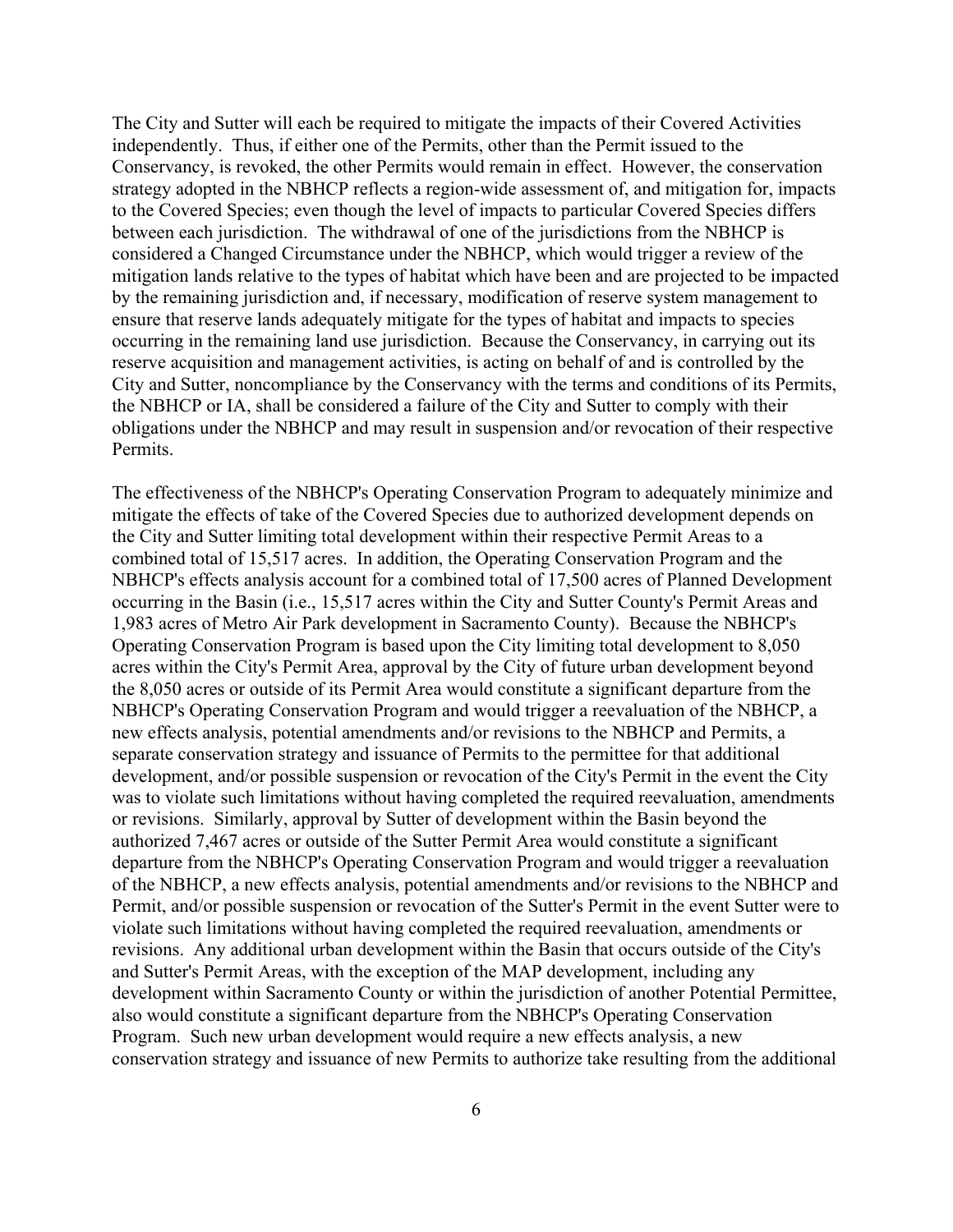The City and Sutter will each be required to mitigate the impacts of their Covered Activities independently. Thus, if either one of the Permits, other than the Permit issued to the Conservancy, is revoked, the other Permits would remain in effect. However, the conservation strategy adopted in the NBHCP reflects a region-wide assessment of, and mitigation for, impacts to the Covered Species; even though the level of impacts to particular Covered Species differs between each jurisdiction. The withdrawal of one of the jurisdictions from the NBHCP is considered a Changed Circumstance under the NBHCP, which would trigger a review of the mitigation lands relative to the types of habitat which have been and are projected to be impacted by the remaining jurisdiction and, if necessary, modification of reserve system management to ensure that reserve lands adequately mitigate for the types of habitat and impacts to species occurring in the remaining land use jurisdiction. Because the Conservancy, in carrying out its reserve acquisition and management activities, is acting on behalf of and is controlled by the City and Sutter, noncompliance by the Conservancy with the terms and conditions of its Permits, the NBHCP or IA, shall be considered a failure of the City and Sutter to comply with their obligations under the NBHCP and may result in suspension and/or revocation of their respective Permits.

The effectiveness of the NBHCP's Operating Conservation Program to adequately minimize and mitigate the effects of take of the Covered Species due to authorized development depends on the City and Sutter limiting total development within their respective Permit Areas to a combined total of 15,517 acres. In addition, the Operating Conservation Program and the NBHCP's effects analysis account for a combined total of 17,500 acres of Planned Development occurring in the Basin (i.e., 15,517 acres within the City and Sutter County's Permit Areas and 1,983 acres of Metro Air Park development in Sacramento County). Because the NBHCP's Operating Conservation Program is based upon the City limiting total development to 8,050 acres within the City's Permit Area, approval by the City of future urban development beyond the 8,050 acres or outside of its Permit Area would constitute a significant departure from the NBHCP's Operating Conservation Program and would trigger a reevaluation of the NBHCP, a new effects analysis, potential amendments and/or revisions to the NBHCP and Permits, a separate conservation strategy and issuance of Permits to the permittee for that additional development, and/or possible suspension or revocation of the City's Permit in the event the City was to violate such limitations without having completed the required reevaluation, amendments or revisions. Similarly, approval by Sutter of development within the Basin beyond the authorized 7,467 acres or outside of the Sutter Permit Area would constitute a significant departure from the NBHCP's Operating Conservation Program and would trigger a reevaluation of the NBHCP, a new effects analysis, potential amendments and/or revisions to the NBHCP and Permit, and/or possible suspension or revocation of the Sutter's Permit in the event Sutter were to violate such limitations without having completed the required reevaluation, amendments or revisions. Any additional urban development within the Basin that occurs outside of the City's and Sutter's Permit Areas, with the exception of the MAP development, including any development within Sacramento County or within the jurisdiction of another Potential Permittee, also would constitute a significant departure from the NBHCP's Operating Conservation Program. Such new urban development would require a new effects analysis, a new conservation strategy and issuance of new Permits to authorize take resulting from the additional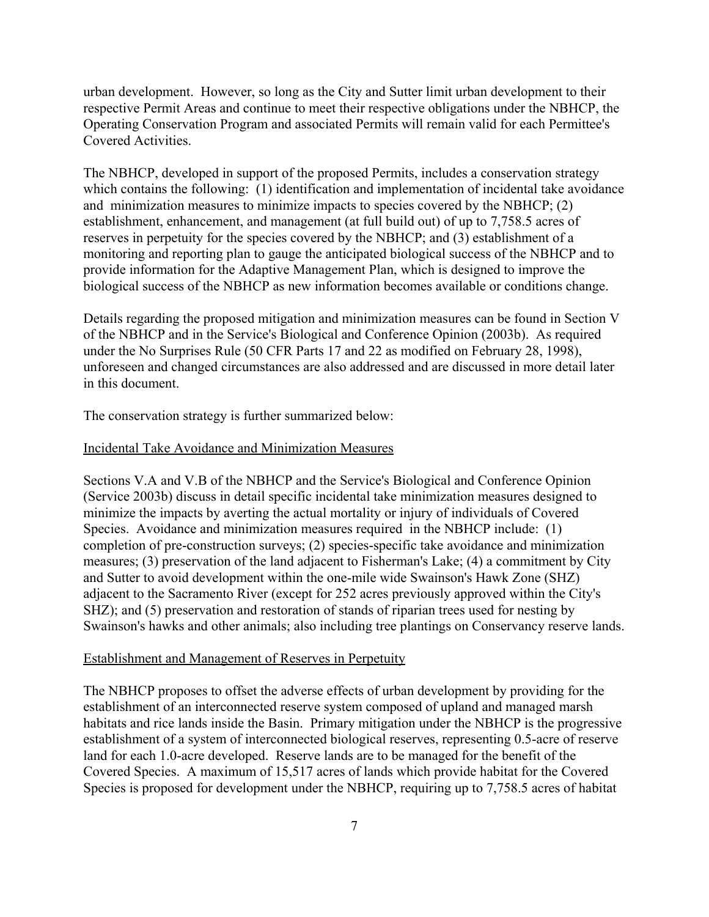urban development. However, so long as the City and Sutter limit urban development to their respective Permit Areas and continue to meet their respective obligations under the NBHCP, the Operating Conservation Program and associated Permits will remain valid for each Permittee's Covered Activities.

The NBHCP, developed in support of the proposed Permits, includes a conservation strategy which contains the following: (1) identification and implementation of incidental take avoidance and minimization measures to minimize impacts to species covered by the NBHCP; (2) establishment, enhancement, and management (at full build out) of up to 7,758.5 acres of reserves in perpetuity for the species covered by the NBHCP; and (3) establishment of a monitoring and reporting plan to gauge the anticipated biological success of the NBHCP and to provide information for the Adaptive Management Plan, which is designed to improve the biological success of the NBHCP as new information becomes available or conditions change.

Details regarding the proposed mitigation and minimization measures can be found in Section V of the NBHCP and in the Service's Biological and Conference Opinion (2003b). As required under the No Surprises Rule (50 CFR Parts 17 and 22 as modified on February 28, 1998), unforeseen and changed circumstances are also addressed and are discussed in more detail later in this document.

The conservation strategy is further summarized below:

Incidental Take Avoidance and Minimization Measures

Sections V.A and V.B of the NBHCP and the Service's Biological and Conference Opinion (Service 2003b) discuss in detail specific incidental take minimization measures designed to minimize the impacts by averting the actual mortality or injury of individuals of Covered Species. Avoidance and minimization measures required in the NBHCP include: (1) completion of pre-construction surveys; (2) species-specific take avoidance and minimization measures; (3) preservation of the land adjacent to Fisherman's Lake; (4) a commitment by City and Sutter to avoid development within the one-mile wide Swainson's Hawk Zone (SHZ) adjacent to the Sacramento River (except for 252 acres previously approved within the City's SHZ); and (5) preservation and restoration of stands of riparian trees used for nesting by Swainson's hawks and other animals; also including tree plantings on Conservancy reserve lands.

Establishment and Management of Reserves in Perpetuity

The NBHCP proposes to offset the adverse effects of urban development by providing for the establishment of an interconnected reserve system composed of upland and managed marsh habitats and rice lands inside the Basin. Primary mitigation under the NBHCP is the progressive establishment of a system of interconnected biological reserves, representing 0.5-acre of reserve land for each 1.0-acre developed. Reserve lands are to be managed for the benefit of the Covered Species. A maximum of 15,517 acres of lands which provide habitat for the Covered Species is proposed for development under the NBHCP, requiring up to 7,758.5 acres of habitat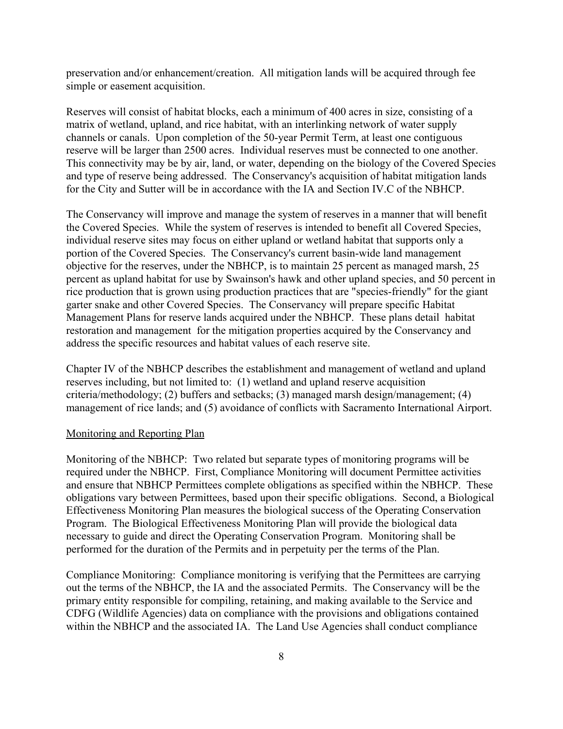preservation and/or enhancement/creation. All mitigation lands will be acquired through fee simple or easement acquisition.

Reserves will consist of habitat blocks, each a minimum of 400 acres in size, consisting of a matrix of wetland, upland, and rice habitat, with an interlinking network of water supply channels or canals. Upon completion of the 50-year Permit Term, at least one contiguous reserve will be larger than 2500 acres. Individual reserves must be connected to one another. This connectivity may be by air, land, or water, depending on the biology of the Covered Species and type of reserve being addressed. The Conservancy's acquisition of habitat mitigation lands for the City and Sutter will be in accordance with the IA and Section IV.C of the NBHCP.

The Conservancy will improve and manage the system of reserves in a manner that will benefit the Covered Species. While the system of reserves is intended to benefit all Covered Species, individual reserve sites may focus on either upland or wetland habitat that supports only a portion of the Covered Species. The Conservancy's current basin-wide land management objective for the reserves, under the NBHCP, is to maintain 25 percent as managed marsh, 25 percent as upland habitat for use by Swainson's hawk and other upland species, and 50 percent in rice production that is grown using production practices that are "species-friendly" for the giant garter snake and other Covered Species. The Conservancy will prepare specific Habitat Management Plans for reserve lands acquired under the NBHCP. These plans detail habitat restoration and management for the mitigation properties acquired by the Conservancy and address the specific resources and habitat values of each reserve site.

Chapter IV of the NBHCP describes the establishment and management of wetland and upland reserves including, but not limited to: (1) wetland and upland reserve acquisition criteria/methodology; (2) buffers and setbacks; (3) managed marsh design/management; (4) management of rice lands; and (5) avoidance of conflicts with Sacramento International Airport.

Monitoring and Reporting Plan

Monitoring of the NBHCP: Two related but separate types of monitoring programs will be required under the NBHCP. First, Compliance Monitoring will document Permittee activities and ensure that NBHCP Permittees complete obligations as specified within the NBHCP. These obligations vary between Permittees, based upon their specific obligations. Second, a Biological Effectiveness Monitoring Plan measures the biological success of the Operating Conservation Program. The Biological Effectiveness Monitoring Plan will provide the biological data necessary to guide and direct the Operating Conservation Program. Monitoring shall be performed for the duration of the Permits and in perpetuity per the terms of the Plan.

Compliance Monitoring: Compliance monitoring is verifying that the Permittees are carrying out the terms of the NBHCP, the IA and the associated Permits. The Conservancy will be the primary entity responsible for compiling, retaining, and making available to the Service and CDFG (Wildlife Agencies) data on compliance with the provisions and obligations contained within the NBHCP and the associated IA. The Land Use Agencies shall conduct compliance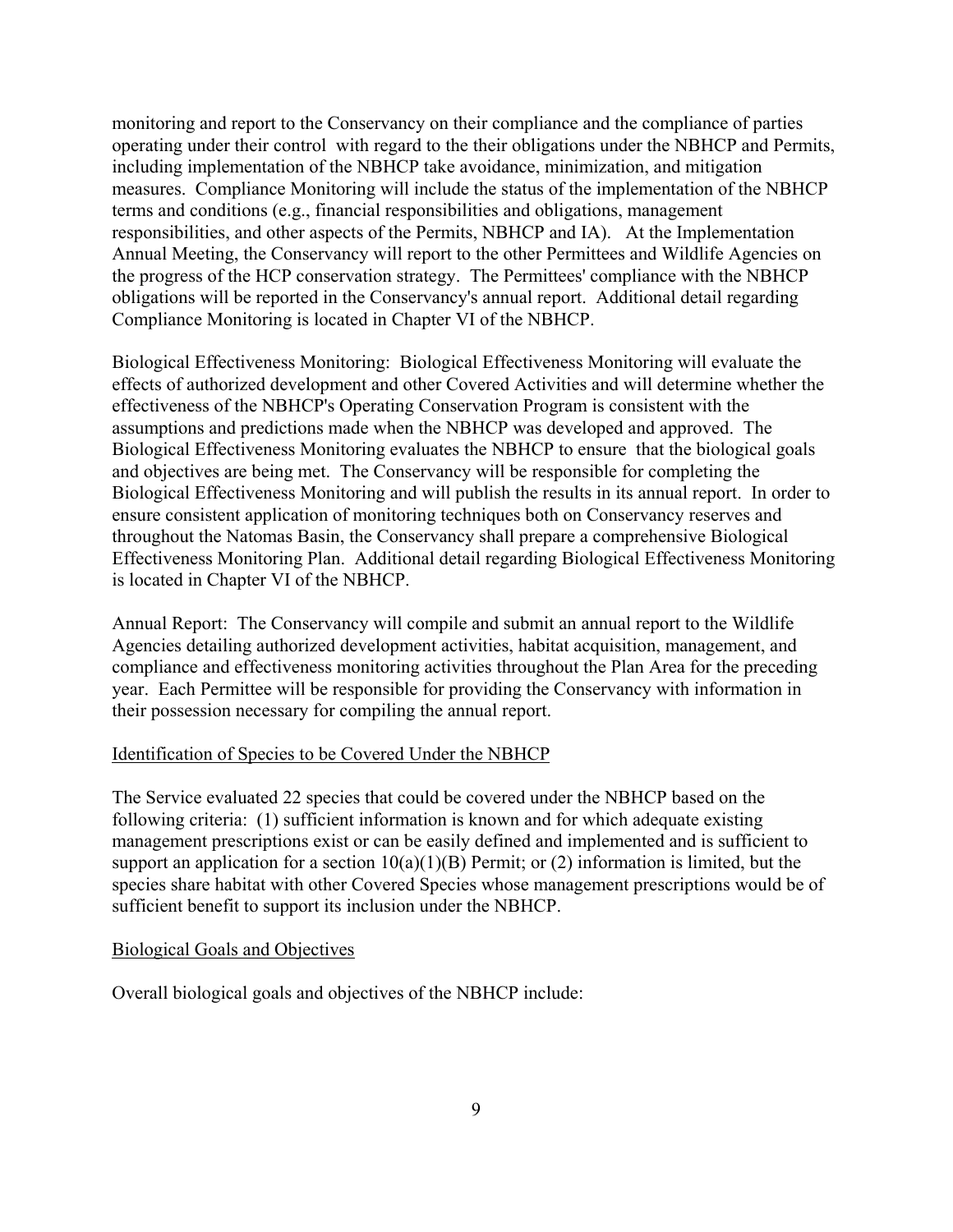monitoring and report to the Conservancy on their compliance and the compliance of parties operating under their control with regard to the their obligations under the NBHCP and Permits, including implementation of the NBHCP take avoidance, minimization, and mitigation measures. Compliance Monitoring will include the status of the implementation of the NBHCP terms and conditions (e.g., financial responsibilities and obligations, management responsibilities, and other aspects of the Permits, NBHCP and IA). At the Implementation Annual Meeting, the Conservancy will report to the other Permittees and Wildlife Agencies on the progress of the HCP conservation strategy. The Permittees' compliance with the NBHCP obligations will be reported in the Conservancy's annual report. Additional detail regarding Compliance Monitoring is located in Chapter VI of the NBHCP.

Biological Effectiveness Monitoring: Biological Effectiveness Monitoring will evaluate the effects of authorized development and other Covered Activities and will determine whether the effectiveness of the NBHCP's Operating Conservation Program is consistent with the assumptions and predictions made when the NBHCP was developed and approved. The Biological Effectiveness Monitoring evaluates the NBHCP to ensure that the biological goals and objectives are being met. The Conservancy will be responsible for completing the Biological Effectiveness Monitoring and will publish the results in its annual report. In order to ensure consistent application of monitoring techniques both on Conservancy reserves and throughout the Natomas Basin, the Conservancy shall prepare a comprehensive Biological Effectiveness Monitoring Plan. Additional detail regarding Biological Effectiveness Monitoring is located in Chapter VI of the NBHCP.

Annual Report: The Conservancy will compile and submit an annual report to the Wildlife Agencies detailing authorized development activities, habitat acquisition, management, and compliance and effectiveness monitoring activities throughout the Plan Area for the preceding year. Each Permittee will be responsible for providing the Conservancy with information in their possession necessary for compiling the annual report.

Identification of Species to be Covered Under the NBHCP

The Service evaluated 22 species that could be covered under the NBHCP based on the following criteria: (1) sufficient information is known and for which adequate existing management prescriptions exist or can be easily defined and implemented and is sufficient to support an application for a section 10(a)(1)(B) Permit; or (2) information is limited, but the species share habitat with other Covered Species whose management prescriptions would be of sufficient benefit to support its inclusion under the NBHCP.

Biological Goals and Objectives

Overall biological goals and objectives of the NBHCP include: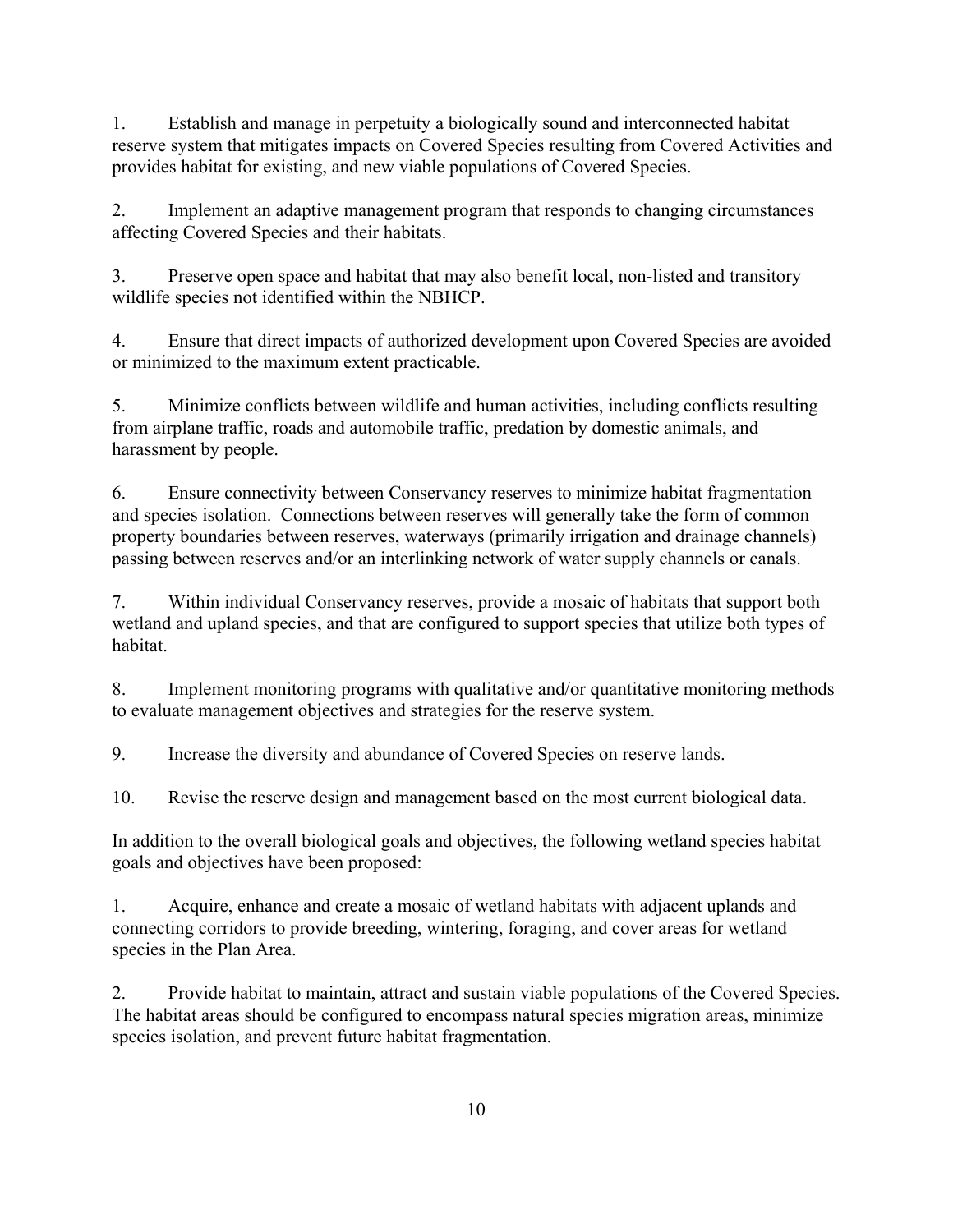1. Establish and manage in perpetuity a biologically sound and interconnected habitat reserve system that mitigates impacts on Covered Species resulting from Covered Activities and provides habitat for existing, and new viable populations of Covered Species.

2. Implement an adaptive management program that responds to changing circumstances affecting Covered Species and their habitats.

3. Preserve open space and habitat that may also benefit local, non-listed and transitory wildlife species not identified within the NBHCP.

4. Ensure that direct impacts of authorized development upon Covered Species are avoided or minimized to the maximum extent practicable.

5. Minimize conflicts between wildlife and human activities, including conflicts resulting from airplane traffic, roads and automobile traffic, predation by domestic animals, and harassment by people.

6. Ensure connectivity between Conservancy reserves to minimize habitat fragmentation and species isolation. Connections between reserves will generally take the form of common property boundaries between reserves, waterways (primarily irrigation and drainage channels) passing between reserves and/or an interlinking network of water supply channels or canals.

7. Within individual Conservancy reserves, provide a mosaic of habitats that support both wetland and upland species, and that are configured to support species that utilize both types of habitat.

8. Implement monitoring programs with qualitative and/or quantitative monitoring methods to evaluate management objectives and strategies for the reserve system.

9. Increase the diversity and abundance of Covered Species on reserve lands.

10. Revise the reserve design and management based on the most current biological data.

In addition to the overall biological goals and objectives, the following wetland species habitat goals and objectives have been proposed:

1. Acquire, enhance and create a mosaic of wetland habitats with adjacent uplands and connecting corridors to provide breeding, wintering, foraging, and cover areas for wetland species in the Plan Area.

2. Provide habitat to maintain, attract and sustain viable populations of the Covered Species. The habitat areas should be configured to encompass natural species migration areas, minimize species isolation, and prevent future habitat fragmentation.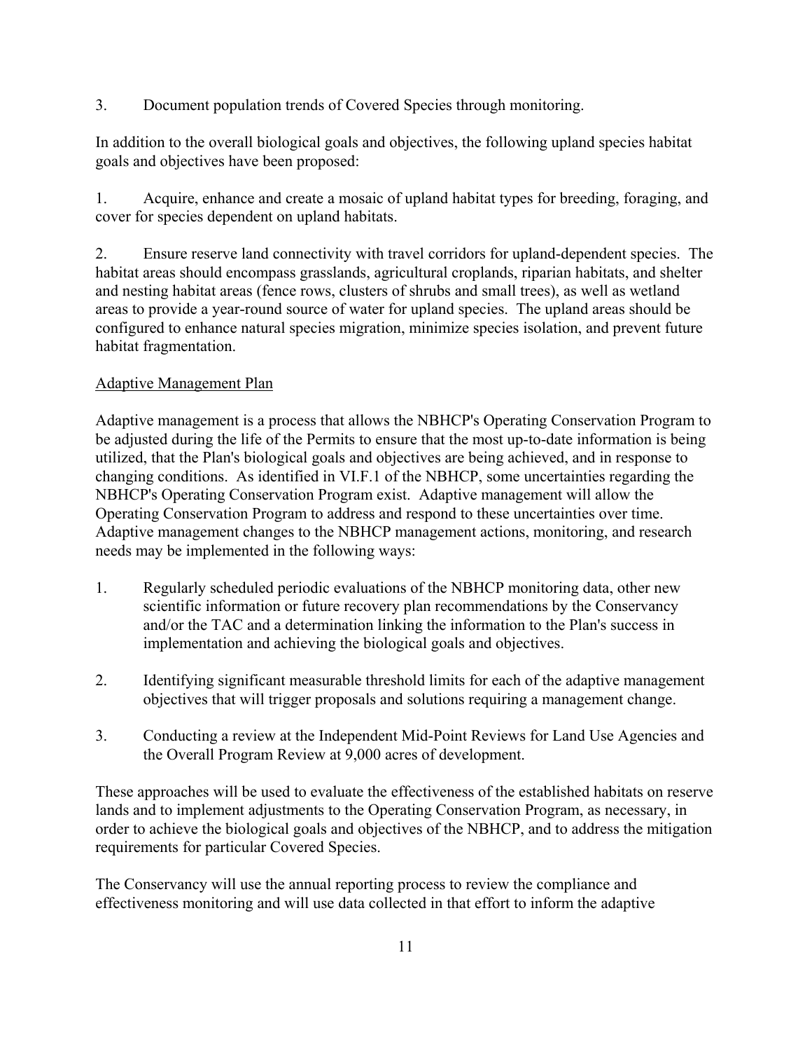3. Document population trends of Covered Species through monitoring.

In addition to the overall biological goals and objectives, the following upland species habitat goals and objectives have been proposed:

1. Acquire, enhance and create a mosaic of upland habitat types for breeding, foraging, and cover for species dependent on upland habitats.

2. Ensure reserve land connectivity with travel corridors for upland-dependent species. The habitat areas should encompass grasslands, agricultural croplands, riparian habitats, and shelter and nesting habitat areas (fence rows, clusters of shrubs and small trees), as well as wetland areas to provide a year-round source of water for upland species. The upland areas should be configured to enhance natural species migration, minimize species isolation, and prevent future habitat fragmentation.

<u>Adaptive Management Plan</u>

Adaptive management is a process that allows the NBHCP's Operating Conservation Program to be adjusted during the life of the Permits to ensure that the most up-to-date information is being utilized, that the Plan's biological goals and objectives are being achieved, and in response to changing conditions. As identified in VI.F.1 of the NBHCP, some uncertainties regarding the NBHCP's Operating Conservation Program exist. Adaptive management will allow the Operating Conservation Program to address and respond to these uncertainties over time. Adaptive management changes to the NBHCP management actions, monitoring, and research needs may be implemented in the following ways:

1. Regularly scheduled periodic evaluations of the NBHCP monitoring data, other new scientific information or future recovery plan recommendations by the Conservancy and/or the TAC and a determination linking the information to the Plan's success in implementation and achieving the biological goals and objectives.

2. Identifying significant measurable threshold limits for each of the adaptive management objectives that will trigger proposals and solutions requiring a management change.

3. Conducting a review at the Independent Mid-Point Reviews for Land Use Agencies and the Overall Program Review at 9,000 acres of development.

These approaches will be used to evaluate the effectiveness of the established habitats on reserve lands and to implement adjustments to the Operating Conservation Program, as necessary, in order to achieve the biological goals and objectives of the NBHCP, and to address the mitigation requirements for particular Covered Species.

The Conservancy will use the annual reporting process to review the compliance and effectiveness monitoring and will use data collected in that effort to inform the adaptive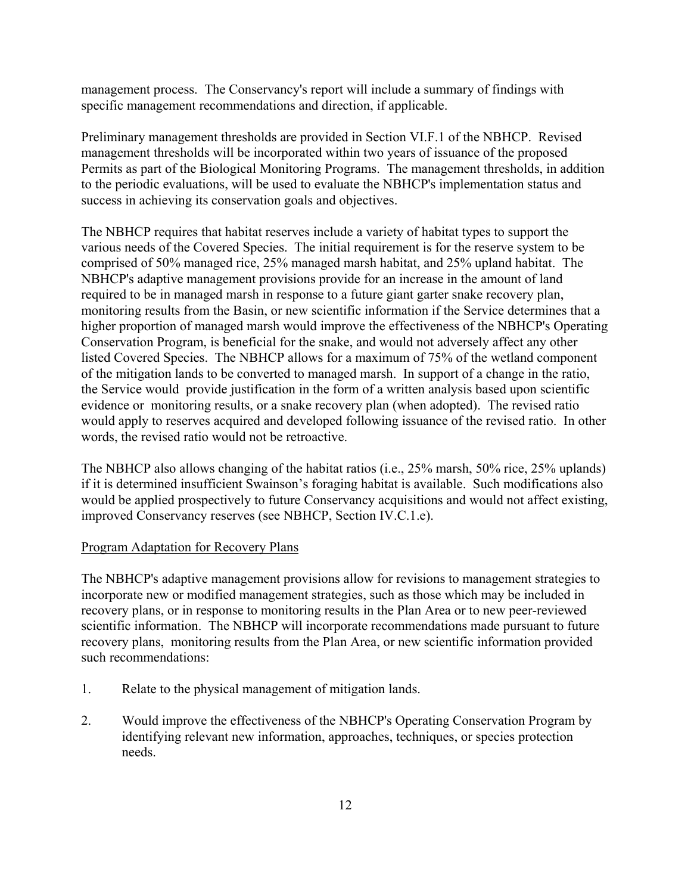management process. The Conservancy's report will include a summary of findings with specific management recommendations and direction, if applicable.

Preliminary management thresholds are provided in Section VI.F.1 of the NBHCP. Revised management thresholds will be incorporated within two years of issuance of the proposed Permits as part of the Biological Monitoring Programs. The management thresholds, in addition to the periodic evaluations, will be used to evaluate the NBHCP's implementation status and success in achieving its conservation goals and objectives.

The NBHCP requires that habitat reserves include a variety of habitat types to support the various needs of the Covered Species. The initial requirement is for the reserve system to be comprised of 50% managed rice, 25% managed marsh habitat, and 25% upland habitat. The NBHCP's adaptive management provisions provide for an increase in the amount of land required to be in managed marsh in response to a future giant garter snake recovery plan, monitoring results from the Basin, or new scientific information if the Service determines that a higher proportion of managed marsh would improve the effectiveness of the NBHCP's Operating Conservation Program, is beneficial for the snake, and would not adversely affect any other listed Covered Species. The NBHCP allows for a maximum of 75% of the wetland component of the mitigation lands to be converted to managed marsh. In support of a change in the ratio, the Service would provide justification in the form of a written analysis based upon scientific evidence or monitoring results, or a snake recovery plan (when adopted). The revised ratio would apply to reserves acquired and developed following issuance of the revised ratio. In other words, the revised ratio would not be retroactive.

The NBHCP also allows changing of the habitat ratios (i.e., 25% marsh, 50% rice, 25% uplands) if it is determined insufficient Swainson's foraging habitat is available. Such modifications also would be applied prospectively to future Conservancy acquisitions and would not affect existing, improved Conservancy reserves (see NBHCP, Section IV.C.1.e).

<u>Program Adaptation for Recovery Plans</u>

The NBHCP's adaptive management provisions allow for revisions to management strategies to incorporate new or modified management strategies, such as those which may be included in recovery plans, or in response to monitoring results in the Plan Area or to new peer-reviewed scientific information. The NBHCP will incorporate recommendations made pursuant to future recovery plans, monitoring results from the Plan Area, or new scientific information provided such recommendations:

1. Relate to the physical management of mitigation lands.
2. Would improve the effectiveness of the NBHCP's Operating Conservation Program by identifying relevant new information, approaches, techniques, or species protection needs.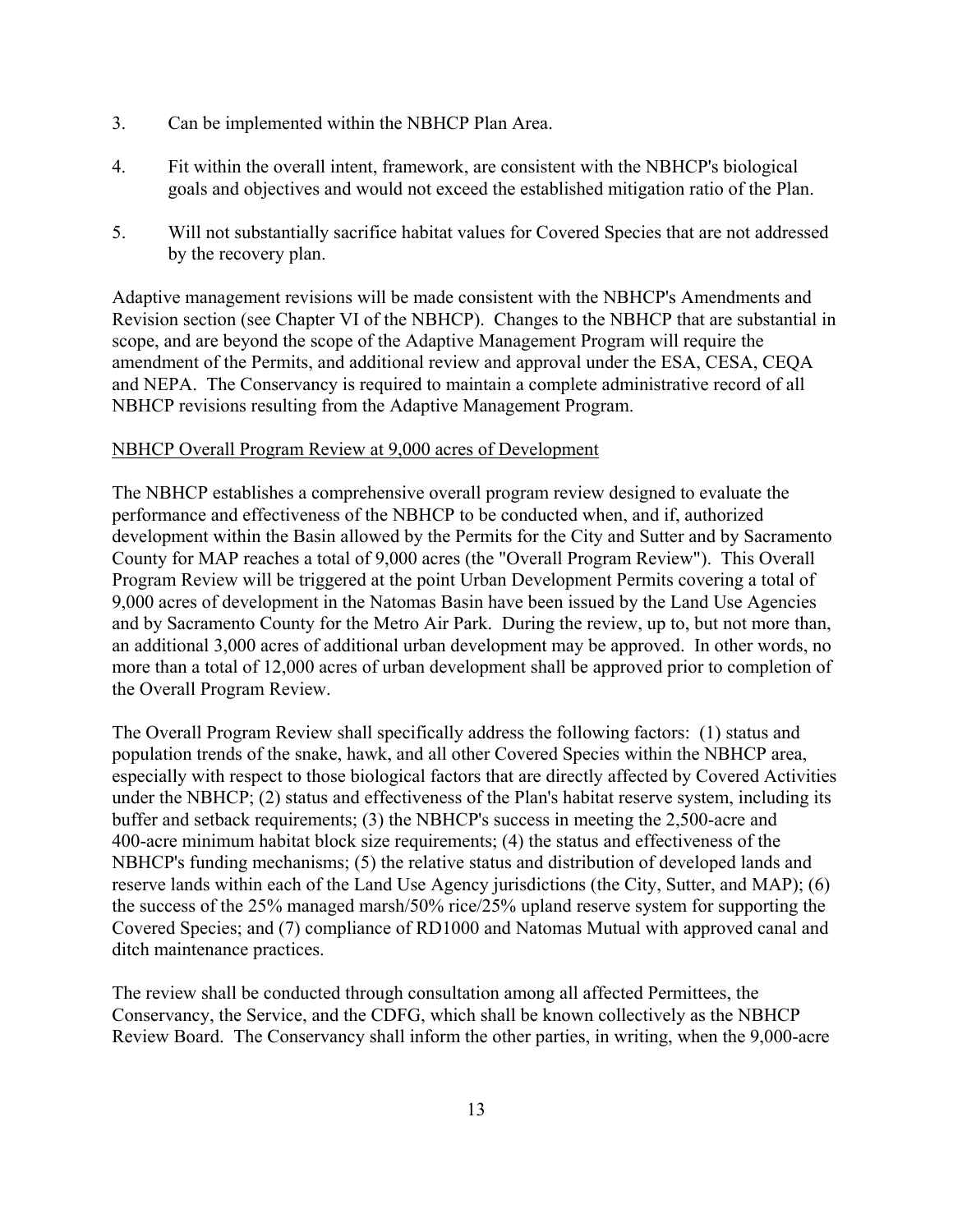3. Can be implemented within the NBHCP Plan Area.

4. Fit within the overall intent, framework, are consistent with the NBHCP's biological goals and objectives and would not exceed the established mitigation ratio of the Plan.

5. Will not substantially sacrifice habitat values for Covered Species that are not addressed by the recovery plan.

Adaptive management revisions will be made consistent with the NBHCP's Amendments and Revision section (see Chapter VI of the NBHCP). Changes to the NBHCP that are substantial in scope, and are beyond the scope of the Adaptive Management Program will require the amendment of the Permits, and additional review and approval under the ESA, CESA, CEQA and NEPA. The Conservancy is required to maintain a complete administrative record of all NBHCP revisions resulting from the Adaptive Management Program.

<u>NBHCP Overall Program Review at 9,000 acres of Development</u>

The NBHCP establishes a comprehensive overall program review designed to evaluate the performance and effectiveness of the NBHCP to be conducted when, and if, authorized development within the Basin allowed by the Permits for the City and Sutter and by Sacramento County for MAP reaches a total of 9,000 acres (the "Overall Program Review"). This Overall Program Review will be triggered at the point Urban Development Permits covering a total of 9,000 acres of development in the Natomas Basin have been issued by the Land Use Agencies and by Sacramento County for the Metro Air Park. During the review, up to, but not more than, an additional 3,000 acres of additional urban development may be approved. In other words, no more than a total of 12,000 acres of urban development shall be approved prior to completion of the Overall Program Review.

The Overall Program Review shall specifically address the following factors: (1) status and population trends of the snake, hawk, and all other Covered Species within the NBHCP area, especially with respect to those biological factors that are directly affected by Covered Activities under the NBHCP; (2) status and effectiveness of the Plan's habitat reserve system, including its buffer and setback requirements; (3) the NBHCP's success in meeting the 2,500-acre and 400-acre minimum habitat block size requirements; (4) the status and effectiveness of the NBHCP's funding mechanisms; (5) the relative status and distribution of developed lands and reserve lands within each of the Land Use Agency jurisdictions (the City, Sutter, and MAP); (6) the success of the 25% managed marsh/50% rice/25% upland reserve system for supporting the Covered Species; and (7) compliance of RD1000 and Natomas Mutual with approved canal and ditch maintenance practices.

The review shall be conducted through consultation among all affected Permittees, the Conservancy, the Service, and the CDFG, which shall be known collectively as the NBHCP Review Board. The Conservancy shall inform the other parties, in writing, when the 9,000-acre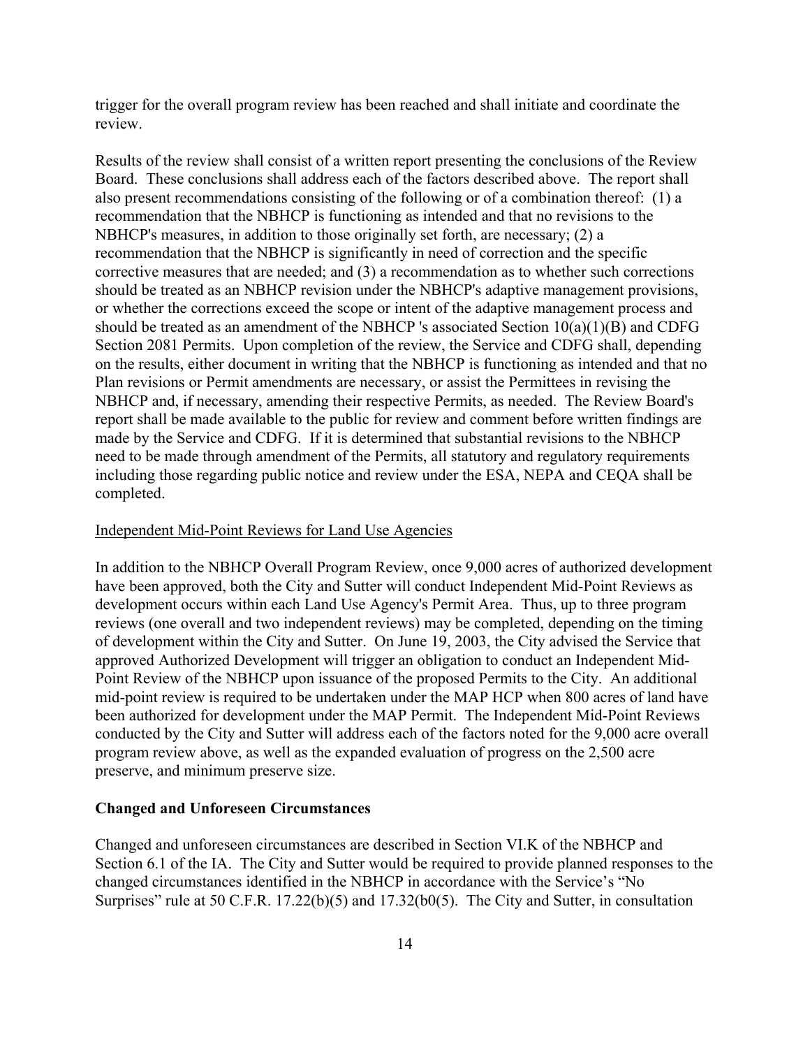trigger for the overall program review has been reached and shall initiate and coordinate the review.

Results of the review shall consist of a written report presenting the conclusions of the Review Board. These conclusions shall address each of the factors described above. The report shall also present recommendations consisting of the following or of a combination thereof: (1) a recommendation that the NBHCP is functioning as intended and that no revisions to the NBHCP's measures, in addition to those originally set forth, are necessary; (2) a recommendation that the NBHCP is significantly in need of correction and the specific corrective measures that are needed; and (3) a recommendation as to whether such corrections should be treated as an NBHCP revision under the NBHCP's adaptive management provisions, or whether the corrections exceed the scope or intent of the adaptive management process and should be treated as an amendment of the NBHCP 's associated Section 10(a)(1)(B) and CDFG Section 2081 Permits. Upon completion of the review, the Service and CDFG shall, depending on the results, either document in writing that the NBHCP is functioning as intended and that no Plan revisions or Permit amendments are necessary, or assist the Permittees in revising the NBHCP and, if necessary, amending their respective Permits, as needed. The Review Board's report shall be made available to the public for review and comment before written findings are made by the Service and CDFG. If it is determined that substantial revisions to the NBHCP need to be made through amendment of the Permits, all statutory and regulatory requirements including those regarding public notice and review under the ESA, NEPA and CEQA shall be completed.

Independent Mid-Point Reviews for Land Use Agencies

In addition to the NBHCP Overall Program Review, once 9,000 acres of authorized development have been approved, both the City and Sutter will conduct Independent Mid-Point Reviews as development occurs within each Land Use Agency's Permit Area. Thus, up to three program reviews (one overall and two independent reviews) may be completed, depending on the timing of development within the City and Sutter. On June 19, 2003, the City advised the Service that approved Authorized Development will trigger an obligation to conduct an Independent Mid-Point Review of the NBHCP upon issuance of the proposed Permits to the City. An additional mid-point review is required to be undertaken under the MAP HCP when 800 acres of land have been authorized for development under the MAP Permit. The Independent Mid-Point Reviews conducted by the City and Sutter will address each of the factors noted for the 9,000 acre overall program review above, as well as the expanded evaluation of progress on the 2,500 acre preserve, and minimum preserve size.

**Changed and Unforeseen Circumstances**

Changed and unforeseen circumstances are described in Section VI.K of the NBHCP and Section 6.1 of the IA. The City and Sutter would be required to provide planned responses to the changed circumstances identified in the NBHCP in accordance with the Service's "No Surprises" rule at 50 C.F.R. 17.22(b)(5) and 17.32(b0(5). The City and Sutter, in consultation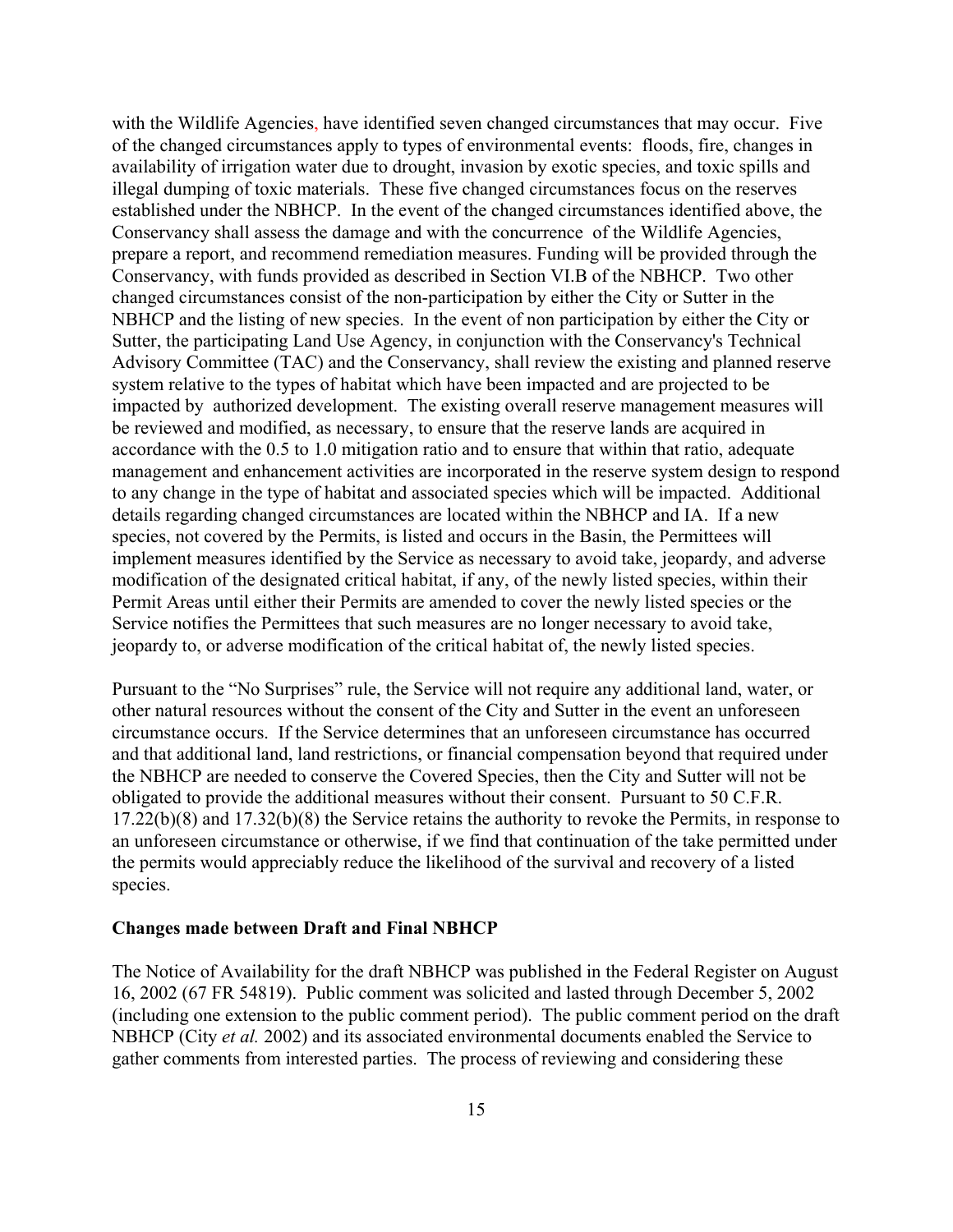with the Wildlife Agencies, have identified seven changed circumstances that may occur. Five of the changed circumstances apply to types of environmental events: floods, fire, changes in availability of irrigation water due to drought, invasion by exotic species, and toxic spills and illegal dumping of toxic materials. These five changed circumstances focus on the reserves established under the NBHCP. In the event of the changed circumstances identified above, the Conservancy shall assess the damage and with the concurrence of the Wildlife Agencies, prepare a report, and recommend remediation measures. Funding will be provided through the Conservancy, with funds provided as described in Section VI.B of the NBHCP. Two other changed circumstances consist of the non-participation by either the City or Sutter in the NBHCP and the listing of new species. In the event of non participation by either the City or Sutter, the participating Land Use Agency, in conjunction with the Conservancy's Technical Advisory Committee (TAC) and the Conservancy, shall review the existing and planned reserve system relative to the types of habitat which have been impacted and are projected to be impacted by authorized development. The existing overall reserve management measures will be reviewed and modified, as necessary, to ensure that the reserve lands are acquired in accordance with the 0.5 to 1.0 mitigation ratio and to ensure that within that ratio, adequate management and enhancement activities are incorporated in the reserve system design to respond to any change in the type of habitat and associated species which will be impacted. Additional details regarding changed circumstances are located within the NBHCP and IA. If a new species, not covered by the Permits, is listed and occurs in the Basin, the Permittees will implement measures identified by the Service as necessary to avoid take, jeopardy, and adverse modification of the designated critical habitat, if any, of the newly listed species, within their Permit Areas until either their Permits are amended to cover the newly listed species or the Service notifies the Permittees that such measures are no longer necessary to avoid take, jeopardy to, or adverse modification of the critical habitat of, the newly listed species.

Pursuant to the "No Surprises" rule, the Service will not require any additional land, water, or other natural resources without the consent of the City and Sutter in the event an unforeseen circumstance occurs. If the Service determines that an unforeseen circumstance has occurred and that additional land, land restrictions, or financial compensation beyond that required under the NBHCP are needed to conserve the Covered Species, then the City and Sutter will not be obligated to provide the additional measures without their consent. Pursuant to 50 C.F.R. 17.22(b)(8) and 17.32(b)(8) the Service retains the authority to revoke the Permits, in response to an unforeseen circumstance or otherwise, if we find that continuation of the take permitted under the permits would appreciably reduce the likelihood of the survival and recovery of a listed species.

**Changes made between Draft and Final NBHCP**

The Notice of Availability for the draft NBHCP was published in the Federal Register on August 16, 2002 (67 FR 54819). Public comment was solicited and lasted through December 5, 2002 (including one extension to the public comment period). The public comment period on the draft NBHCP (City *et al.* 2002) and its associated environmental documents enabled the Service to gather comments from interested parties. The process of reviewing and considering these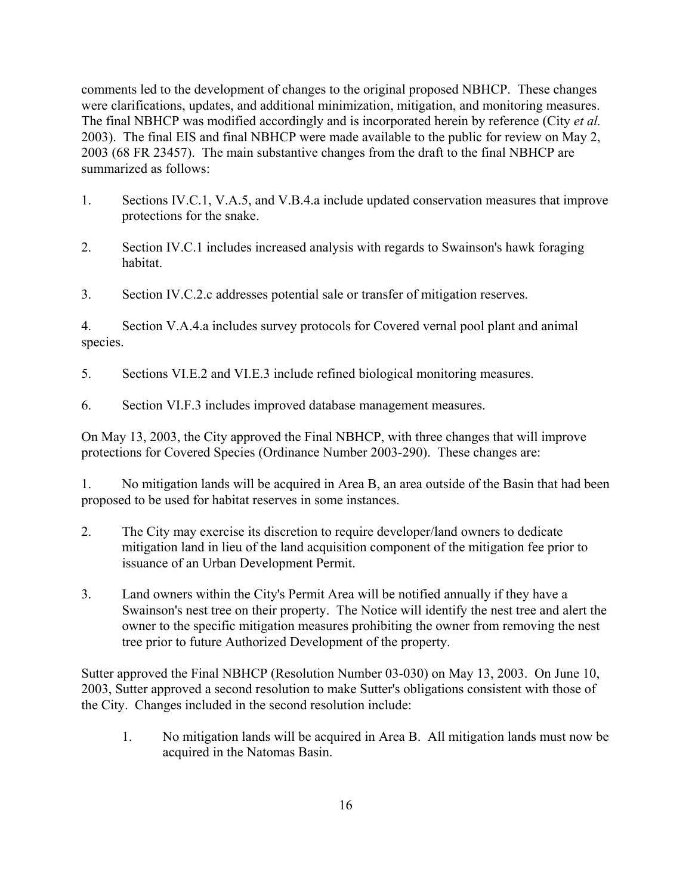comments led to the development of changes to the original proposed NBHCP. These changes were clarifications, updates, and additional minimization, mitigation, and monitoring measures. The final NBHCP was modified accordingly and is incorporated herein by reference (City *et al.* 2003). The final EIS and final NBHCP were made available to the public for review on May 2, 2003 (68 FR 23457). The main substantive changes from the draft to the final NBHCP are summarized as follows:

1. Sections IV.C.1, V.A.5, and V.B.4.a include updated conservation measures that improve protections for the snake.

2. Section IV.C.1 includes increased analysis with regards to Swainson's hawk foraging habitat.

3. Section IV.C.2.c addresses potential sale or transfer of mitigation reserves.

4. Section V.A.4.a includes survey protocols for Covered vernal pool plant and animal species.

5. Sections VI.E.2 and VI.E.3 include refined biological monitoring measures.

6. Section VI.F.3 includes improved database management measures.

On May 13, 2003, the City approved the Final NBHCP, with three changes that will improve protections for Covered Species (Ordinance Number 2003-290). These changes are:

1. No mitigation lands will be acquired in Area B, an area outside of the Basin that had been proposed to be used for habitat reserves in some instances.

2. The City may exercise its discretion to require developer/land owners to dedicate mitigation land in lieu of the land acquisition component of the mitigation fee prior to issuance of an Urban Development Permit.

3. Land owners within the City's Permit Area will be notified annually if they have a Swainson's nest tree on their property. The Notice will identify the nest tree and alert the owner to the specific mitigation measures prohibiting the owner from removing the nest tree prior to future Authorized Development of the property.

Sutter approved the Final NBHCP (Resolution Number 03-030) on May 13, 2003. On June 10, 2003, Sutter approved a second resolution to make Sutter's obligations consistent with those of the City. Changes included in the second resolution include:

1. No mitigation lands will be acquired in Area B. All mitigation lands must now be acquired in the Natomas Basin.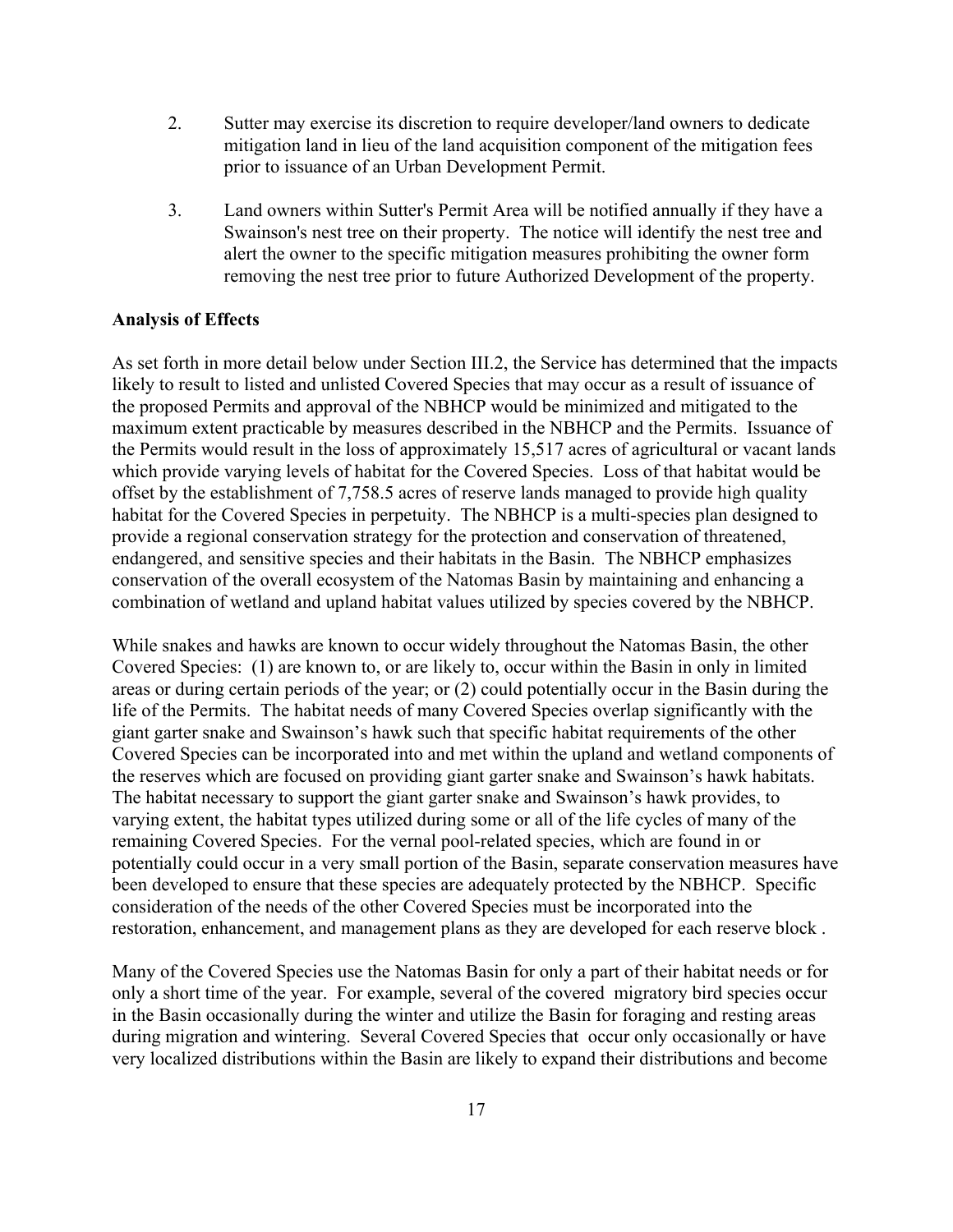2. Sutter may exercise its discretion to require developer/land owners to dedicate mitigation land in lieu of the land acquisition component of the mitigation fees prior to issuance of an Urban Development Permit.

3. Land owners within Sutter's Permit Area will be notified annually if they have a Swainson's nest tree on their property. The notice will identify the nest tree and alert the owner to the specific mitigation measures prohibiting the owner form removing the nest tree prior to future Authorized Development of the property.

**Analysis of Effects**

As set forth in more detail below under Section III.2, the Service has determined that the impacts likely to result to listed and unlisted Covered Species that may occur as a result of issuance of the proposed Permits and approval of the NBHCP would be minimized and mitigated to the maximum extent practicable by measures described in the NBHCP and the Permits. Issuance of the Permits would result in the loss of approximately 15,517 acres of agricultural or vacant lands which provide varying levels of habitat for the Covered Species. Loss of that habitat would be offset by the establishment of 7,758.5 acres of reserve lands managed to provide high quality habitat for the Covered Species in perpetuity. The NBHCP is a multi-species plan designed to provide a regional conservation strategy for the protection and conservation of threatened, endangered, and sensitive species and their habitats in the Basin. The NBHCP emphasizes conservation of the overall ecosystem of the Natomas Basin by maintaining and enhancing a combination of wetland and upland habitat values utilized by species covered by the NBHCP.

While snakes and hawks are known to occur widely throughout the Natomas Basin, the other Covered Species: (1) are known to, or are likely to, occur within the Basin in only in limited areas or during certain periods of the year; or (2) could potentially occur in the Basin during the life of the Permits. The habitat needs of many Covered Species overlap significantly with the giant garter snake and Swainson's hawk such that specific habitat requirements of the other Covered Species can be incorporated into and met within the upland and wetland components of the reserves which are focused on providing giant garter snake and Swainson's hawk habitats. The habitat necessary to support the giant garter snake and Swainson's hawk provides, to varying extent, the habitat types utilized during some or all of the life cycles of many of the remaining Covered Species. For the vernal pool-related species, which are found in or potentially could occur in a very small portion of the Basin, separate conservation measures have been developed to ensure that these species are adequately protected by the NBHCP. Specific consideration of the needs of the other Covered Species must be incorporated into the restoration, enhancement, and management plans as they are developed for each reserve block .

Many of the Covered Species use the Natomas Basin for only a part of their habitat needs or for only a short time of the year. For example, several of the covered migratory bird species occur in the Basin occasionally during the winter and utilize the Basin for foraging and resting areas during migration and wintering. Several Covered Species that occur only occasionally or have very localized distributions within the Basin are likely to expand their distributions and become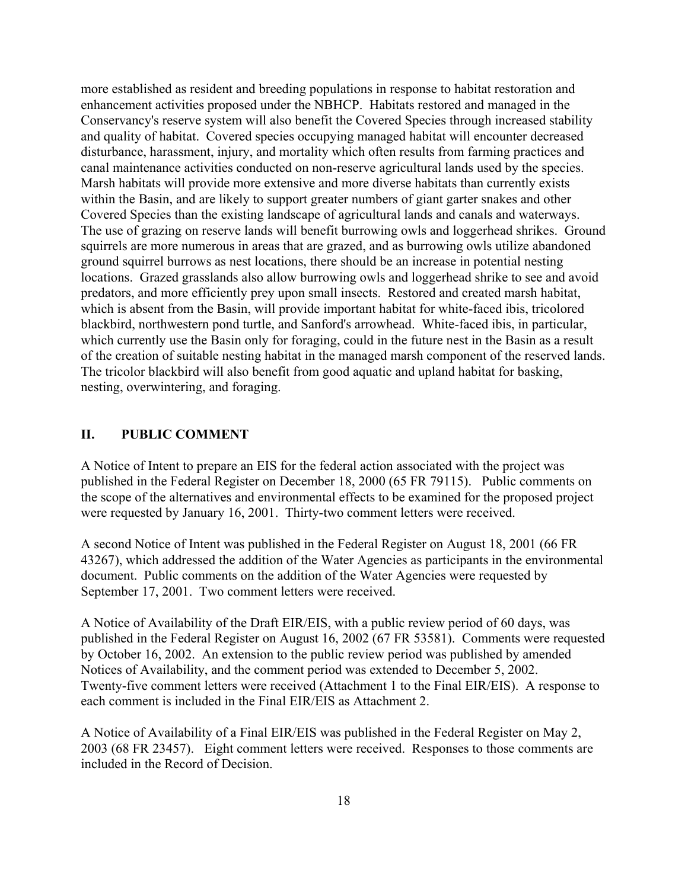more established as resident and breeding populations in response to habitat restoration and enhancement activities proposed under the NBHCP. Habitats restored and managed in the Conservancy's reserve system will also benefit the Covered Species through increased stability and quality of habitat. Covered species occupying managed habitat will encounter decreased disturbance, harassment, injury, and mortality which often results from farming practices and canal maintenance activities conducted on non-reserve agricultural lands used by the species. Marsh habitats will provide more extensive and more diverse habitats than currently exists within the Basin, and are likely to support greater numbers of giant garter snakes and other Covered Species than the existing landscape of agricultural lands and canals and waterways. The use of grazing on reserve lands will benefit burrowing owls and loggerhead shrikes. Ground squirrels are more numerous in areas that are grazed, and as burrowing owls utilize abandoned ground squirrel burrows as nest locations, there should be an increase in potential nesting locations. Grazed grasslands also allow burrowing owls and loggerhead shrike to see and avoid predators, and more efficiently prey upon small insects. Restored and created marsh habitat, which is absent from the Basin, will provide important habitat for white-faced ibis, tricolored blackbird, northwestern pond turtle, and Sanford's arrowhead. White-faced ibis, in particular, which currently use the Basin only for foraging, could in the future nest in the Basin as a result of the creation of suitable nesting habitat in the managed marsh component of the reserved lands. The tricolor blackbird will also benefit from good aquatic and upland habitat for basking, nesting, overwintering, and foraging.

## II. PUBLIC COMMENT

A Notice of Intent to prepare an EIS for the federal action associated with the project was published in the Federal Register on December 18, 2000 (65 FR 79115). Public comments on the scope of the alternatives and environmental effects to be examined for the proposed project were requested by January 16, 2001. Thirty-two comment letters were received.

A second Notice of Intent was published in the Federal Register on August 18, 2001 (66 FR 43267), which addressed the addition of the Water Agencies as participants in the environmental document. Public comments on the addition of the Water Agencies were requested by September 17, 2001. Two comment letters were received.

A Notice of Availability of the Draft EIR/EIS, with a public review period of 60 days, was published in the Federal Register on August 16, 2002 (67 FR 53581). Comments were requested by October 16, 2002. An extension to the public review period was published by amended Notices of Availability, and the comment period was extended to December 5, 2002. Twenty-five comment letters were received (Attachment 1 to the Final EIR/EIS). A response to each comment is included in the Final EIR/EIS as Attachment 2.

A Notice of Availability of a Final EIR/EIS was published in the Federal Register on May 2, 2003 (68 FR 23457). Eight comment letters were received. Responses to those comments are included in the Record of Decision.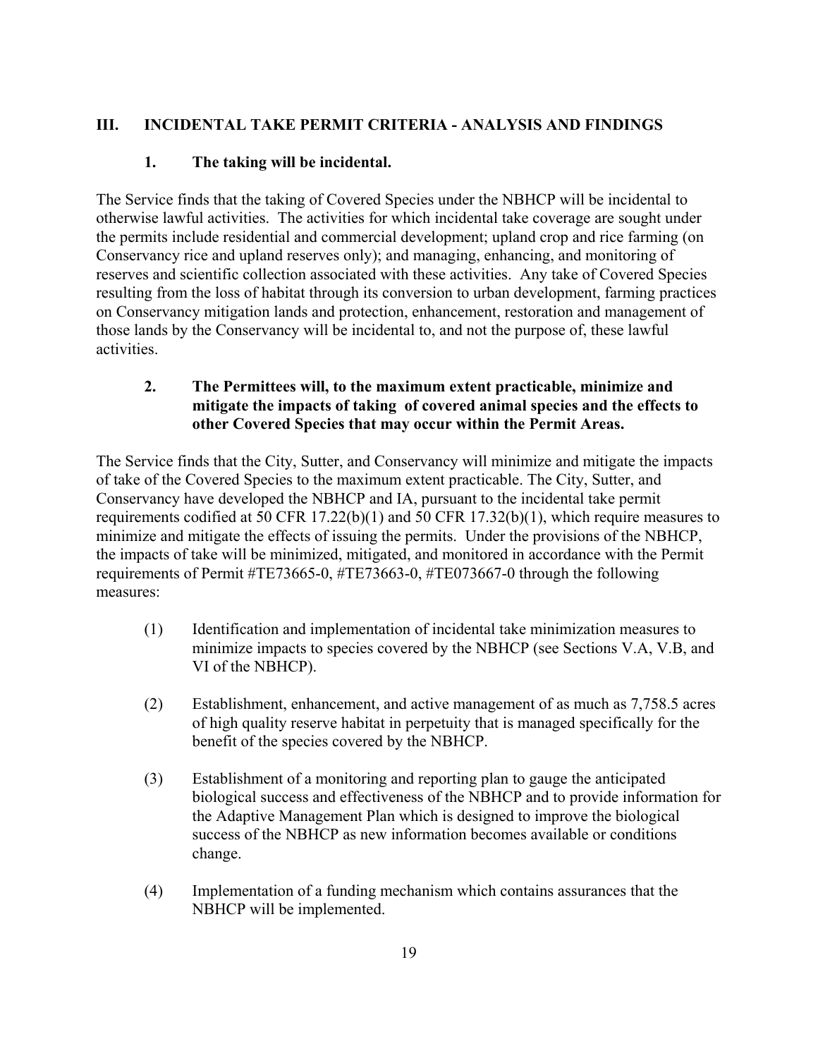## III. INCIDENTAL TAKE PERMIT CRITERIA - ANALYSIS AND FINDINGS

### 1. The taking will be incidental.

The Service finds that the taking of Covered Species under the NBHCP will be incidental to otherwise lawful activities. The activities for which incidental take coverage are sought under the permits include residential and commercial development; upland crop and rice farming (on Conservancy rice and upland reserves only); and managing, enhancing, and monitoring of reserves and scientific collection associated with these activities. Any take of Covered Species resulting from the loss of habitat through its conversion to urban development, farming practices on Conservancy mitigation lands and protection, enhancement, restoration and management of those lands by the Conservancy will be incidental to, and not the purpose of, these lawful activities.

### 2. The Permittees will, to the maximum extent practicable, minimize and mitigate the impacts of taking of covered animal species and the effects to other Covered Species that may occur within the Permit Areas.

The Service finds that the City, Sutter, and Conservancy will minimize and mitigate the impacts of take of the Covered Species to the maximum extent practicable. The City, Sutter, and Conservancy have developed the NBHCP and IA, pursuant to the incidental take permit requirements codified at 50 CFR 17.22(b)(1) and 50 CFR 17.32(b)(1), which require measures to minimize and mitigate the effects of issuing the permits. Under the provisions of the NBHCP, the impacts of take will be minimized, mitigated, and monitored in accordance with the Permit requirements of Permit #TE73665-0, #TE73663-0, #TE073667-0 through the following measures:

(1) Identification and implementation of incidental take minimization measures to minimize impacts to species covered by the NBHCP (see Sections V.A, V.B, and VI of the NBHCP).

(2) Establishment, enhancement, and active management of as much as 7,758.5 acres of high quality reserve habitat in perpetuity that is managed specifically for the benefit of the species covered by the NBHCP.

(3) Establishment of a monitoring and reporting plan to gauge the anticipated biological success and effectiveness of the NBHCP and to provide information for the Adaptive Management Plan which is designed to improve the biological success of the NBHCP as new information becomes available or conditions change.

(4) Implementation of a funding mechanism which contains assurances that the NBHCP will be implemented.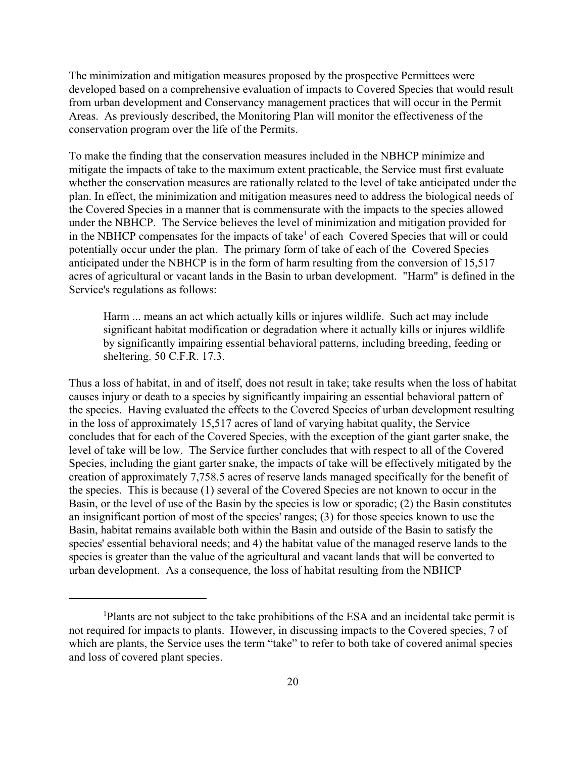The minimization and mitigation measures proposed by the prospective Permittees were developed based on a comprehensive evaluation of impacts to Covered Species that would result from urban development and Conservancy management practices that will occur in the Permit Areas. As previously described, the Monitoring Plan will monitor the effectiveness of the conservation program over the life of the Permits.

To make the finding that the conservation measures included in the NBHCP minimize and mitigate the impacts of take to the maximum extent practicable, the Service must first evaluate whether the conservation measures are rationally related to the level of take anticipated under the plan. In effect, the minimization and mitigation measures need to address the biological needs of the Covered Species in a manner that is commensurate with the impacts to the species allowed under the NBHCP. The Service believes the level of minimization and mitigation provided for in the NBHCP compensates for the impacts of take[1] of each Covered Species that will or could potentially occur under the plan. The primary form of take of each of the Covered Species anticipated under the NBHCP is in the form of harm resulting from the conversion of 15,517 acres of agricultural or vacant lands in the Basin to urban development. "Harm" is defined in the Service's regulations as follows:

> Harm ... means an act which actually kills or injures wildlife. Such act may include significant habitat modification or degradation where it actually kills or injures wildlife by significantly impairing essential behavioral patterns, including breeding, feeding or sheltering. 50 C.F.R. 17.3.

Thus a loss of habitat, in and of itself, does not result in take; take results when the loss of habitat causes injury or death to a species by significantly impairing an essential behavioral pattern of the species. Having evaluated the effects to the Covered Species of urban development resulting in the loss of approximately 15,517 acres of land of varying habitat quality, the Service concludes that for each of the Covered Species, with the exception of the giant garter snake, the level of take will be low. The Service further concludes that with respect to all of the Covered Species, including the giant garter snake, the impacts of take will be effectively mitigated by the creation of approximately 7,758.5 acres of reserve lands managed specifically for the benefit of the species. This is because (1) several of the Covered Species are not known to occur in the Basin, or the level of use of the Basin by the species is low or sporadic; (2) the Basin constitutes an insignificant portion of most of the species' ranges; (3) for those species known to use the Basin, habitat remains available both within the Basin and outside of the Basin to satisfy the species' essential behavioral needs; and 4) the habitat value of the managed reserve lands to the species is greater than the value of the agricultural and vacant lands that will be converted to urban development. As a consequence, the loss of habitat resulting from the NBHCP

---

[1]Plants are not subject to the take prohibitions of the ESA and an incidental take permit is not required for impacts to plants. However, in discussing impacts to the Covered species, 7 of which are plants, the Service uses the term "take" to refer to both take of covered animal species and loss of covered plant species.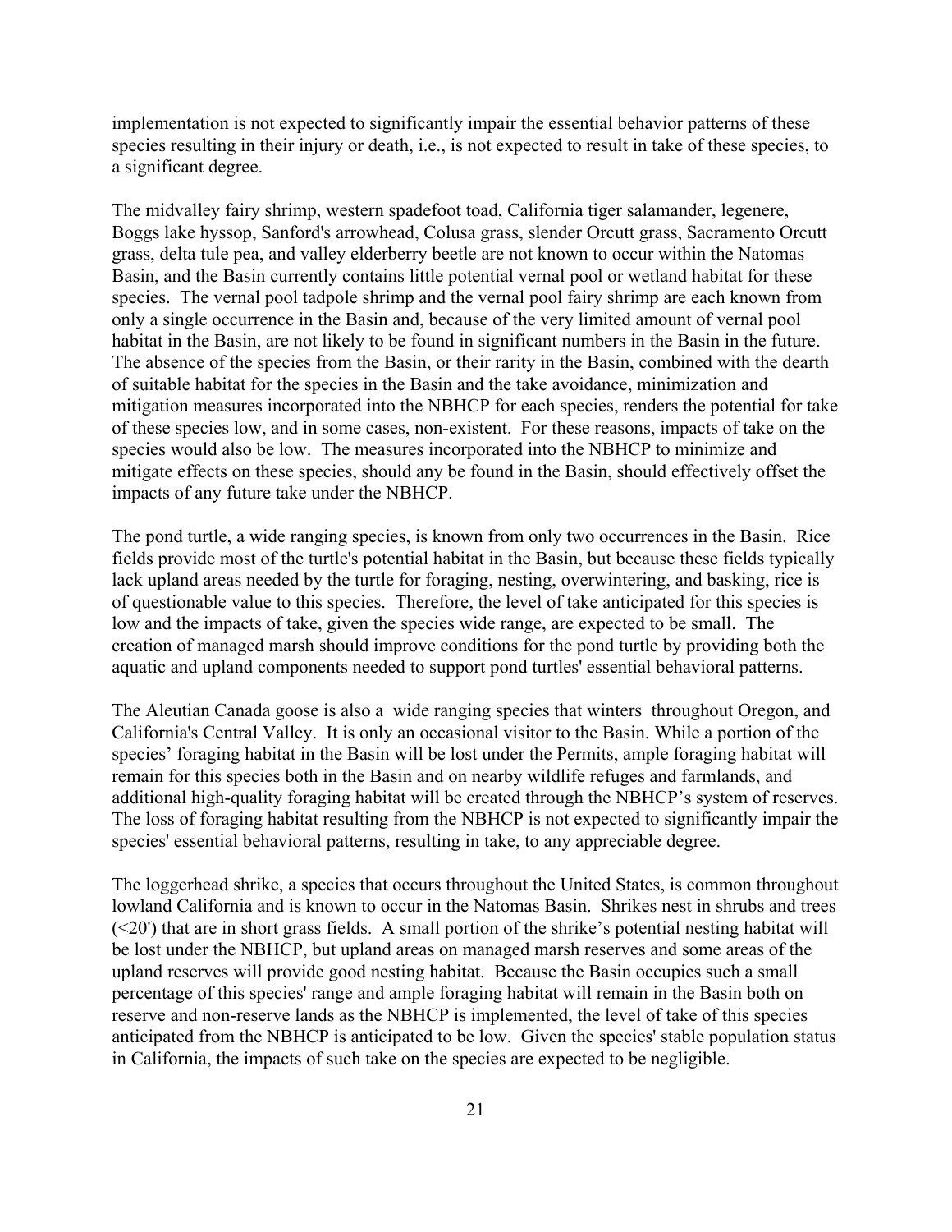implementation is not expected to significantly impair the essential behavior patterns of these species resulting in their injury or death, i.e., is not expected to result in take of these species, to a significant degree.

The midvalley fairy shrimp, western spadefoot toad, California tiger salamander, legenere, Boggs lake hyssop, Sanford's arrowhead, Colusa grass, slender Orcutt grass, Sacramento Orcutt grass, delta tule pea, and valley elderberry beetle are not known to occur within the Natomas Basin, and the Basin currently contains little potential vernal pool or wetland habitat for these species. The vernal pool tadpole shrimp and the vernal pool fairy shrimp are each known from only a single occurrence in the Basin and, because of the very limited amount of vernal pool habitat in the Basin, are not likely to be found in significant numbers in the Basin in the future. The absence of the species from the Basin, or their rarity in the Basin, combined with the dearth of suitable habitat for the species in the Basin and the take avoidance, minimization and mitigation measures incorporated into the NBHCP for each species, renders the potential for take of these species low, and in some cases, non-existent. For these reasons, impacts of take on the species would also be low. The measures incorporated into the NBHCP to minimize and mitigate effects on these species, should any be found in the Basin, should effectively offset the impacts of any future take under the NBHCP.

The pond turtle, a wide ranging species, is known from only two occurrences in the Basin. Rice fields provide most of the turtle's potential habitat in the Basin, but because these fields typically lack upland areas needed by the turtle for foraging, nesting, overwintering, and basking, rice is of questionable value to this species. Therefore, the level of take anticipated for this species is low and the impacts of take, given the species wide range, are expected to be small. The creation of managed marsh should improve conditions for the pond turtle by providing both the aquatic and upland components needed to support pond turtles' essential behavioral patterns.

The Aleutian Canada goose is also a wide ranging species that winters throughout Oregon, and California's Central Valley. It is only an occasional visitor to the Basin. While a portion of the species' foraging habitat in the Basin will be lost under the Permits, ample foraging habitat will remain for this species both in the Basin and on nearby wildlife refuges and farmlands, and additional high-quality foraging habitat will be created through the NBHCP's system of reserves. The loss of foraging habitat resulting from the NBHCP is not expected to significantly impair the species' essential behavioral patterns, resulting in take, to any appreciable degree.

The loggerhead shrike, a species that occurs throughout the United States, is common throughout lowland California and is known to occur in the Natomas Basin. Shrikes nest in shrubs and trees (<20') that are in short grass fields. A small portion of the shrike's potential nesting habitat will be lost under the NBHCP, but upland areas on managed marsh reserves and some areas of the upland reserves will provide good nesting habitat. Because the Basin occupies such a small percentage of this species' range and ample foraging habitat will remain in the Basin both on reserve and non-reserve lands as the NBHCP is implemented, the level of take of this species anticipated from the NBHCP is anticipated to be low. Given the species' stable population status in California, the impacts of such take on the species are expected to be negligible.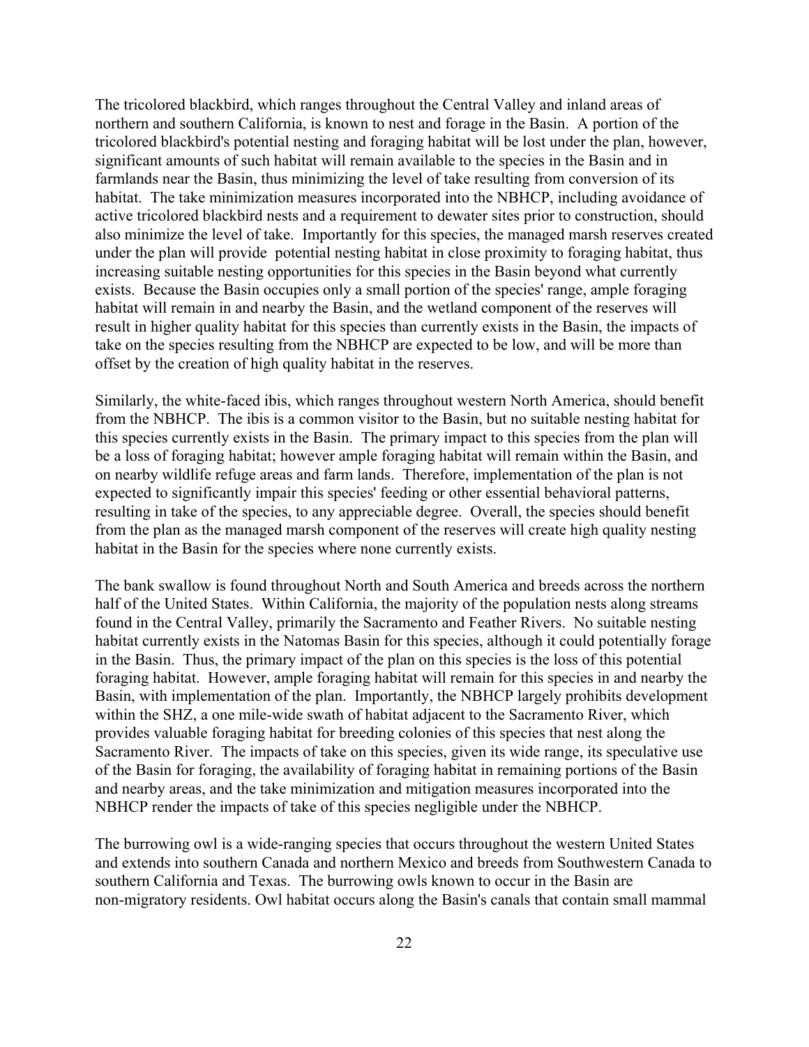The tricolored blackbird, which ranges throughout the Central Valley and inland areas of northern and southern California, is known to nest and forage in the Basin. A portion of the tricolored blackbird's potential nesting and foraging habitat will be lost under the plan, however, significant amounts of such habitat will remain available to the species in the Basin and in farmlands near the Basin, thus minimizing the level of take resulting from conversion of its habitat. The take minimization measures incorporated into the NBHCP, including avoidance of active tricolored blackbird nests and a requirement to dewater sites prior to construction, should also minimize the level of take. Importantly for this species, the managed marsh reserves created under the plan will provide potential nesting habitat in close proximity to foraging habitat, thus increasing suitable nesting opportunities for this species in the Basin beyond what currently exists. Because the Basin occupies only a small portion of the species' range, ample foraging habitat will remain in and nearby the Basin, and the wetland component of the reserves will result in higher quality habitat for this species than currently exists in the Basin, the impacts of take on the species resulting from the NBHCP are expected to be low, and will be more than offset by the creation of high quality habitat in the reserves.

Similarly, the white-faced ibis, which ranges throughout western North America, should benefit from the NBHCP. The ibis is a common visitor to the Basin, but no suitable nesting habitat for this species currently exists in the Basin. The primary impact to this species from the plan will be a loss of foraging habitat; however ample foraging habitat will remain within the Basin, and on nearby wildlife refuge areas and farm lands. Therefore, implementation of the plan is not expected to significantly impair this species' feeding or other essential behavioral patterns, resulting in take of the species, to any appreciable degree. Overall, the species should benefit from the plan as the managed marsh component of the reserves will create high quality nesting habitat in the Basin for the species where none currently exists.

The bank swallow is found throughout North and South America and breeds across the northern half of the United States. Within California, the majority of the population nests along streams found in the Central Valley, primarily the Sacramento and Feather Rivers. No suitable nesting habitat currently exists in the Natomas Basin for this species, although it could potentially forage in the Basin. Thus, the primary impact of the plan on this species is the loss of this potential foraging habitat. However, ample foraging habitat will remain for this species in and nearby the Basin, with implementation of the plan. Importantly, the NBHCP largely prohibits development within the SHZ, a one mile-wide swath of habitat adjacent to the Sacramento River, which provides valuable foraging habitat for breeding colonies of this species that nest along the Sacramento River. The impacts of take on this species, given its wide range, its speculative use of the Basin for foraging, the availability of foraging habitat in remaining portions of the Basin and nearby areas, and the take minimization and mitigation measures incorporated into the NBHCP render the impacts of take of this species negligible under the NBHCP.

The burrowing owl is a wide-ranging species that occurs throughout the western United States and extends into southern Canada and northern Mexico and breeds from Southwestern Canada to southern California and Texas. The burrowing owls known to occur in the Basin are non-migratory residents. Owl habitat occurs along the Basin's canals that contain small mammal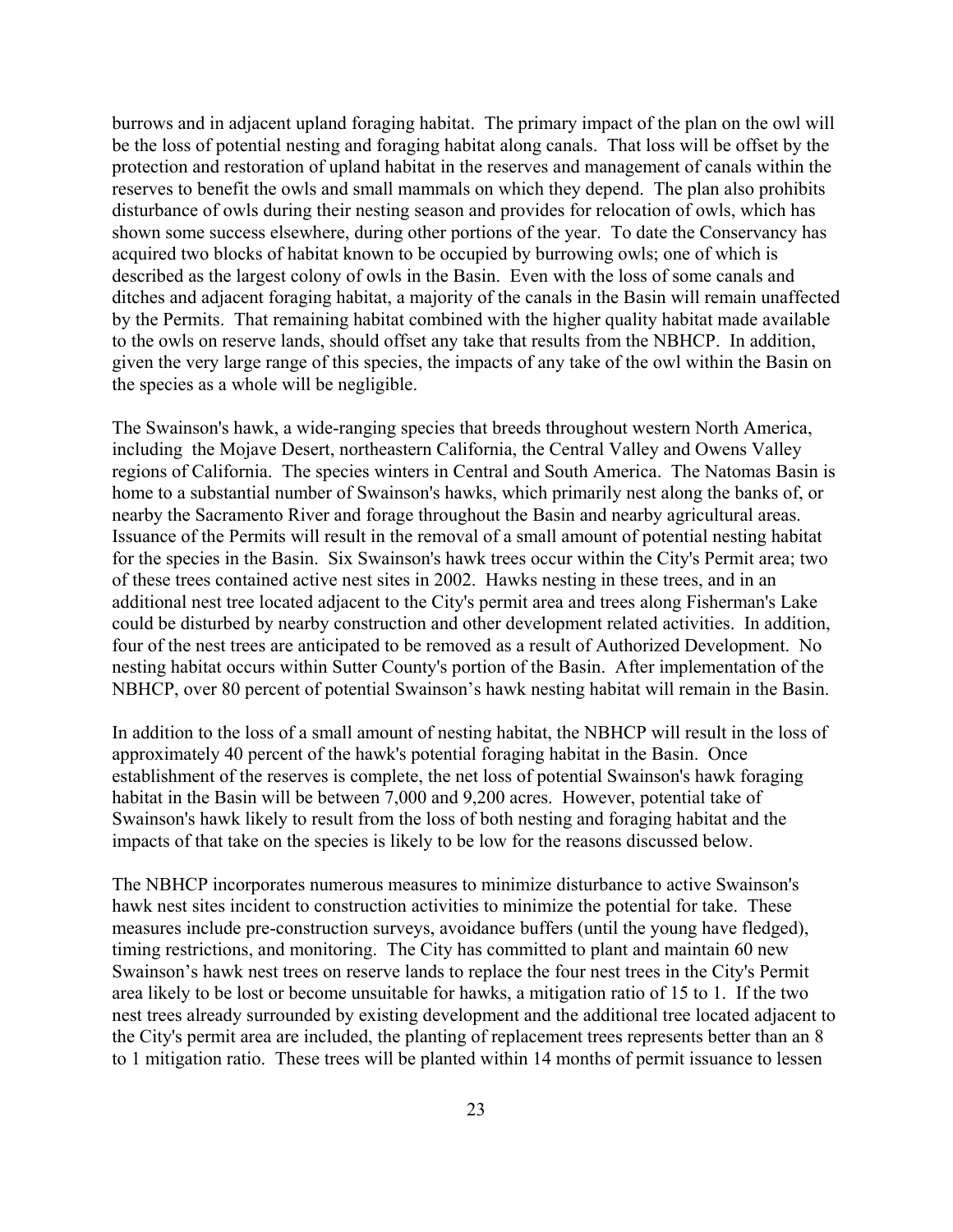burrows and in adjacent upland foraging habitat. The primary impact of the plan on the owl will be the loss of potential nesting and foraging habitat along canals. That loss will be offset by the protection and restoration of upland habitat in the reserves and management of canals within the reserves to benefit the owls and small mammals on which they depend. The plan also prohibits disturbance of owls during their nesting season and provides for relocation of owls, which has shown some success elsewhere, during other portions of the year. To date the Conservancy has acquired two blocks of habitat known to be occupied by burrowing owls; one of which is described as the largest colony of owls in the Basin. Even with the loss of some canals and ditches and adjacent foraging habitat, a majority of the canals in the Basin will remain unaffected by the Permits. That remaining habitat combined with the higher quality habitat made available to the owls on reserve lands, should offset any take that results from the NBHCP. In addition, given the very large range of this species, the impacts of any take of the owl within the Basin on the species as a whole will be negligible.

The Swainson's hawk, a wide-ranging species that breeds throughout western North America, including the Mojave Desert, northeastern California, the Central Valley and Owens Valley regions of California. The species winters in Central and South America. The Natomas Basin is home to a substantial number of Swainson's hawks, which primarily nest along the banks of, or nearby the Sacramento River and forage throughout the Basin and nearby agricultural areas. Issuance of the Permits will result in the removal of a small amount of potential nesting habitat for the species in the Basin. Six Swainson's hawk trees occur within the City's Permit area; two of these trees contained active nest sites in 2002. Hawks nesting in these trees, and in an additional nest tree located adjacent to the City's permit area and trees along Fisherman's Lake could be disturbed by nearby construction and other development related activities. In addition, four of the nest trees are anticipated to be removed as a result of Authorized Development. No nesting habitat occurs within Sutter County's portion of the Basin. After implementation of the NBHCP, over 80 percent of potential Swainson's hawk nesting habitat will remain in the Basin.

In addition to the loss of a small amount of nesting habitat, the NBHCP will result in the loss of approximately 40 percent of the hawk's potential foraging habitat in the Basin. Once establishment of the reserves is complete, the net loss of potential Swainson's hawk foraging habitat in the Basin will be between 7,000 and 9,200 acres. However, potential take of Swainson's hawk likely to result from the loss of both nesting and foraging habitat and the impacts of that take on the species is likely to be low for the reasons discussed below.

The NBHCP incorporates numerous measures to minimize disturbance to active Swainson's hawk nest sites incident to construction activities to minimize the potential for take. These measures include pre-construction surveys, avoidance buffers (until the young have fledged), timing restrictions, and monitoring. The City has committed to plant and maintain 60 new Swainson's hawk nest trees on reserve lands to replace the four nest trees in the City's Permit area likely to be lost or become unsuitable for hawks, a mitigation ratio of 15 to 1. If the two nest trees already surrounded by existing development and the additional tree located adjacent to the City's permit area are included, the planting of replacement trees represents better than an 8 to 1 mitigation ratio. These trees will be planted within 14 months of permit issuance to lessen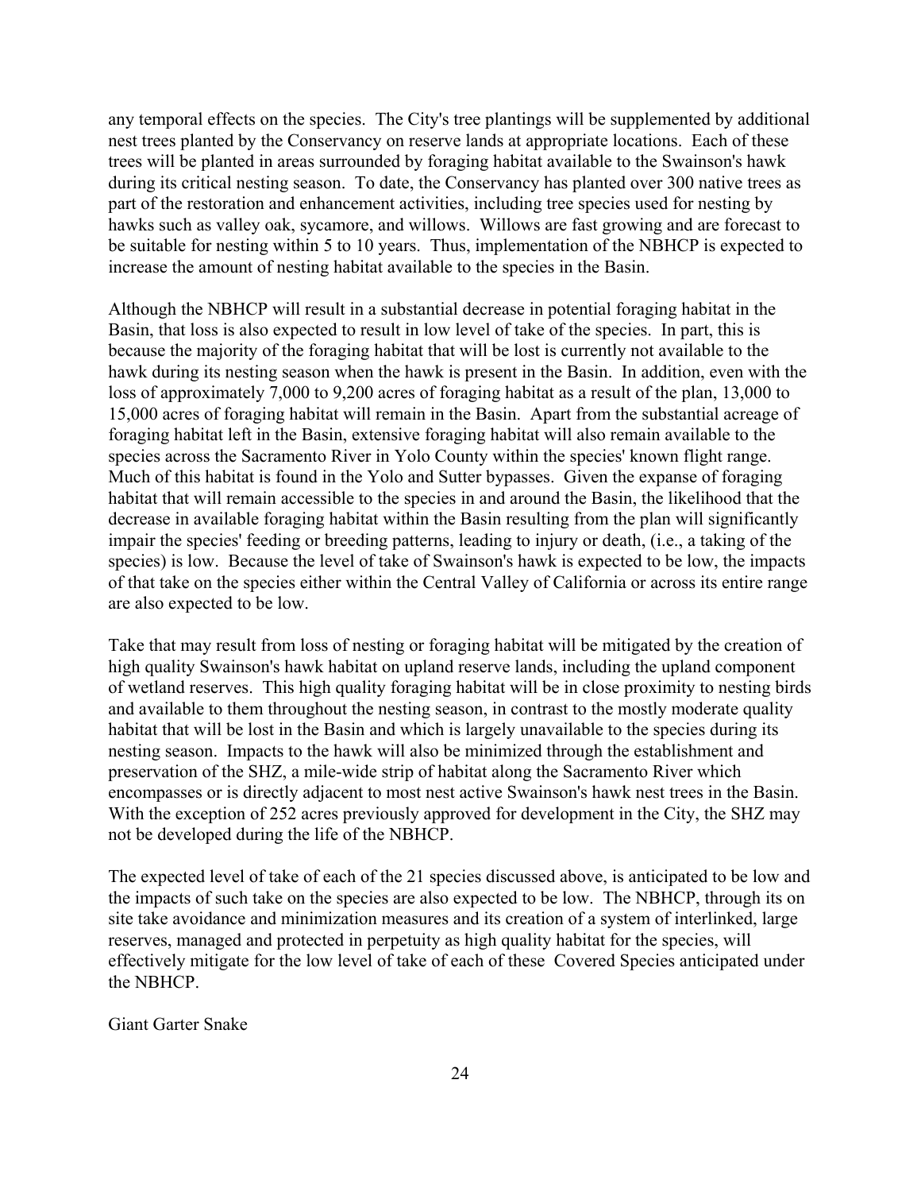any temporal effects on the species. The City's tree plantings will be supplemented by additional nest trees planted by the Conservancy on reserve lands at appropriate locations. Each of these trees will be planted in areas surrounded by foraging habitat available to the Swainson's hawk during its critical nesting season. To date, the Conservancy has planted over 300 native trees as part of the restoration and enhancement activities, including tree species used for nesting by hawks such as valley oak, sycamore, and willows. Willows are fast growing and are forecast to be suitable for nesting within 5 to 10 years. Thus, implementation of the NBHCP is expected to increase the amount of nesting habitat available to the species in the Basin.

Although the NBHCP will result in a substantial decrease in potential foraging habitat in the Basin, that loss is also expected to result in low level of take of the species. In part, this is because the majority of the foraging habitat that will be lost is currently not available to the hawk during its nesting season when the hawk is present in the Basin. In addition, even with the loss of approximately 7,000 to 9,200 acres of foraging habitat as a result of the plan, 13,000 to 15,000 acres of foraging habitat will remain in the Basin. Apart from the substantial acreage of foraging habitat left in the Basin, extensive foraging habitat will also remain available to the species across the Sacramento River in Yolo County within the species' known flight range. Much of this habitat is found in the Yolo and Sutter bypasses. Given the expanse of foraging habitat that will remain accessible to the species in and around the Basin, the likelihood that the decrease in available foraging habitat within the Basin resulting from the plan will significantly impair the species' feeding or breeding patterns, leading to injury or death, (i.e., a taking of the species) is low. Because the level of take of Swainson's hawk is expected to be low, the impacts of that take on the species either within the Central Valley of California or across its entire range are also expected to be low.

Take that may result from loss of nesting or foraging habitat will be mitigated by the creation of high quality Swainson's hawk habitat on upland reserve lands, including the upland component of wetland reserves. This high quality foraging habitat will be in close proximity to nesting birds and available to them throughout the nesting season, in contrast to the mostly moderate quality habitat that will be lost in the Basin and which is largely unavailable to the species during its nesting season. Impacts to the hawk will also be minimized through the establishment and preservation of the SHZ, a mile-wide strip of habitat along the Sacramento River which encompasses or is directly adjacent to most nest active Swainson's hawk nest trees in the Basin. With the exception of 252 acres previously approved for development in the City, the SHZ may not be developed during the life of the NBHCP.

The expected level of take of each of the 21 species discussed above, is anticipated to be low and the impacts of such take on the species are also expected to be low. The NBHCP, through its on site take avoidance and minimization measures and its creation of a system of interlinked, large reserves, managed and protected in perpetuity as high quality habitat for the species, will effectively mitigate for the low level of take of each of these Covered Species anticipated under the NBHCP.

Giant Garter Snake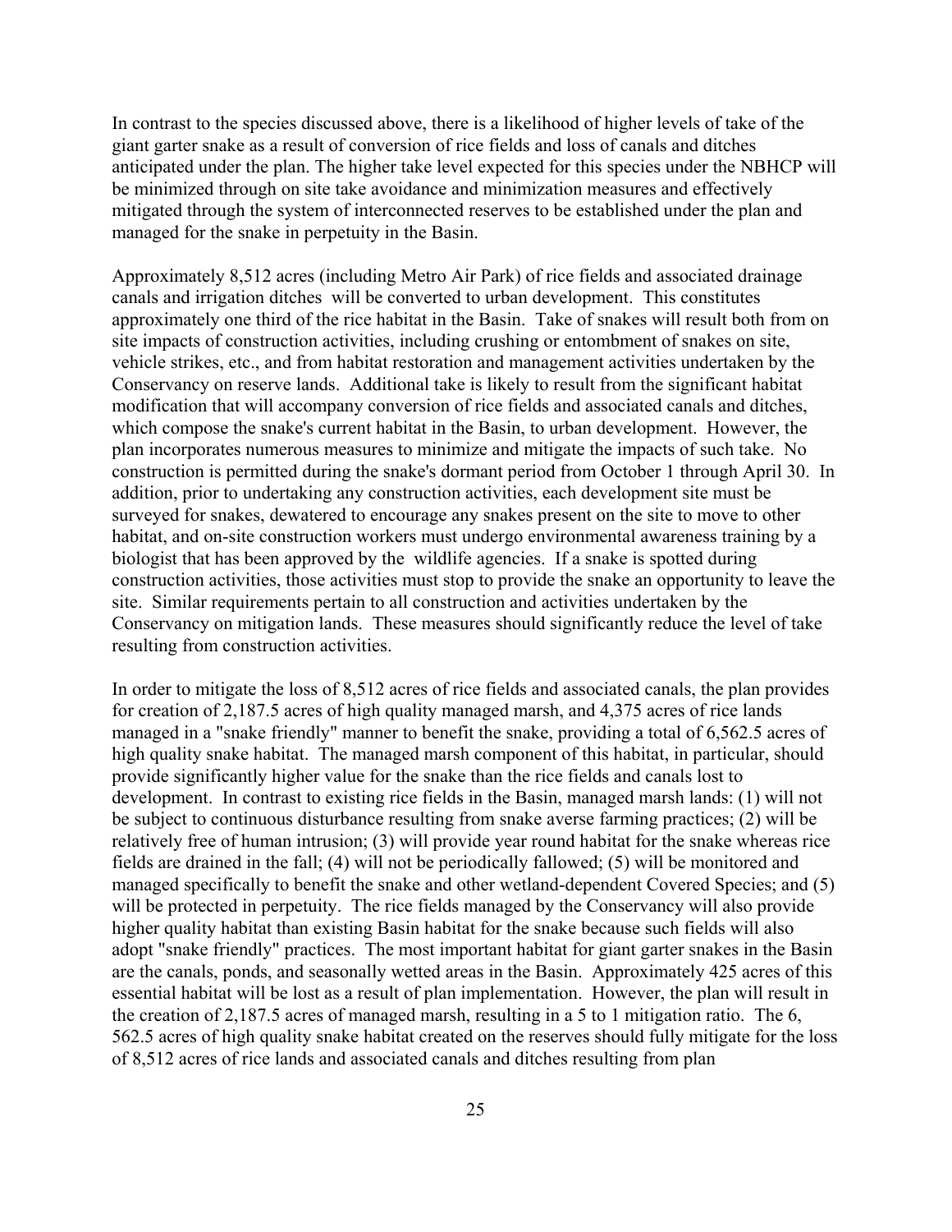In contrast to the species discussed above, there is a likelihood of higher levels of take of the giant garter snake as a result of conversion of rice fields and loss of canals and ditches anticipated under the plan. The higher take level expected for this species under the NBHCP will be minimized through on site take avoidance and minimization measures and effectively mitigated through the system of interconnected reserves to be established under the plan and managed for the snake in perpetuity in the Basin.

Approximately 8,512 acres (including Metro Air Park) of rice fields and associated drainage canals and irrigation ditches will be converted to urban development. This constitutes approximately one third of the rice habitat in the Basin. Take of snakes will result both from on site impacts of construction activities, including crushing or entombment of snakes on site, vehicle strikes, etc., and from habitat restoration and management activities undertaken by the Conservancy on reserve lands. Additional take is likely to result from the significant habitat modification that will accompany conversion of rice fields and associated canals and ditches, which compose the snake's current habitat in the Basin, to urban development. However, the plan incorporates numerous measures to minimize and mitigate the impacts of such take. No construction is permitted during the snake's dormant period from October 1 through April 30. In addition, prior to undertaking any construction activities, each development site must be surveyed for snakes, dewatered to encourage any snakes present on the site to move to other habitat, and on-site construction workers must undergo environmental awareness training by a biologist that has been approved by the wildlife agencies. If a snake is spotted during construction activities, those activities must stop to provide the snake an opportunity to leave the site. Similar requirements pertain to all construction and activities undertaken by the Conservancy on mitigation lands. These measures should significantly reduce the level of take resulting from construction activities.

In order to mitigate the loss of 8,512 acres of rice fields and associated canals, the plan provides for creation of 2,187.5 acres of high quality managed marsh, and 4,375 acres of rice lands managed in a "snake friendly" manner to benefit the snake, providing a total of 6,562.5 acres of high quality snake habitat. The managed marsh component of this habitat, in particular, should provide significantly higher value for the snake than the rice fields and canals lost to development. In contrast to existing rice fields in the Basin, managed marsh lands: (1) will not be subject to continuous disturbance resulting from snake averse farming practices; (2) will be relatively free of human intrusion; (3) will provide year round habitat for the snake whereas rice fields are drained in the fall; (4) will not be periodically fallowed; (5) will be monitored and managed specifically to benefit the snake and other wetland-dependent Covered Species; and (5) will be protected in perpetuity. The rice fields managed by the Conservancy will also provide higher quality habitat than existing Basin habitat for the snake because such fields will also adopt "snake friendly" practices. The most important habitat for giant garter snakes in the Basin are the canals, ponds, and seasonally wetted areas in the Basin. Approximately 425 acres of this essential habitat will be lost as a result of plan implementation. However, the plan will result in the creation of 2,187.5 acres of managed marsh, resulting in a 5 to 1 mitigation ratio. The 6, 562.5 acres of high quality snake habitat created on the reserves should fully mitigate for the loss of 8,512 acres of rice lands and associated canals and ditches resulting from plan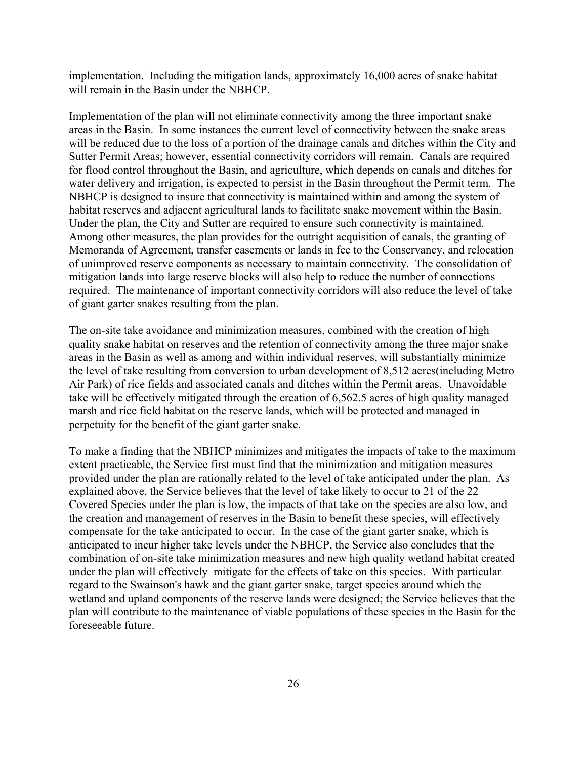implementation. Including the mitigation lands, approximately 16,000 acres of snake habitat will remain in the Basin under the NBHCP.

Implementation of the plan will not eliminate connectivity among the three important snake areas in the Basin. In some instances the current level of connectivity between the snake areas will be reduced due to the loss of a portion of the drainage canals and ditches within the City and Sutter Permit Areas; however, essential connectivity corridors will remain. Canals are required for flood control throughout the Basin, and agriculture, which depends on canals and ditches for water delivery and irrigation, is expected to persist in the Basin throughout the Permit term. The NBHCP is designed to insure that connectivity is maintained within and among the system of habitat reserves and adjacent agricultural lands to facilitate snake movement within the Basin. Under the plan, the City and Sutter are required to ensure such connectivity is maintained. Among other measures, the plan provides for the outright acquisition of canals, the granting of Memoranda of Agreement, transfer easements or lands in fee to the Conservancy, and relocation of unimproved reserve components as necessary to maintain connectivity. The consolidation of mitigation lands into large reserve blocks will also help to reduce the number of connections required. The maintenance of important connectivity corridors will also reduce the level of take of giant garter snakes resulting from the plan.

The on-site take avoidance and minimization measures, combined with the creation of high quality snake habitat on reserves and the retention of connectivity among the three major snake areas in the Basin as well as among and within individual reserves, will substantially minimize the level of take resulting from conversion to urban development of 8,512 acres(including Metro Air Park) of rice fields and associated canals and ditches within the Permit areas. Unavoidable take will be effectively mitigated through the creation of 6,562.5 acres of high quality managed marsh and rice field habitat on the reserve lands, which will be protected and managed in perpetuity for the benefit of the giant garter snake.

To make a finding that the NBHCP minimizes and mitigates the impacts of take to the maximum extent practicable, the Service first must find that the minimization and mitigation measures provided under the plan are rationally related to the level of take anticipated under the plan. As explained above, the Service believes that the level of take likely to occur to 21 of the 22 Covered Species under the plan is low, the impacts of that take on the species are also low, and the creation and management of reserves in the Basin to benefit these species, will effectively compensate for the take anticipated to occur. In the case of the giant garter snake, which is anticipated to incur higher take levels under the NBHCP, the Service also concludes that the combination of on-site take minimization measures and new high quality wetland habitat created under the plan will effectively mitigate for the effects of take on this species. With particular regard to the Swainson's hawk and the giant garter snake, target species around which the wetland and upland components of the reserve lands were designed; the Service believes that the plan will contribute to the maintenance of viable populations of these species in the Basin for the foreseeable future.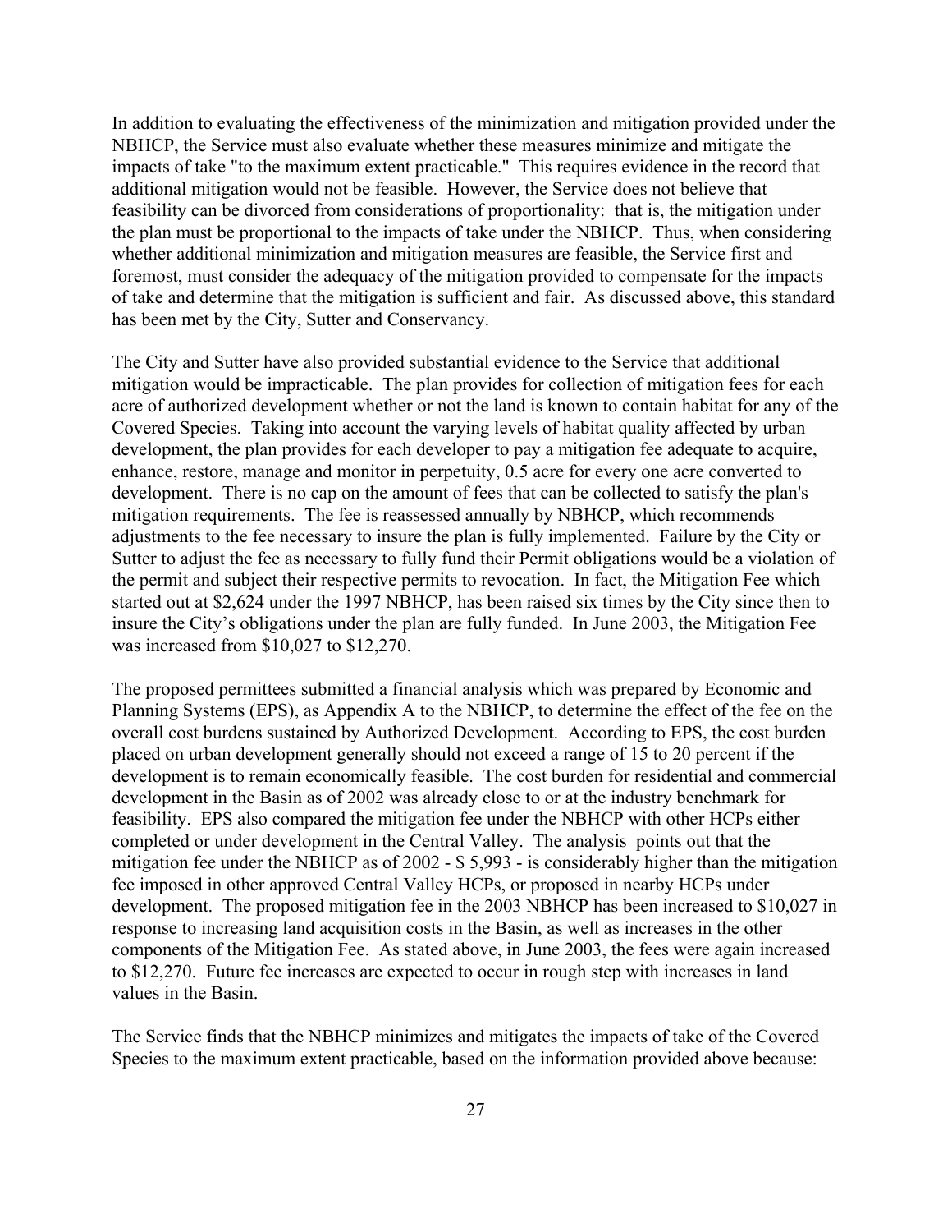In addition to evaluating the effectiveness of the minimization and mitigation provided under the NBHCP, the Service must also evaluate whether these measures minimize and mitigate the impacts of take "to the maximum extent practicable." This requires evidence in the record that additional mitigation would not be feasible. However, the Service does not believe that feasibility can be divorced from considerations of proportionality: that is, the mitigation under the plan must be proportional to the impacts of take under the NBHCP. Thus, when considering whether additional minimization and mitigation measures are feasible, the Service first and foremost, must consider the adequacy of the mitigation provided to compensate for the impacts of take and determine that the mitigation is sufficient and fair. As discussed above, this standard has been met by the City, Sutter and Conservancy.

The City and Sutter have also provided substantial evidence to the Service that additional mitigation would be impracticable. The plan provides for collection of mitigation fees for each acre of authorized development whether or not the land is known to contain habitat for any of the Covered Species. Taking into account the varying levels of habitat quality affected by urban development, the plan provides for each developer to pay a mitigation fee adequate to acquire, enhance, restore, manage and monitor in perpetuity, 0.5 acre for every one acre converted to development. There is no cap on the amount of fees that can be collected to satisfy the plan's mitigation requirements. The fee is reassessed annually by NBHCP, which recommends adjustments to the fee necessary to insure the plan is fully implemented. Failure by the City or Sutter to adjust the fee as necessary to fully fund their Permit obligations would be a violation of the permit and subject their respective permits to revocation. In fact, the Mitigation Fee which started out at $2,624 under the 1997 NBHCP, has been raised six times by the City since then to insure the City's obligations under the plan are fully funded. In June 2003, the Mitigation Fee was increased from $10,027 to $12,270.

The proposed permittees submitted a financial analysis which was prepared by Economic and Planning Systems (EPS), as Appendix A to the NBHCP, to determine the effect of the fee on the overall cost burdens sustained by Authorized Development. According to EPS, the cost burden placed on urban development generally should not exceed a range of 15 to 20 percent if the development is to remain economically feasible. The cost burden for residential and commercial development in the Basin as of 2002 was already close to or at the industry benchmark for feasibility. EPS also compared the mitigation fee under the NBHCP with other HCPs either completed or under development in the Central Valley. The analysis points out that the mitigation fee under the NBHCP as of 2002 - $ 5,993 - is considerably higher than the mitigation fee imposed in other approved Central Valley HCPs, or proposed in nearby HCPs under development. The proposed mitigation fee in the 2003 NBHCP has been increased to $10,027 in response to increasing land acquisition costs in the Basin, as well as increases in the other components of the Mitigation Fee. As stated above, in June 2003, the fees were again increased to $12,270. Future fee increases are expected to occur in rough step with increases in land values in the Basin.

The Service finds that the NBHCP minimizes and mitigates the impacts of take of the Covered Species to the maximum extent practicable, based on the information provided above because: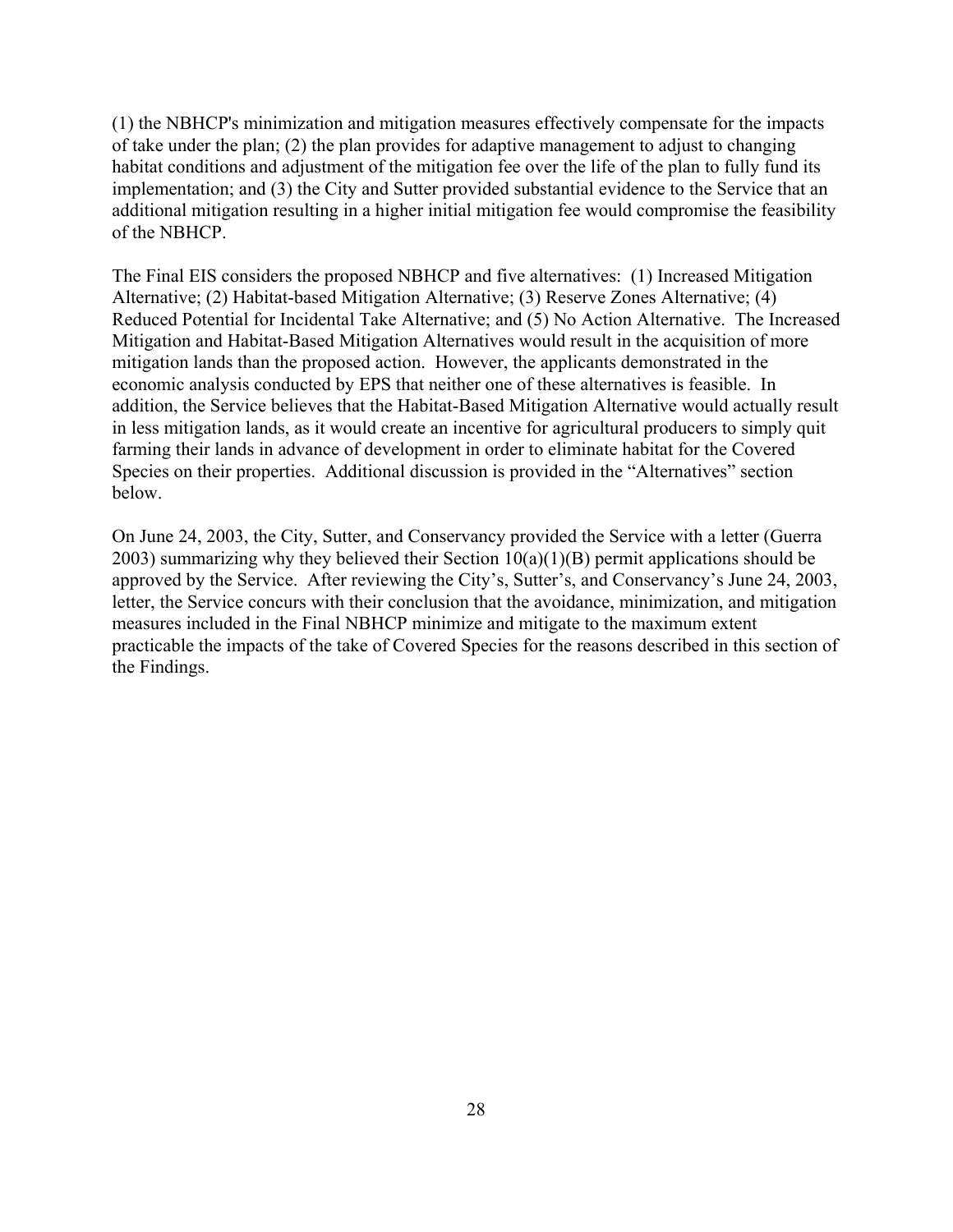(1) the NBHCP's minimization and mitigation measures effectively compensate for the impacts of take under the plan; (2) the plan provides for adaptive management to adjust to changing habitat conditions and adjustment of the mitigation fee over the life of the plan to fully fund its implementation; and (3) the City and Sutter provided substantial evidence to the Service that an additional mitigation resulting in a higher initial mitigation fee would compromise the feasibility of the NBHCP.

The Final EIS considers the proposed NBHCP and five alternatives: (1) Increased Mitigation Alternative; (2) Habitat-based Mitigation Alternative; (3) Reserve Zones Alternative; (4) Reduced Potential for Incidental Take Alternative; and (5) No Action Alternative. The Increased Mitigation and Habitat-Based Mitigation Alternatives would result in the acquisition of more mitigation lands than the proposed action. However, the applicants demonstrated in the economic analysis conducted by EPS that neither one of these alternatives is feasible. In addition, the Service believes that the Habitat-Based Mitigation Alternative would actually result in less mitigation lands, as it would create an incentive for agricultural producers to simply quit farming their lands in advance of development in order to eliminate habitat for the Covered Species on their properties. Additional discussion is provided in the "Alternatives" section below.

On June 24, 2003, the City, Sutter, and Conservancy provided the Service with a letter (Guerra 2003) summarizing why they believed their Section 10(a)(1)(B) permit applications should be approved by the Service. After reviewing the City's, Sutter's, and Conservancy's June 24, 2003, letter, the Service concurs with their conclusion that the avoidance, minimization, and mitigation measures included in the Final NBHCP minimize and mitigate to the maximum extent practicable the impacts of the take of Covered Species for the reasons described in this section of the Findings.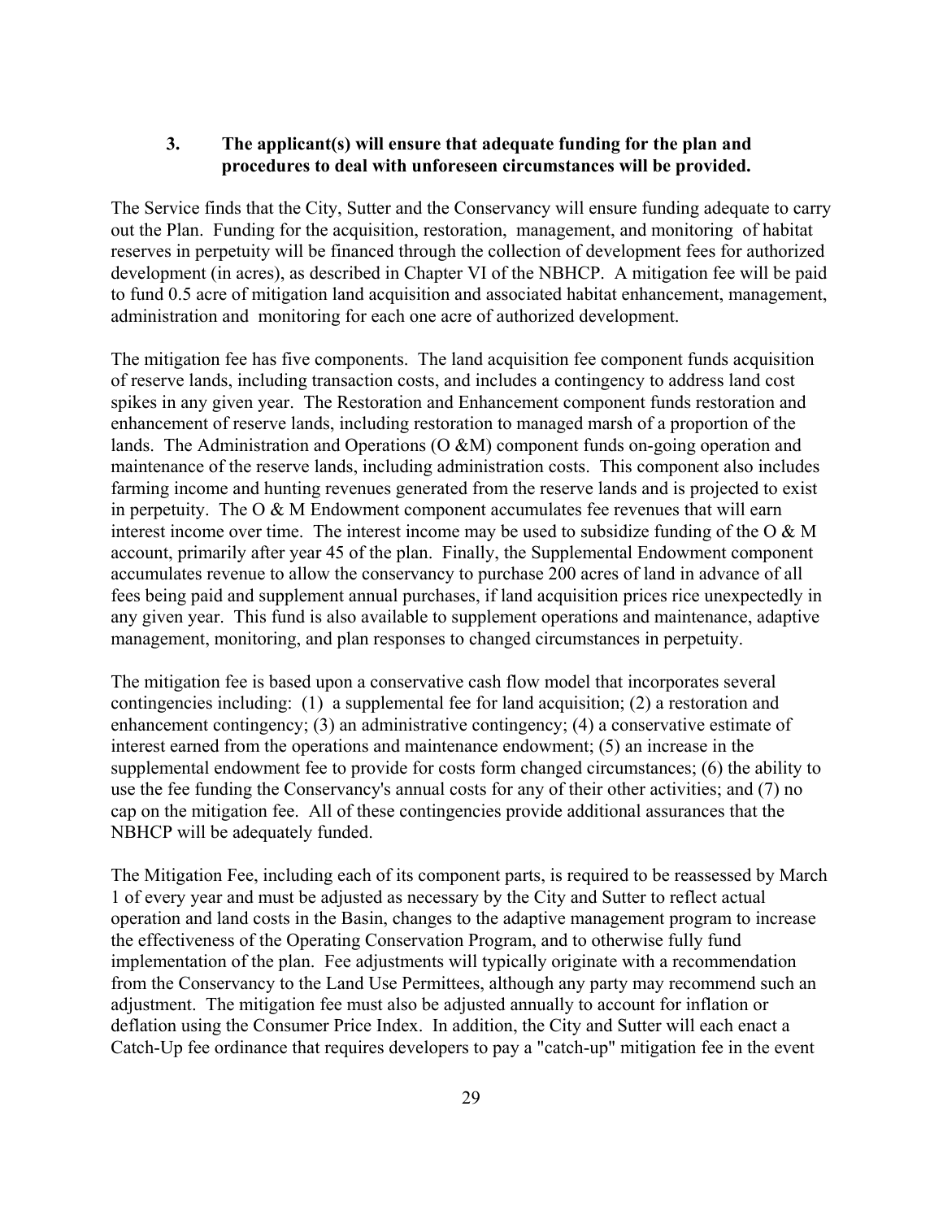### 3. The applicant(s) will ensure that adequate funding for the plan and procedures to deal with unforeseen circumstances will be provided.

The Service finds that the City, Sutter and the Conservancy will ensure funding adequate to carry out the Plan. Funding for the acquisition, restoration, management, and monitoring of habitat reserves in perpetuity will be financed through the collection of development fees for authorized development (in acres), as described in Chapter VI of the NBHCP. A mitigation fee will be paid to fund 0.5 acre of mitigation land acquisition and associated habitat enhancement, management, administration and monitoring for each one acre of authorized development.

The mitigation fee has five components. The land acquisition fee component funds acquisition of reserve lands, including transaction costs, and includes a contingency to address land cost spikes in any given year. The Restoration and Enhancement component funds restoration and enhancement of reserve lands, including restoration to managed marsh of a proportion of the lands. The Administration and Operations (O &M) component funds on-going operation and maintenance of the reserve lands, including administration costs. This component also includes farming income and hunting revenues generated from the reserve lands and is projected to exist in perpetuity. The O & M Endowment component accumulates fee revenues that will earn interest income over time. The interest income may be used to subsidize funding of the O & M account, primarily after year 45 of the plan. Finally, the Supplemental Endowment component accumulates revenue to allow the conservancy to purchase 200 acres of land in advance of all fees being paid and supplement annual purchases, if land acquisition prices rice unexpectedly in any given year. This fund is also available to supplement operations and maintenance, adaptive management, monitoring, and plan responses to changed circumstances in perpetuity.

The mitigation fee is based upon a conservative cash flow model that incorporates several contingencies including: (1) a supplemental fee for land acquisition; (2) a restoration and enhancement contingency; (3) an administrative contingency; (4) a conservative estimate of interest earned from the operations and maintenance endowment; (5) an increase in the supplemental endowment fee to provide for costs form changed circumstances; (6) the ability to use the fee funding the Conservancy's annual costs for any of their other activities; and (7) no cap on the mitigation fee. All of these contingencies provide additional assurances that the NBHCP will be adequately funded.

The Mitigation Fee, including each of its component parts, is required to be reassessed by March 1 of every year and must be adjusted as necessary by the City and Sutter to reflect actual operation and land costs in the Basin, changes to the adaptive management program to increase the effectiveness of the Operating Conservation Program, and to otherwise fully fund implementation of the plan. Fee adjustments will typically originate with a recommendation from the Conservancy to the Land Use Permittees, although any party may recommend such an adjustment. The mitigation fee must also be adjusted annually to account for inflation or deflation using the Consumer Price Index. In addition, the City and Sutter will each enact a Catch-Up fee ordinance that requires developers to pay a "catch-up" mitigation fee in the event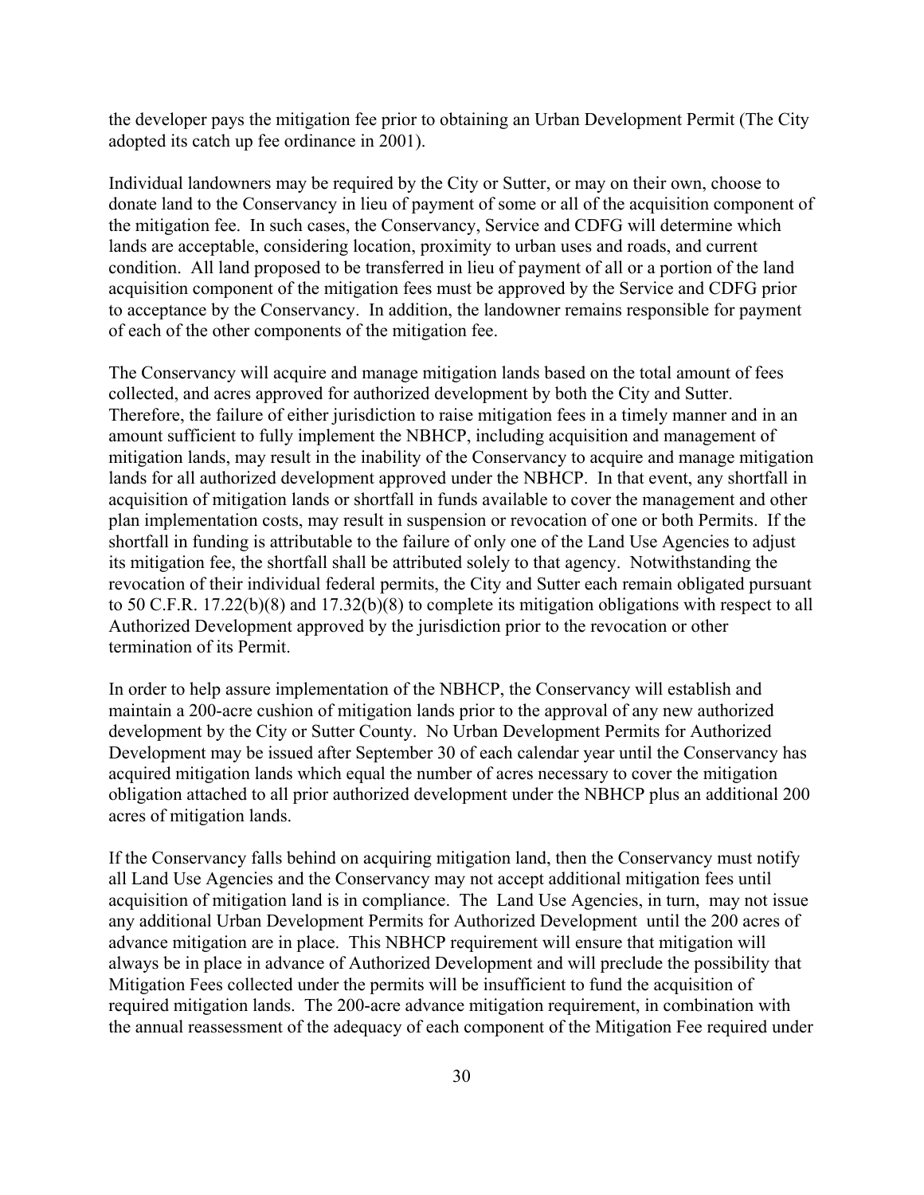the developer pays the mitigation fee prior to obtaining an Urban Development Permit (The City adopted its catch up fee ordinance in 2001).

Individual landowners may be required by the City or Sutter, or may on their own, choose to donate land to the Conservancy in lieu of payment of some or all of the acquisition component of the mitigation fee. In such cases, the Conservancy, Service and CDFG will determine which lands are acceptable, considering location, proximity to urban uses and roads, and current condition. All land proposed to be transferred in lieu of payment of all or a portion of the land acquisition component of the mitigation fees must be approved by the Service and CDFG prior to acceptance by the Conservancy. In addition, the landowner remains responsible for payment of each of the other components of the mitigation fee.

The Conservancy will acquire and manage mitigation lands based on the total amount of fees collected, and acres approved for authorized development by both the City and Sutter. Therefore, the failure of either jurisdiction to raise mitigation fees in a timely manner and in an amount sufficient to fully implement the NBHCP, including acquisition and management of mitigation lands, may result in the inability of the Conservancy to acquire and manage mitigation lands for all authorized development approved under the NBHCP. In that event, any shortfall in acquisition of mitigation lands or shortfall in funds available to cover the management and other plan implementation costs, may result in suspension or revocation of one or both Permits. If the shortfall in funding is attributable to the failure of only one of the Land Use Agencies to adjust its mitigation fee, the shortfall shall be attributed solely to that agency. Notwithstanding the revocation of their individual federal permits, the City and Sutter each remain obligated pursuant to 50 C.F.R. 17.22(b)(8) and 17.32(b)(8) to complete its mitigation obligations with respect to all Authorized Development approved by the jurisdiction prior to the revocation or other termination of its Permit.

In order to help assure implementation of the NBHCP, the Conservancy will establish and maintain a 200-acre cushion of mitigation lands prior to the approval of any new authorized development by the City or Sutter County. No Urban Development Permits for Authorized Development may be issued after September 30 of each calendar year until the Conservancy has acquired mitigation lands which equal the number of acres necessary to cover the mitigation obligation attached to all prior authorized development under the NBHCP plus an additional 200 acres of mitigation lands.

If the Conservancy falls behind on acquiring mitigation land, then the Conservancy must notify all Land Use Agencies and the Conservancy may not accept additional mitigation fees until acquisition of mitigation land is in compliance. The Land Use Agencies, in turn, may not issue any additional Urban Development Permits for Authorized Development until the 200 acres of advance mitigation are in place. This NBHCP requirement will ensure that mitigation will always be in place in advance of Authorized Development and will preclude the possibility that Mitigation Fees collected under the permits will be insufficient to fund the acquisition of required mitigation lands. The 200-acre advance mitigation requirement, in combination with the annual reassessment of the adequacy of each component of the Mitigation Fee required under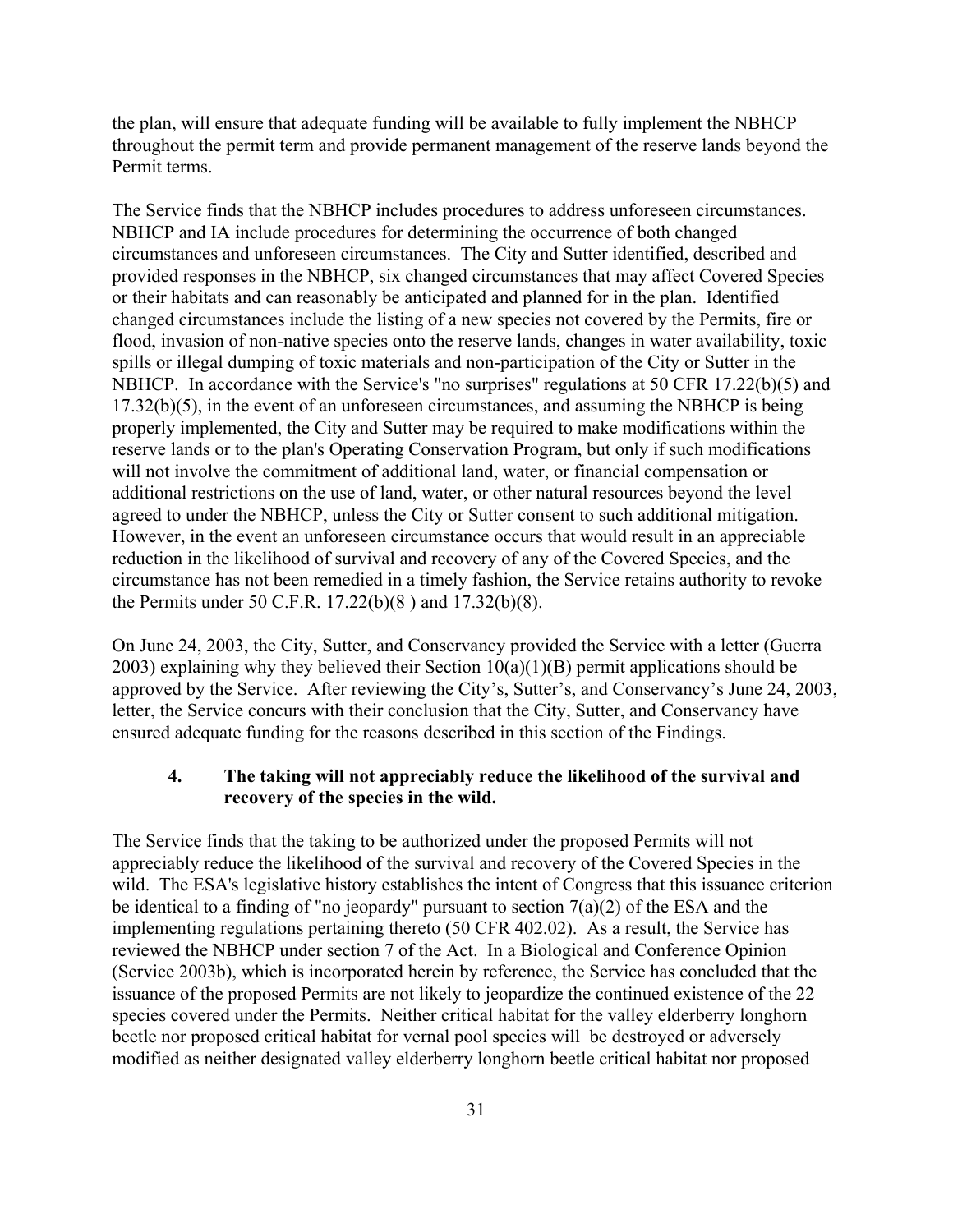the plan, will ensure that adequate funding will be available to fully implement the NBHCP throughout the permit term and provide permanent management of the reserve lands beyond the Permit terms.

The Service finds that the NBHCP includes procedures to address unforeseen circumstances. NBHCP and IA include procedures for determining the occurrence of both changed circumstances and unforeseen circumstances. The City and Sutter identified, described and provided responses in the NBHCP, six changed circumstances that may affect Covered Species or their habitats and can reasonably be anticipated and planned for in the plan. Identified changed circumstances include the listing of a new species not covered by the Permits, fire or flood, invasion of non-native species onto the reserve lands, changes in water availability, toxic spills or illegal dumping of toxic materials and non-participation of the City or Sutter in the NBHCP. In accordance with the Service's "no surprises" regulations at 50 CFR 17.22(b)(5) and 17.32(b)(5), in the event of an unforeseen circumstances, and assuming the NBHCP is being properly implemented, the City and Sutter may be required to make modifications within the reserve lands or to the plan's Operating Conservation Program, but only if such modifications will not involve the commitment of additional land, water, or financial compensation or additional restrictions on the use of land, water, or other natural resources beyond the level agreed to under the NBHCP, unless the City or Sutter consent to such additional mitigation. However, in the event an unforeseen circumstance occurs that would result in an appreciable reduction in the likelihood of survival and recovery of any of the Covered Species, and the circumstance has not been remedied in a timely fashion, the Service retains authority to revoke the Permits under 50 C.F.R. 17.22(b)(8 ) and 17.32(b)(8).

On June 24, 2003, the City, Sutter, and Conservancy provided the Service with a letter (Guerra 2003) explaining why they believed their Section 10(a)(1)(B) permit applications should be approved by the Service. After reviewing the City's, Sutter's, and Conservancy's June 24, 2003, letter, the Service concurs with their conclusion that the City, Sutter, and Conservancy have ensured adequate funding for the reasons described in this section of the Findings.

### 4. The taking will not appreciably reduce the likelihood of the survival and recovery of the species in the wild.

The Service finds that the taking to be authorized under the proposed Permits will not appreciably reduce the likelihood of the survival and recovery of the Covered Species in the wild. The ESA's legislative history establishes the intent of Congress that this issuance criterion be identical to a finding of "no jeopardy" pursuant to section 7(a)(2) of the ESA and the implementing regulations pertaining thereto (50 CFR 402.02). As a result, the Service has reviewed the NBHCP under section 7 of the Act. In a Biological and Conference Opinion (Service 2003b), which is incorporated herein by reference, the Service has concluded that the issuance of the proposed Permits are not likely to jeopardize the continued existence of the 22 species covered under the Permits. Neither critical habitat for the valley elderberry longhorn beetle nor proposed critical habitat for vernal pool species will be destroyed or adversely modified as neither designated valley elderberry longhorn beetle critical habitat nor proposed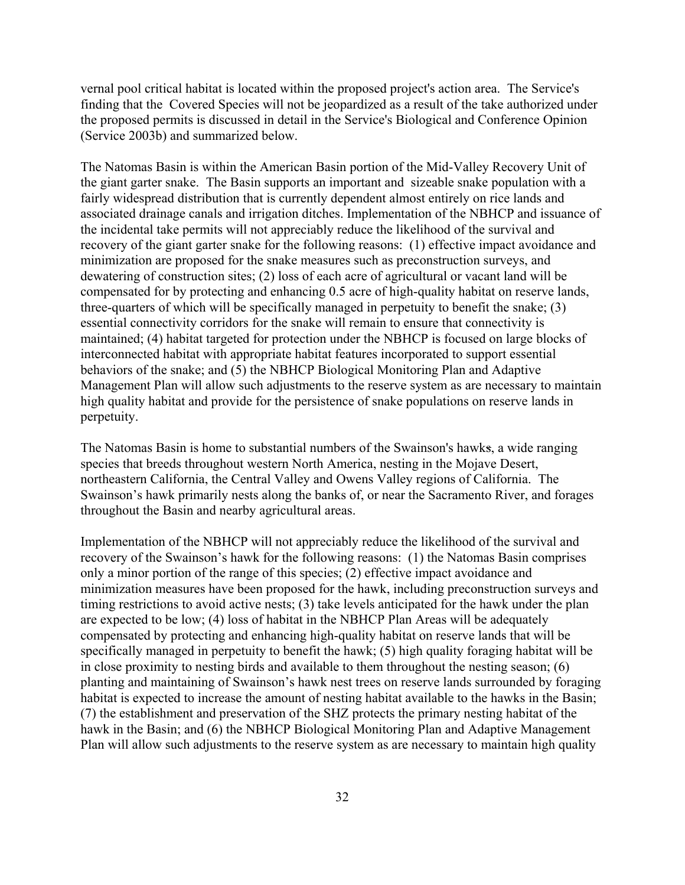vernal pool critical habitat is located within the proposed project's action area. The Service's finding that the Covered Species will not be jeopardized as a result of the take authorized under the proposed permits is discussed in detail in the Service's Biological and Conference Opinion (Service 2003b) and summarized below.

The Natomas Basin is within the American Basin portion of the Mid-Valley Recovery Unit of the giant garter snake. The Basin supports an important and sizeable snake population with a fairly widespread distribution that is currently dependent almost entirely on rice lands and associated drainage canals and irrigation ditches. Implementation of the NBHCP and issuance of the incidental take permits will not appreciably reduce the likelihood of the survival and recovery of the giant garter snake for the following reasons: (1) effective impact avoidance and minimization are proposed for the snake measures such as preconstruction surveys, and dewatering of construction sites; (2) loss of each acre of agricultural or vacant land will be compensated for by protecting and enhancing 0.5 acre of high-quality habitat on reserve lands, three-quarters of which will be specifically managed in perpetuity to benefit the snake; (3) essential connectivity corridors for the snake will remain to ensure that connectivity is maintained; (4) habitat targeted for protection under the NBHCP is focused on large blocks of interconnected habitat with appropriate habitat features incorporated to support essential behaviors of the snake; and (5) the NBHCP Biological Monitoring Plan and Adaptive Management Plan will allow such adjustments to the reserve system as are necessary to maintain high quality habitat and provide for the persistence of snake populations on reserve lands in perpetuity.

The Natomas Basin is home to substantial numbers of the Swainson's hawks, a wide ranging species that breeds throughout western North America, nesting in the Mojave Desert, northeastern California, the Central Valley and Owens Valley regions of California. The Swainson's hawk primarily nests along the banks of, or near the Sacramento River, and forages throughout the Basin and nearby agricultural areas.

Implementation of the NBHCP will not appreciably reduce the likelihood of the survival and recovery of the Swainson's hawk for the following reasons: (1) the Natomas Basin comprises only a minor portion of the range of this species; (2) effective impact avoidance and minimization measures have been proposed for the hawk, including preconstruction surveys and timing restrictions to avoid active nests; (3) take levels anticipated for the hawk under the plan are expected to be low; (4) loss of habitat in the NBHCP Plan Areas will be adequately compensated by protecting and enhancing high-quality habitat on reserve lands that will be specifically managed in perpetuity to benefit the hawk; (5) high quality foraging habitat will be in close proximity to nesting birds and available to them throughout the nesting season; (6) planting and maintaining of Swainson's hawk nest trees on reserve lands surrounded by foraging habitat is expected to increase the amount of nesting habitat available to the hawks in the Basin; (7) the establishment and preservation of the SHZ protects the primary nesting habitat of the hawk in the Basin; and (6) the NBHCP Biological Monitoring Plan and Adaptive Management Plan will allow such adjustments to the reserve system as are necessary to maintain high quality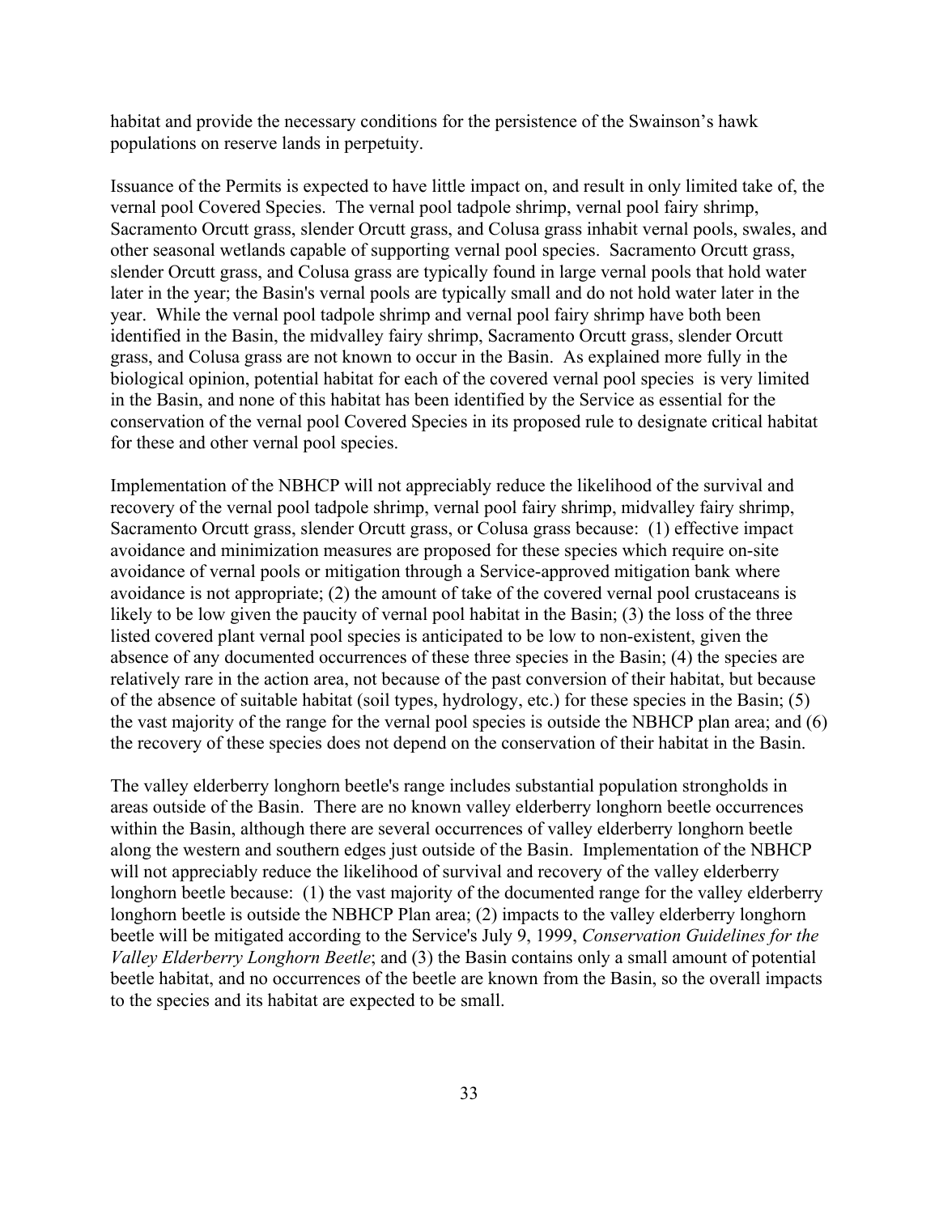habitat and provide the necessary conditions for the persistence of the Swainson's hawk populations on reserve lands in perpetuity.

Issuance of the Permits is expected to have little impact on, and result in only limited take of, the vernal pool Covered Species. The vernal pool tadpole shrimp, vernal pool fairy shrimp, Sacramento Orcutt grass, slender Orcutt grass, and Colusa grass inhabit vernal pools, swales, and other seasonal wetlands capable of supporting vernal pool species. Sacramento Orcutt grass, slender Orcutt grass, and Colusa grass are typically found in large vernal pools that hold water later in the year; the Basin's vernal pools are typically small and do not hold water later in the year. While the vernal pool tadpole shrimp and vernal pool fairy shrimp have both been identified in the Basin, the midvalley fairy shrimp, Sacramento Orcutt grass, slender Orcutt grass, and Colusa grass are not known to occur in the Basin. As explained more fully in the biological opinion, potential habitat for each of the covered vernal pool species is very limited in the Basin, and none of this habitat has been identified by the Service as essential for the conservation of the vernal pool Covered Species in its proposed rule to designate critical habitat for these and other vernal pool species.

Implementation of the NBHCP will not appreciably reduce the likelihood of the survival and recovery of the vernal pool tadpole shrimp, vernal pool fairy shrimp, midvalley fairy shrimp, Sacramento Orcutt grass, slender Orcutt grass, or Colusa grass because: (1) effective impact avoidance and minimization measures are proposed for these species which require on-site avoidance of vernal pools or mitigation through a Service-approved mitigation bank where avoidance is not appropriate; (2) the amount of take of the covered vernal pool crustaceans is likely to be low given the paucity of vernal pool habitat in the Basin; (3) the loss of the three listed covered plant vernal pool species is anticipated to be low to non-existent, given the absence of any documented occurrences of these three species in the Basin; (4) the species are relatively rare in the action area, not because of the past conversion of their habitat, but because of the absence of suitable habitat (soil types, hydrology, etc.) for these species in the Basin; (5) the vast majority of the range for the vernal pool species is outside the NBHCP plan area; and (6) the recovery of these species does not depend on the conservation of their habitat in the Basin.

The valley elderberry longhorn beetle's range includes substantial population strongholds in areas outside of the Basin. There are no known valley elderberry longhorn beetle occurrences within the Basin, although there are several occurrences of valley elderberry longhorn beetle along the western and southern edges just outside of the Basin. Implementation of the NBHCP will not appreciably reduce the likelihood of survival and recovery of the valley elderberry longhorn beetle because: (1) the vast majority of the documented range for the valley elderberry longhorn beetle is outside the NBHCP Plan area; (2) impacts to the valley elderberry longhorn beetle will be mitigated according to the Service's July 9, 1999, *Conservation Guidelines for the Valley Elderberry Longhorn Beetle*; and (3) the Basin contains only a small amount of potential beetle habitat, and no occurrences of the beetle are known from the Basin, so the overall impacts to the species and its habitat are expected to be small.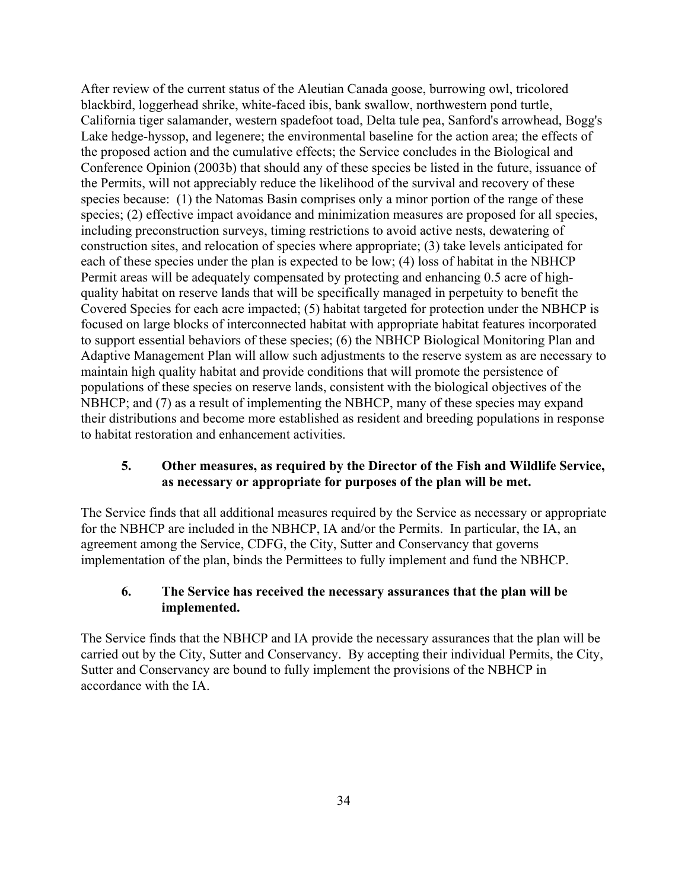After review of the current status of the Aleutian Canada goose, burrowing owl, tricolored blackbird, loggerhead shrike, white-faced ibis, bank swallow, northwestern pond turtle, California tiger salamander, western spadefoot toad, Delta tule pea, Sanford's arrowhead, Bogg's Lake hedge-hyssop, and legenere; the environmental baseline for the action area; the effects of the proposed action and the cumulative effects; the Service concludes in the Biological and Conference Opinion (2003b) that should any of these species be listed in the future, issuance of the Permits, will not appreciably reduce the likelihood of the survival and recovery of these species because: (1) the Natomas Basin comprises only a minor portion of the range of these species; (2) effective impact avoidance and minimization measures are proposed for all species, including preconstruction surveys, timing restrictions to avoid active nests, dewatering of construction sites, and relocation of species where appropriate; (3) take levels anticipated for each of these species under the plan is expected to be low; (4) loss of habitat in the NBHCP Permit areas will be adequately compensated by protecting and enhancing 0.5 acre of high-quality habitat on reserve lands that will be specifically managed in perpetuity to benefit the Covered Species for each acre impacted; (5) habitat targeted for protection under the NBHCP is focused on large blocks of interconnected habitat with appropriate habitat features incorporated to support essential behaviors of these species; (6) the NBHCP Biological Monitoring Plan and Adaptive Management Plan will allow such adjustments to the reserve system as are necessary to maintain high quality habitat and provide conditions that will promote the persistence of populations of these species on reserve lands, consistent with the biological objectives of the NBHCP; and (7) as a result of implementing the NBHCP, many of these species may expand their distributions and become more established as resident and breeding populations in response to habitat restoration and enhancement activities.

### 5. Other measures, as required by the Director of the Fish and Wildlife Service, as necessary or appropriate for purposes of the plan will be met.

The Service finds that all additional measures required by the Service as necessary or appropriate for the NBHCP are included in the NBHCP, IA and/or the Permits. In particular, the IA, an agreement among the Service, CDFG, the City, Sutter and Conservancy that governs implementation of the plan, binds the Permittees to fully implement and fund the NBHCP.

### 6. The Service has received the necessary assurances that the plan will be implemented.

The Service finds that the NBHCP and IA provide the necessary assurances that the plan will be carried out by the City, Sutter and Conservancy. By accepting their individual Permits, the City, Sutter and Conservancy are bound to fully implement the provisions of the NBHCP in accordance with the IA.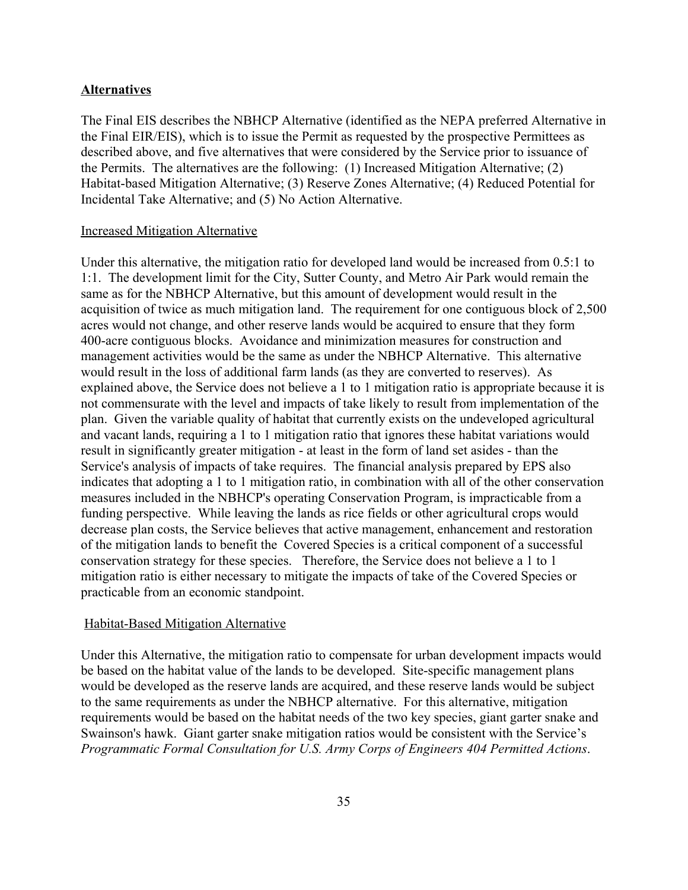**Alternatives**

The Final EIS describes the NBHCP Alternative (identified as the NEPA preferred Alternative in the Final EIR/EIS), which is to issue the Permit as requested by the prospective Permittees as described above, and five alternatives that were considered by the Service prior to issuance of the Permits. The alternatives are the following: (1) Increased Mitigation Alternative; (2) Habitat-based Mitigation Alternative; (3) Reserve Zones Alternative; (4) Reduced Potential for Incidental Take Alternative; and (5) No Action Alternative.

Increased Mitigation Alternative

Under this alternative, the mitigation ratio for developed land would be increased from 0.5:1 to 1:1. The development limit for the City, Sutter County, and Metro Air Park would remain the same as for the NBHCP Alternative, but this amount of development would result in the acquisition of twice as much mitigation land. The requirement for one contiguous block of 2,500 acres would not change, and other reserve lands would be acquired to ensure that they form 400-acre contiguous blocks. Avoidance and minimization measures for construction and management activities would be the same as under the NBHCP Alternative. This alternative would result in the loss of additional farm lands (as they are converted to reserves). As explained above, the Service does not believe a 1 to 1 mitigation ratio is appropriate because it is not commensurate with the level and impacts of take likely to result from implementation of the plan. Given the variable quality of habitat that currently exists on the undeveloped agricultural and vacant lands, requiring a 1 to 1 mitigation ratio that ignores these habitat variations would result in significantly greater mitigation - at least in the form of land set asides - than the Service's analysis of impacts of take requires. The financial analysis prepared by EPS also indicates that adopting a 1 to 1 mitigation ratio, in combination with all of the other conservation measures included in the NBHCP's operating Conservation Program, is impracticable from a funding perspective. While leaving the lands as rice fields or other agricultural crops would decrease plan costs, the Service believes that active management, enhancement and restoration of the mitigation lands to benefit the Covered Species is a critical component of a successful conservation strategy for these species. Therefore, the Service does not believe a 1 to 1 mitigation ratio is either necessary to mitigate the impacts of take of the Covered Species or practicable from an economic standpoint.

Habitat-Based Mitigation Alternative

Under this Alternative, the mitigation ratio to compensate for urban development impacts would be based on the habitat value of the lands to be developed. Site-specific management plans would be developed as the reserve lands are acquired, and these reserve lands would be subject to the same requirements as under the NBHCP alternative. For this alternative, mitigation requirements would be based on the habitat needs of the two key species, giant garter snake and Swainson's hawk. Giant garter snake mitigation ratios would be consistent with the Service's *Programmatic Formal Consultation for U.S. Army Corps of Engineers 404 Permitted Actions*.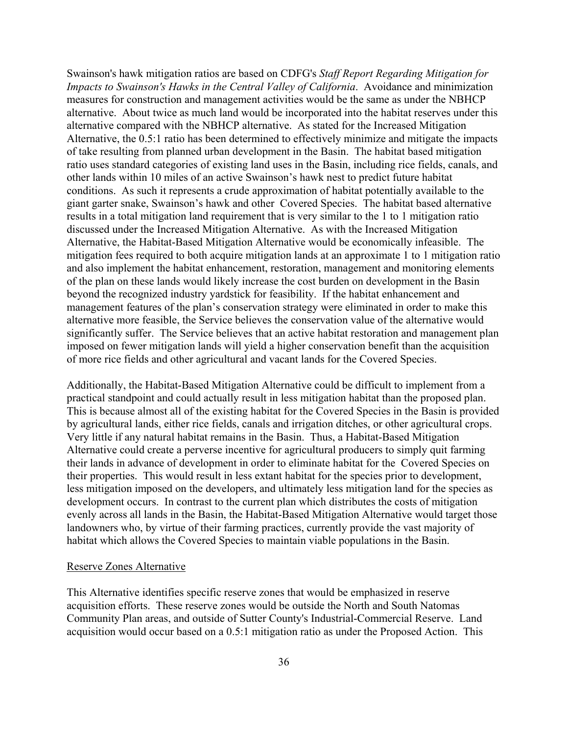Swainson's hawk mitigation ratios are based on CDFG's *Staff Report Regarding Mitigation for Impacts to Swainson's Hawks in the Central Valley of California*. Avoidance and minimization measures for construction and management activities would be the same as under the NBHCP alternative. About twice as much land would be incorporated into the habitat reserves under this alternative compared with the NBHCP alternative. As stated for the Increased Mitigation Alternative, the 0.5:1 ratio has been determined to effectively minimize and mitigate the impacts of take resulting from planned urban development in the Basin. The habitat based mitigation ratio uses standard categories of existing land uses in the Basin, including rice fields, canals, and other lands within 10 miles of an active Swainson's hawk nest to predict future habitat conditions. As such it represents a crude approximation of habitat potentially available to the giant garter snake, Swainson's hawk and other Covered Species. The habitat based alternative results in a total mitigation land requirement that is very similar to the 1 to 1 mitigation ratio discussed under the Increased Mitigation Alternative. As with the Increased Mitigation Alternative, the Habitat-Based Mitigation Alternative would be economically infeasible. The mitigation fees required to both acquire mitigation lands at an approximate 1 to 1 mitigation ratio and also implement the habitat enhancement, restoration, management and monitoring elements of the plan on these lands would likely increase the cost burden on development in the Basin beyond the recognized industry yardstick for feasibility. If the habitat enhancement and management features of the plan's conservation strategy were eliminated in order to make this alternative more feasible, the Service believes the conservation value of the alternative would significantly suffer. The Service believes that an active habitat restoration and management plan imposed on fewer mitigation lands will yield a higher conservation benefit than the acquisition of more rice fields and other agricultural and vacant lands for the Covered Species.

Additionally, the Habitat-Based Mitigation Alternative could be difficult to implement from a practical standpoint and could actually result in less mitigation habitat than the proposed plan. This is because almost all of the existing habitat for the Covered Species in the Basin is provided by agricultural lands, either rice fields, canals and irrigation ditches, or other agricultural crops. Very little if any natural habitat remains in the Basin. Thus, a Habitat-Based Mitigation Alternative could create a perverse incentive for agricultural producers to simply quit farming their lands in advance of development in order to eliminate habitat for the Covered Species on their properties. This would result in less extant habitat for the species prior to development, less mitigation imposed on the developers, and ultimately less mitigation land for the species as development occurs. In contrast to the current plan which distributes the costs of mitigation evenly across all lands in the Basin, the Habitat-Based Mitigation Alternative would target those landowners who, by virtue of their farming practices, currently provide the vast majority of habitat which allows the Covered Species to maintain viable populations in the Basin.

Reserve Zones Alternative

This Alternative identifies specific reserve zones that would be emphasized in reserve acquisition efforts. These reserve zones would be outside the North and South Natomas Community Plan areas, and outside of Sutter County's Industrial-Commercial Reserve. Land acquisition would occur based on a 0.5:1 mitigation ratio as under the Proposed Action. This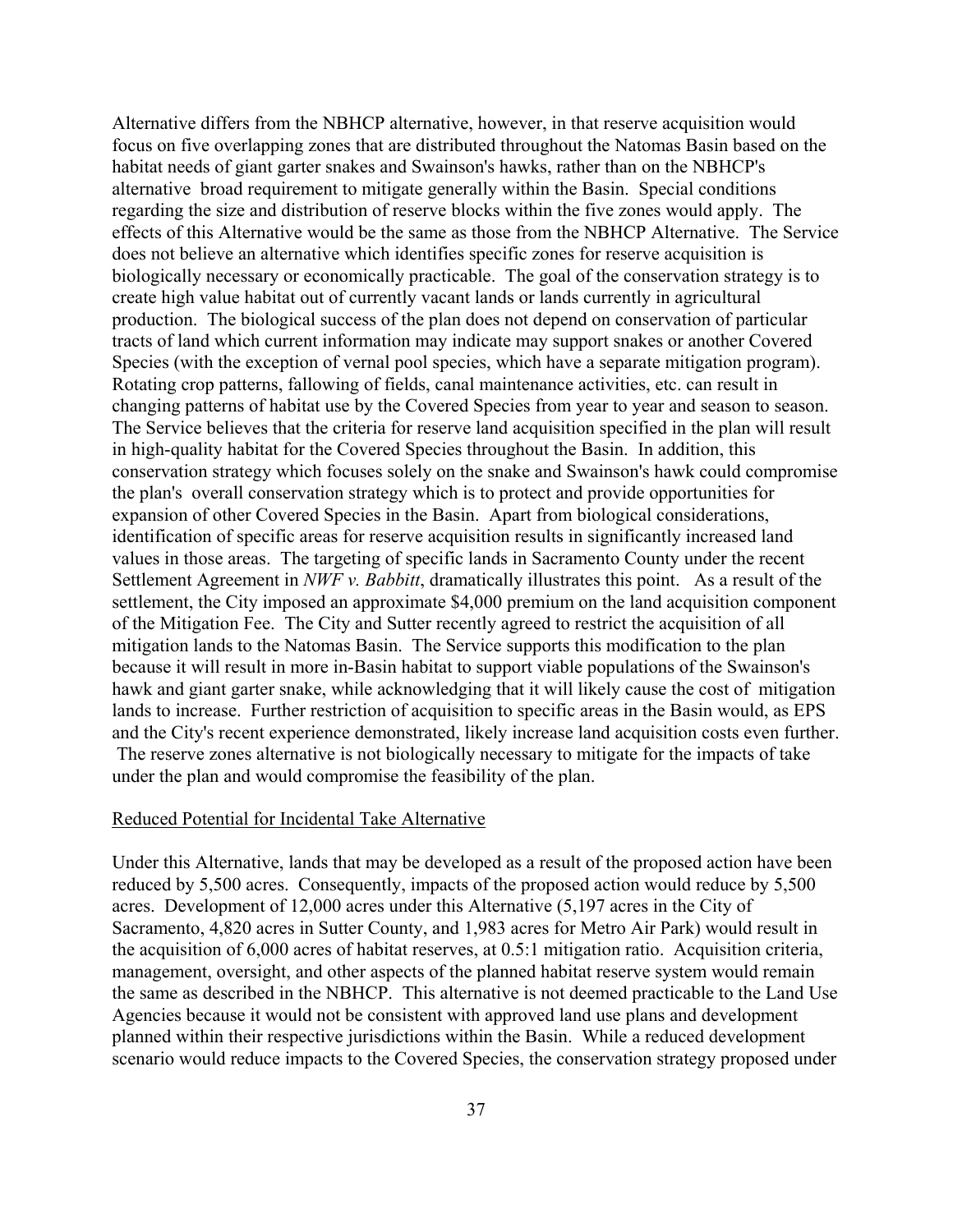Alternative differs from the NBHCP alternative, however, in that reserve acquisition would focus on five overlapping zones that are distributed throughout the Natomas Basin based on the habitat needs of giant garter snakes and Swainson's hawks, rather than on the NBHCP's alternative broad requirement to mitigate generally within the Basin. Special conditions regarding the size and distribution of reserve blocks within the five zones would apply. The effects of this Alternative would be the same as those from the NBHCP Alternative. The Service does not believe an alternative which identifies specific zones for reserve acquisition is biologically necessary or economically practicable. The goal of the conservation strategy is to create high value habitat out of currently vacant lands or lands currently in agricultural production. The biological success of the plan does not depend on conservation of particular tracts of land which current information may indicate may support snakes or another Covered Species (with the exception of vernal pool species, which have a separate mitigation program). Rotating crop patterns, fallowing of fields, canal maintenance activities, etc. can result in changing patterns of habitat use by the Covered Species from year to year and season to season. The Service believes that the criteria for reserve land acquisition specified in the plan will result in high-quality habitat for the Covered Species throughout the Basin. In addition, this conservation strategy which focuses solely on the snake and Swainson's hawk could compromise the plan's overall conservation strategy which is to protect and provide opportunities for expansion of other Covered Species in the Basin. Apart from biological considerations, identification of specific areas for reserve acquisition results in significantly increased land values in those areas. The targeting of specific lands in Sacramento County under the recent Settlement Agreement in *NWF v. Babbitt*, dramatically illustrates this point. As a result of the settlement, the City imposed an approximate $4,000 premium on the land acquisition component of the Mitigation Fee. The City and Sutter recently agreed to restrict the acquisition of all mitigation lands to the Natomas Basin. The Service supports this modification to the plan because it will result in more in-Basin habitat to support viable populations of the Swainson's hawk and giant garter snake, while acknowledging that it will likely cause the cost of mitigation lands to increase. Further restriction of acquisition to specific areas in the Basin would, as EPS and the City's recent experience demonstrated, likely increase land acquisition costs even further. The reserve zones alternative is not biologically necessary to mitigate for the impacts of take under the plan and would compromise the feasibility of the plan.

Reduced Potential for Incidental Take Alternative

Under this Alternative, lands that may be developed as a result of the proposed action have been reduced by 5,500 acres. Consequently, impacts of the proposed action would reduce by 5,500 acres. Development of 12,000 acres under this Alternative (5,197 acres in the City of Sacramento, 4,820 acres in Sutter County, and 1,983 acres for Metro Air Park) would result in the acquisition of 6,000 acres of habitat reserves, at 0.5:1 mitigation ratio. Acquisition criteria, management, oversight, and other aspects of the planned habitat reserve system would remain the same as described in the NBHCP. This alternative is not deemed practicable to the Land Use Agencies because it would not be consistent with approved land use plans and development planned within their respective jurisdictions within the Basin. While a reduced development scenario would reduce impacts to the Covered Species, the conservation strategy proposed under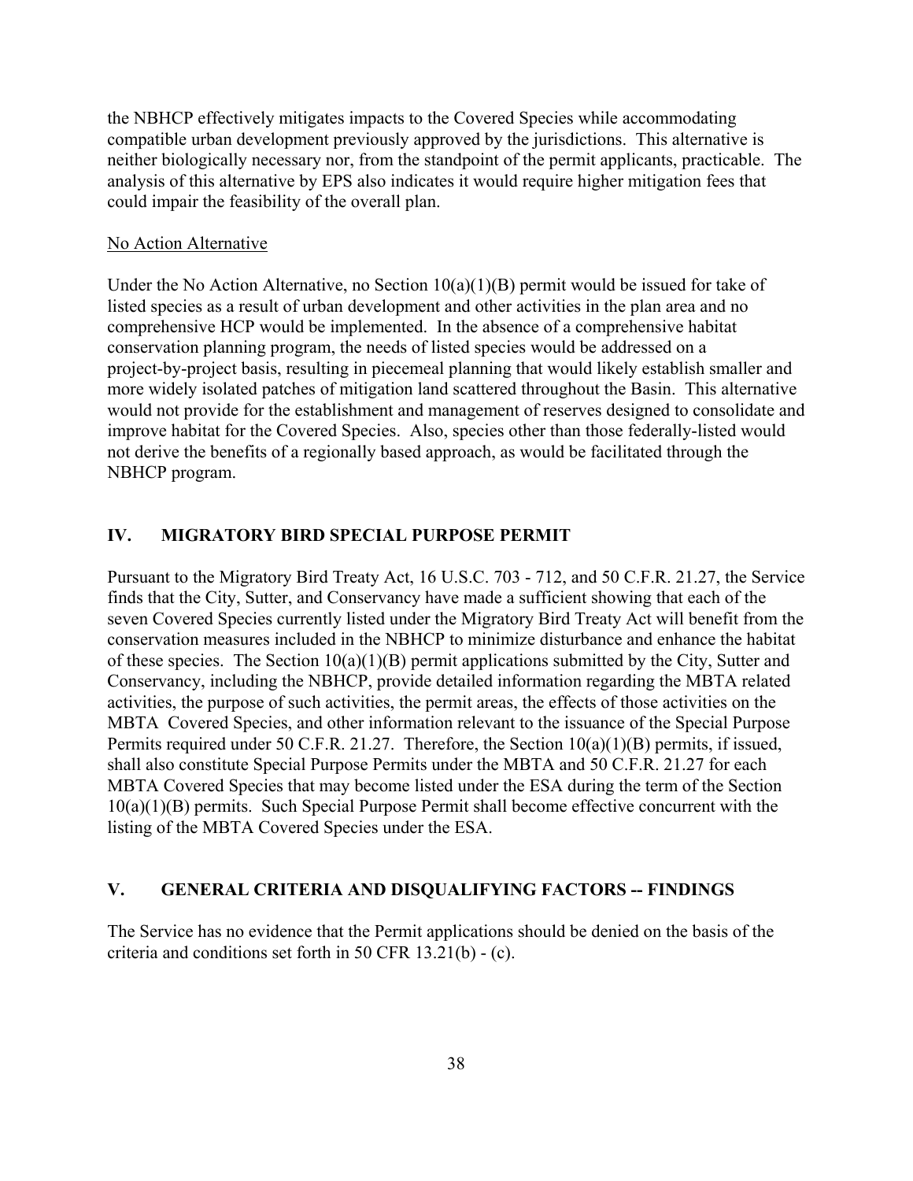the NBHCP effectively mitigates impacts to the Covered Species while accommodating compatible urban development previously approved by the jurisdictions. This alternative is neither biologically necessary nor, from the standpoint of the permit applicants, practicable. The analysis of this alternative by EPS also indicates it would require higher mitigation fees that could impair the feasibility of the overall plan.

No Action Alternative

Under the No Action Alternative, no Section 10(a)(1)(B) permit would be issued for take of listed species as a result of urban development and other activities in the plan area and no comprehensive HCP would be implemented. In the absence of a comprehensive habitat conservation planning program, the needs of listed species would be addressed on a project-by-project basis, resulting in piecemeal planning that would likely establish smaller and more widely isolated patches of mitigation land scattered throughout the Basin. This alternative would not provide for the establishment and management of reserves designed to consolidate and improve habitat for the Covered Species. Also, species other than those federally-listed would not derive the benefits of a regionally based approach, as would be facilitated through the NBHCP program.

## IV. MIGRATORY BIRD SPECIAL PURPOSE PERMIT

Pursuant to the Migratory Bird Treaty Act, 16 U.S.C. 703 - 712, and 50 C.F.R. 21.27, the Service finds that the City, Sutter, and Conservancy have made a sufficient showing that each of the seven Covered Species currently listed under the Migratory Bird Treaty Act will benefit from the conservation measures included in the NBHCP to minimize disturbance and enhance the habitat of these species. The Section 10(a)(1)(B) permit applications submitted by the City, Sutter and Conservancy, including the NBHCP, provide detailed information regarding the MBTA related activities, the purpose of such activities, the permit areas, the effects of those activities on the MBTA Covered Species, and other information relevant to the issuance of the Special Purpose Permits required under 50 C.F.R. 21.27. Therefore, the Section 10(a)(1)(B) permits, if issued, shall also constitute Special Purpose Permits under the MBTA and 50 C.F.R. 21.27 for each MBTA Covered Species that may become listed under the ESA during the term of the Section 10(a)(1)(B) permits. Such Special Purpose Permit shall become effective concurrent with the listing of the MBTA Covered Species under the ESA.

## V. GENERAL CRITERIA AND DISQUALIFYING FACTORS -- FINDINGS

The Service has no evidence that the Permit applications should be denied on the basis of the criteria and conditions set forth in 50 CFR 13.21(b) - (c).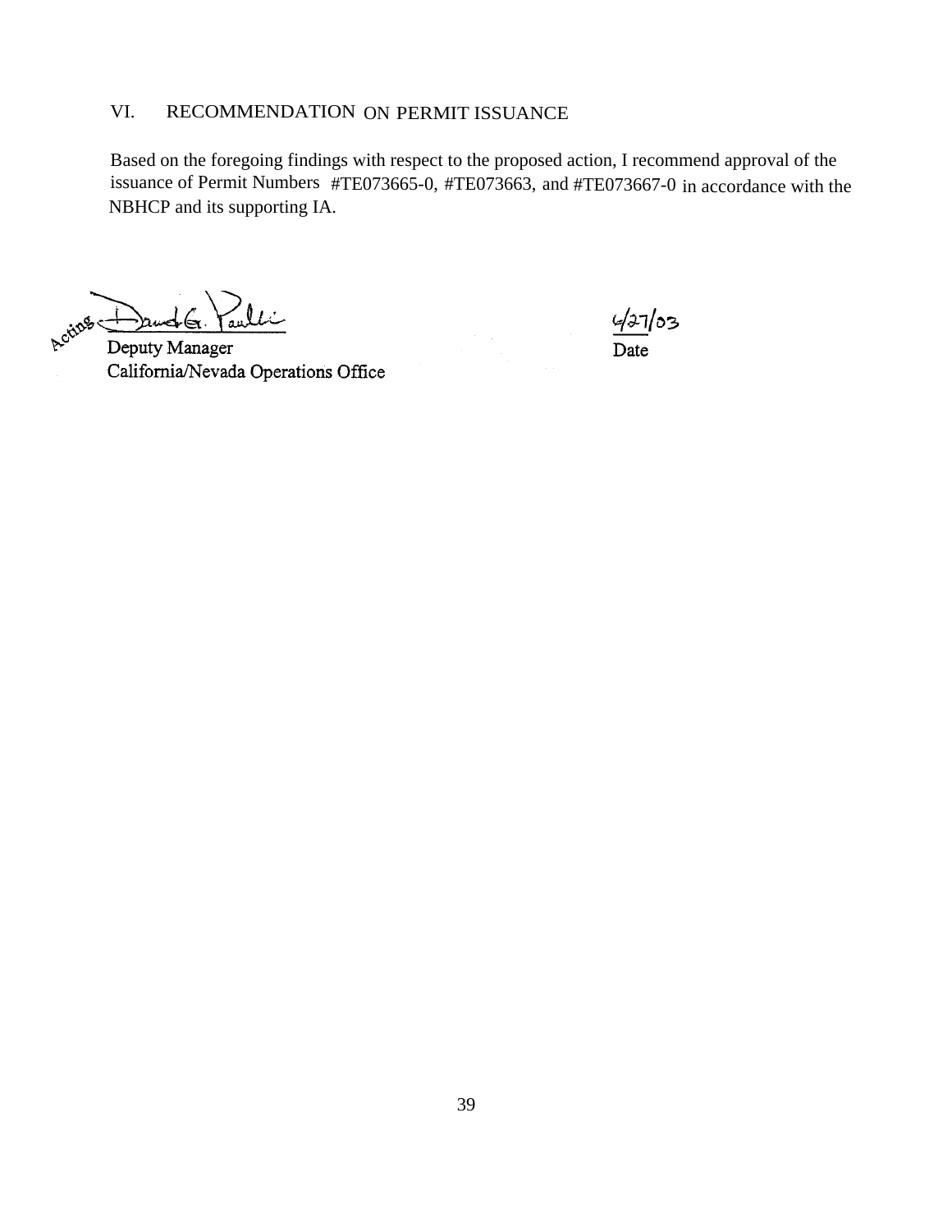## VI. RECOMMENDATION ON PERMIT ISSUANCE

Based on the foregoing findings with respect to the proposed action, I recommend approval of the issuance of Permit Numbers #TE073665-0, #TE073663, and #TE073667-0 in accordance with the NBHCP and its supporting IA.

Acting David G. Paullin
Deputy Manager
California/Nevada Operations Office

6/27/03
Date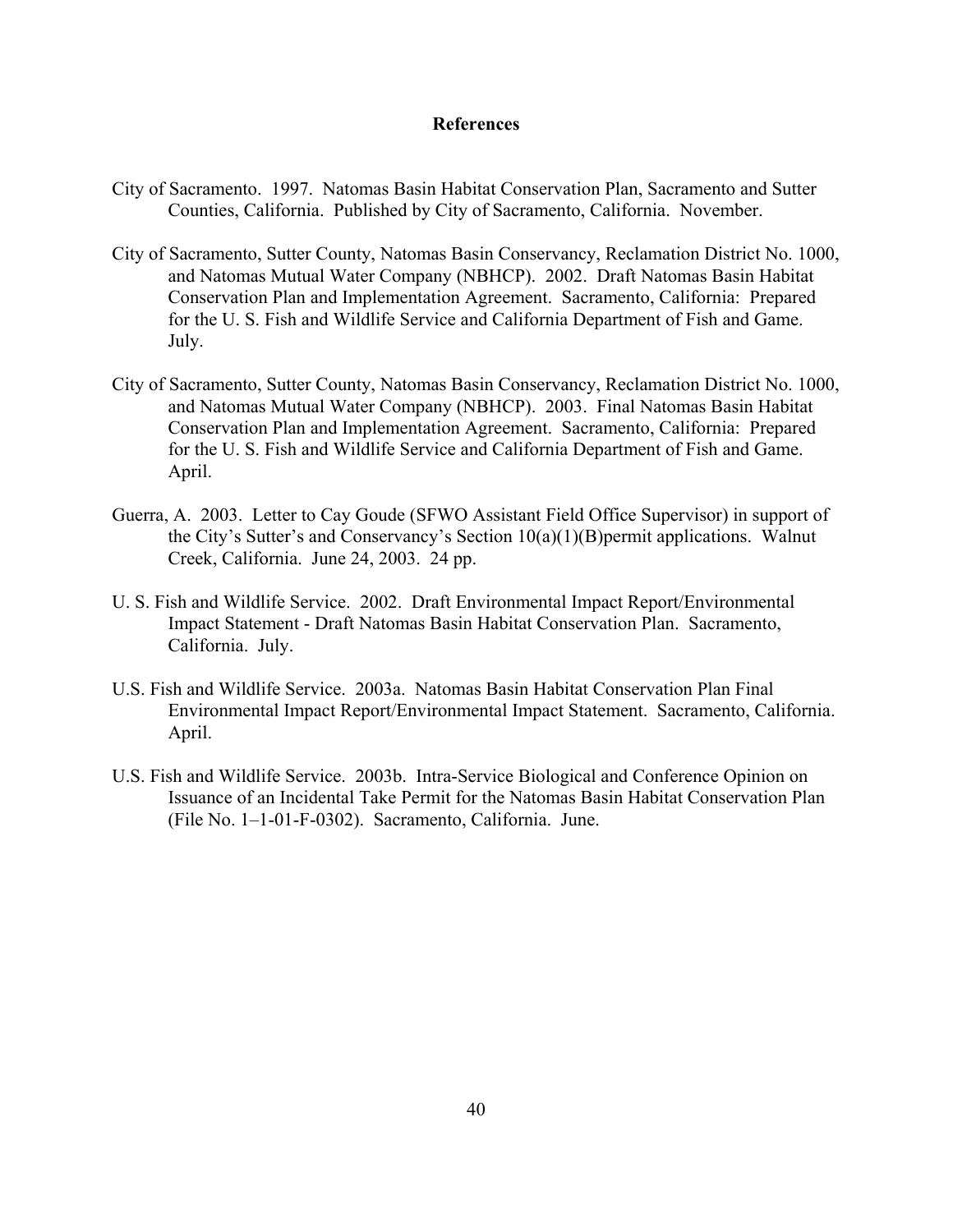# References

City of Sacramento. 1997. Natomas Basin Habitat Conservation Plan, Sacramento and Sutter Counties, California. Published by City of Sacramento, California. November.

City of Sacramento, Sutter County, Natomas Basin Conservancy, Reclamation District No. 1000, and Natomas Mutual Water Company (NBHCP). 2002. Draft Natomas Basin Habitat Conservation Plan and Implementation Agreement. Sacramento, California: Prepared for the U. S. Fish and Wildlife Service and California Department of Fish and Game. July.

City of Sacramento, Sutter County, Natomas Basin Conservancy, Reclamation District No. 1000, and Natomas Mutual Water Company (NBHCP). 2003. Final Natomas Basin Habitat Conservation Plan and Implementation Agreement. Sacramento, California: Prepared for the U. S. Fish and Wildlife Service and California Department of Fish and Game. April.

Guerra, A. 2003. Letter to Cay Goude (SFWO Assistant Field Office Supervisor) in support of the City's Sutter's and Conservancy's Section 10(a)(1)(B)permit applications. Walnut Creek, California. June 24, 2003. 24 pp.

U. S. Fish and Wildlife Service. 2002. Draft Environmental Impact Report/Environmental Impact Statement - Draft Natomas Basin Habitat Conservation Plan. Sacramento, California. July.

U.S. Fish and Wildlife Service. 2003a. Natomas Basin Habitat Conservation Plan Final Environmental Impact Report/Environmental Impact Statement. Sacramento, California. April.

U.S. Fish and Wildlife Service. 2003b. Intra-Service Biological and Conference Opinion on Issuance of an Incidental Take Permit for the Natomas Basin Habitat Conservation Plan (File No. 1–1-01-F-0302). Sacramento, California. June.